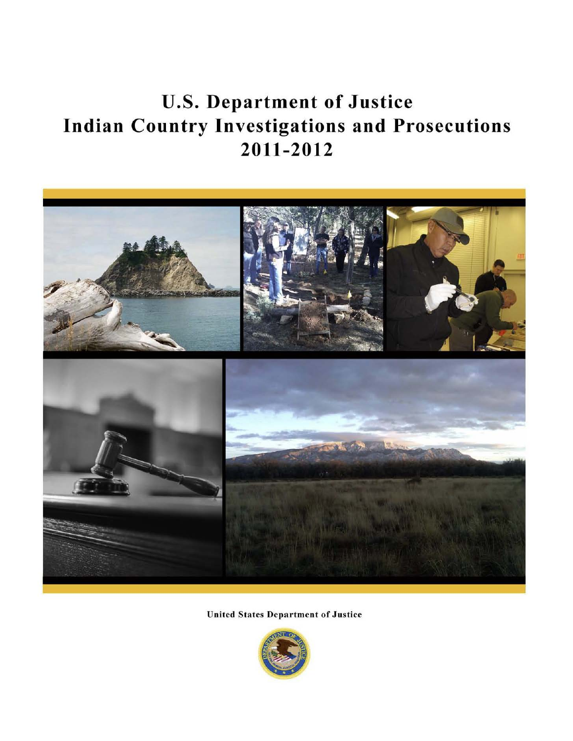# U.S. Department of Justice
# Indian Country Investigations and Prosecutions
# 2011-2012

United States Department of Justice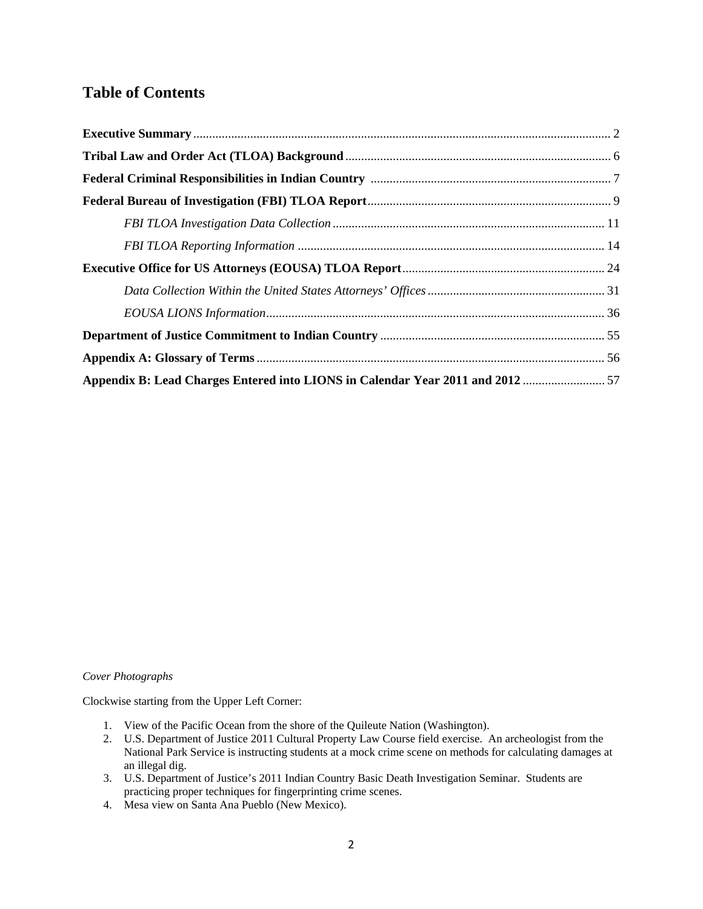# Table of Contents

**Executive Summary** ........ 2

**Tribal Law and Order Act (TLOA) Background** ........ 6

**Federal Criminal Responsibilities in Indian Country** ........ 7

**Federal Bureau of Investigation (FBI) TLOA Report** ........ 9

- *FBI TLOA Investigation Data Collection* ........ 11
- *FBI TLOA Reporting Information* ........ 14

**Executive Office for US Attorneys (EOUSA) TLOA Report** ........ 24

- *Data Collection Within the United States Attorneys' Offices* ........ 31
- *EOUSA LIONS Information* ........ 36

**Department of Justice Commitment to Indian Country** ........ 55

**Appendix A: Glossary of Terms** ........ 56

**Appendix B: Lead Charges Entered into LIONS in Calendar Year 2011 and 2012** ........ 57

*Cover Photographs*

Clockwise starting from the Upper Left Corner:

1. View of the Pacific Ocean from the shore of the Quileute Nation (Washington).
2. U.S. Department of Justice 2011 Cultural Property Law Course field exercise. An archeologist from the National Park Service is instructing students at a mock crime scene on methods for calculating damages at an illegal dig.
3. U.S. Department of Justice's 2011 Indian Country Basic Death Investigation Seminar. Students are practicing proper techniques for fingerprinting crime scenes.
4. Mesa view on Santa Ana Pueblo (New Mexico).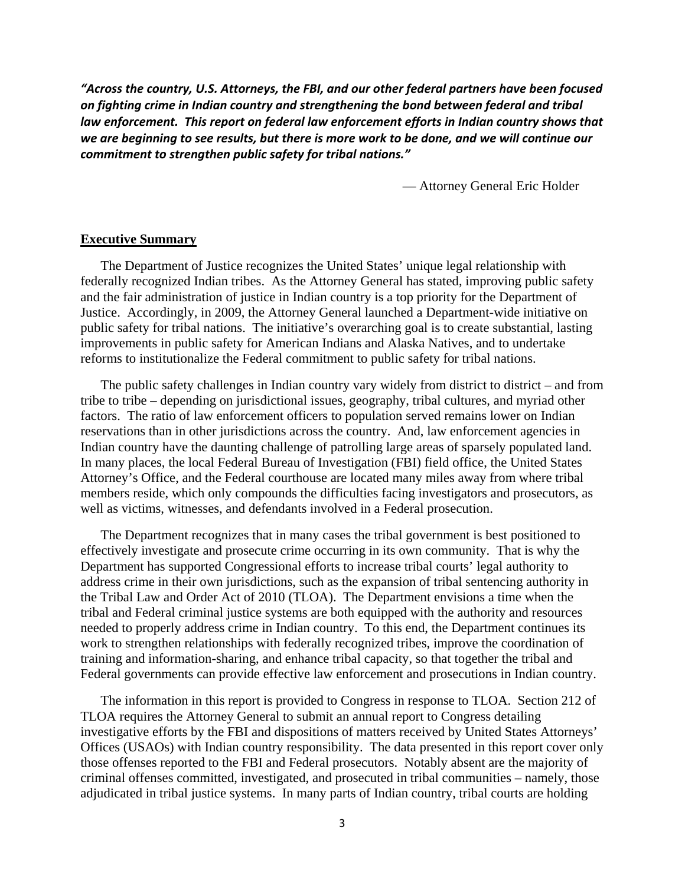*"Across the country, U.S. Attorneys, the FBI, and our other federal partners have been focused on fighting crime in Indian country and strengthening the bond between federal and tribal law enforcement. This report on federal law enforcement efforts in Indian country shows that we are beginning to see results, but there is more work to be done, and we will continue our commitment to strengthen public safety for tribal nations."*

— Attorney General Eric Holder

## Executive Summary

The Department of Justice recognizes the United States' unique legal relationship with federally recognized Indian tribes. As the Attorney General has stated, improving public safety and the fair administration of justice in Indian country is a top priority for the Department of Justice. Accordingly, in 2009, the Attorney General launched a Department-wide initiative on public safety for tribal nations. The initiative's overarching goal is to create substantial, lasting improvements in public safety for American Indians and Alaska Natives, and to undertake reforms to institutionalize the Federal commitment to public safety for tribal nations.

The public safety challenges in Indian country vary widely from district to district – and from tribe to tribe – depending on jurisdictional issues, geography, tribal cultures, and myriad other factors. The ratio of law enforcement officers to population served remains lower on Indian reservations than in other jurisdictions across the country. And, law enforcement agencies in Indian country have the daunting challenge of patrolling large areas of sparsely populated land. In many places, the local Federal Bureau of Investigation (FBI) field office, the United States Attorney's Office, and the Federal courthouse are located many miles away from where tribal members reside, which only compounds the difficulties facing investigators and prosecutors, as well as victims, witnesses, and defendants involved in a Federal prosecution.

The Department recognizes that in many cases the tribal government is best positioned to effectively investigate and prosecute crime occurring in its own community. That is why the Department has supported Congressional efforts to increase tribal courts' legal authority to address crime in their own jurisdictions, such as the expansion of tribal sentencing authority in the Tribal Law and Order Act of 2010 (TLOA). The Department envisions a time when the tribal and Federal criminal justice systems are both equipped with the authority and resources needed to properly address crime in Indian country. To this end, the Department continues its work to strengthen relationships with federally recognized tribes, improve the coordination of training and information-sharing, and enhance tribal capacity, so that together the tribal and Federal governments can provide effective law enforcement and prosecutions in Indian country.

The information in this report is provided to Congress in response to TLOA. Section 212 of TLOA requires the Attorney General to submit an annual report to Congress detailing investigative efforts by the FBI and dispositions of matters received by United States Attorneys' Offices (USAOs) with Indian country responsibility. The data presented in this report cover only those offenses reported to the FBI and Federal prosecutors. Notably absent are the majority of criminal offenses committed, investigated, and prosecuted in tribal communities – namely, those adjudicated in tribal justice systems. In many parts of Indian country, tribal courts are holding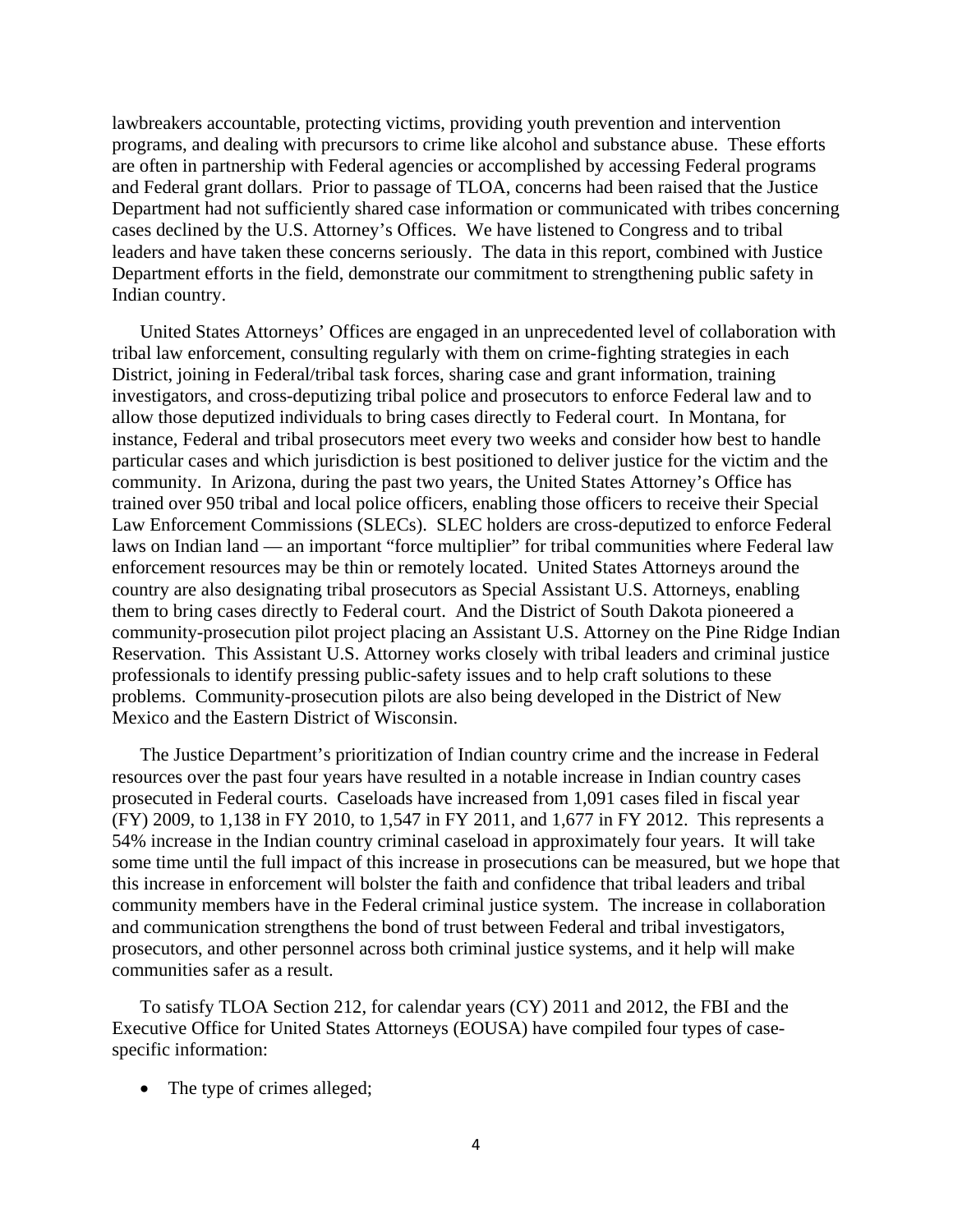lawbreakers accountable, protecting victims, providing youth prevention and intervention programs, and dealing with precursors to crime like alcohol and substance abuse. These efforts are often in partnership with Federal agencies or accomplished by accessing Federal programs and Federal grant dollars. Prior to passage of TLOA, concerns had been raised that the Justice Department had not sufficiently shared case information or communicated with tribes concerning cases declined by the U.S. Attorney's Offices. We have listened to Congress and to tribal leaders and have taken these concerns seriously. The data in this report, combined with Justice Department efforts in the field, demonstrate our commitment to strengthening public safety in Indian country.

United States Attorneys' Offices are engaged in an unprecedented level of collaboration with tribal law enforcement, consulting regularly with them on crime-fighting strategies in each District, joining in Federal/tribal task forces, sharing case and grant information, training investigators, and cross-deputizing tribal police and prosecutors to enforce Federal law and to allow those deputized individuals to bring cases directly to Federal court. In Montana, for instance, Federal and tribal prosecutors meet every two weeks and consider how best to handle particular cases and which jurisdiction is best positioned to deliver justice for the victim and the community. In Arizona, during the past two years, the United States Attorney's Office has trained over 950 tribal and local police officers, enabling those officers to receive their Special Law Enforcement Commissions (SLECs). SLEC holders are cross-deputized to enforce Federal laws on Indian land — an important "force multiplier" for tribal communities where Federal law enforcement resources may be thin or remotely located. United States Attorneys around the country are also designating tribal prosecutors as Special Assistant U.S. Attorneys, enabling them to bring cases directly to Federal court. And the District of South Dakota pioneered a community-prosecution pilot project placing an Assistant U.S. Attorney on the Pine Ridge Indian Reservation. This Assistant U.S. Attorney works closely with tribal leaders and criminal justice professionals to identify pressing public-safety issues and to help craft solutions to these problems. Community-prosecution pilots are also being developed in the District of New Mexico and the Eastern District of Wisconsin.

The Justice Department's prioritization of Indian country crime and the increase in Federal resources over the past four years have resulted in a notable increase in Indian country cases prosecuted in Federal courts. Caseloads have increased from 1,091 cases filed in fiscal year (FY) 2009, to 1,138 in FY 2010, to 1,547 in FY 2011, and 1,677 in FY 2012. This represents a 54% increase in the Indian country criminal caseload in approximately four years. It will take some time until the full impact of this increase in prosecutions can be measured, but we hope that this increase in enforcement will bolster the faith and confidence that tribal leaders and tribal community members have in the Federal criminal justice system. The increase in collaboration and communication strengthens the bond of trust between Federal and tribal investigators, prosecutors, and other personnel across both criminal justice systems, and it help will make communities safer as a result.

To satisfy TLOA Section 212, for calendar years (CY) 2011 and 2012, the FBI and the Executive Office for United States Attorneys (EOUSA) have compiled four types of case-specific information:

- The type of crimes alleged;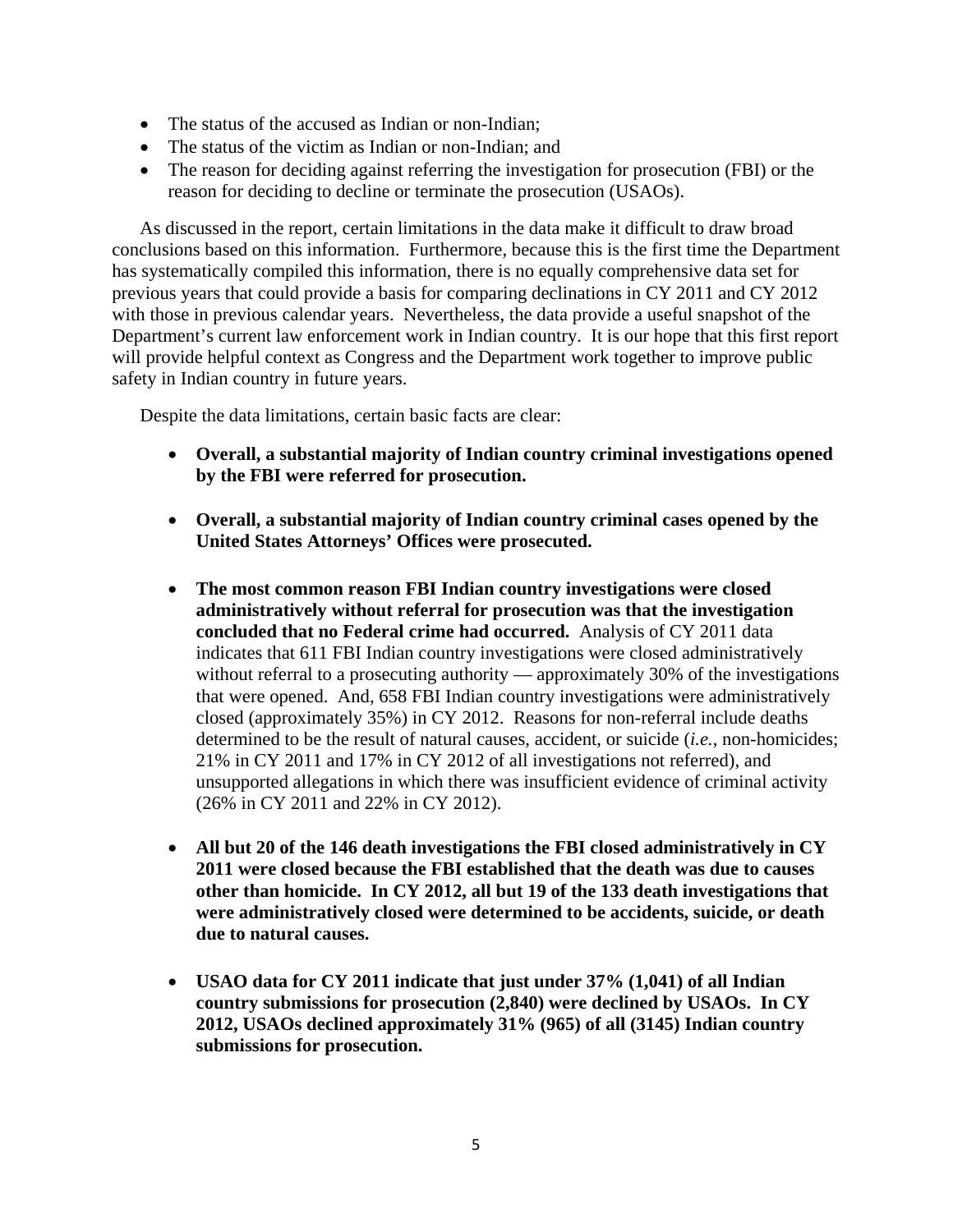- The status of the accused as Indian or non-Indian;
- The status of the victim as Indian or non-Indian; and
- The reason for deciding against referring the investigation for prosecution (FBI) or the reason for deciding to decline or terminate the prosecution (USAOs).

As discussed in the report, certain limitations in the data make it difficult to draw broad conclusions based on this information. Furthermore, because this is the first time the Department has systematically compiled this information, there is no equally comprehensive data set for previous years that could provide a basis for comparing declinations in CY 2011 and CY 2012 with those in previous calendar years. Nevertheless, the data provide a useful snapshot of the Department's current law enforcement work in Indian country. It is our hope that this first report will provide helpful context as Congress and the Department work together to improve public safety in Indian country in future years.

Despite the data limitations, certain basic facts are clear:

- **Overall, a substantial majority of Indian country criminal investigations opened by the FBI were referred for prosecution.**

- **Overall, a substantial majority of Indian country criminal cases opened by the United States Attorneys' Offices were prosecuted.**

- **The most common reason FBI Indian country investigations were closed administratively without referral for prosecution was that the investigation concluded that no Federal crime had occurred.** Analysis of CY 2011 data indicates that 611 FBI Indian country investigations were closed administratively without referral to a prosecuting authority — approximately 30% of the investigations that were opened. And, 658 FBI Indian country investigations were administratively closed (approximately 35%) in CY 2012. Reasons for non-referral include deaths determined to be the result of natural causes, accident, or suicide (*i.e.*, non-homicides; 21% in CY 2011 and 17% in CY 2012 of all investigations not referred), and unsupported allegations in which there was insufficient evidence of criminal activity (26% in CY 2011 and 22% in CY 2012).

- **All but 20 of the 146 death investigations the FBI closed administratively in CY 2011 were closed because the FBI established that the death was due to causes other than homicide. In CY 2012, all but 19 of the 133 death investigations that were administratively closed were determined to be accidents, suicide, or death due to natural causes.**

- **USAO data for CY 2011 indicate that just under 37% (1,041) of all Indian country submissions for prosecution (2,840) were declined by USAOs. In CY 2012, USAOs declined approximately 31% (965) of all (3145) Indian country submissions for prosecution.**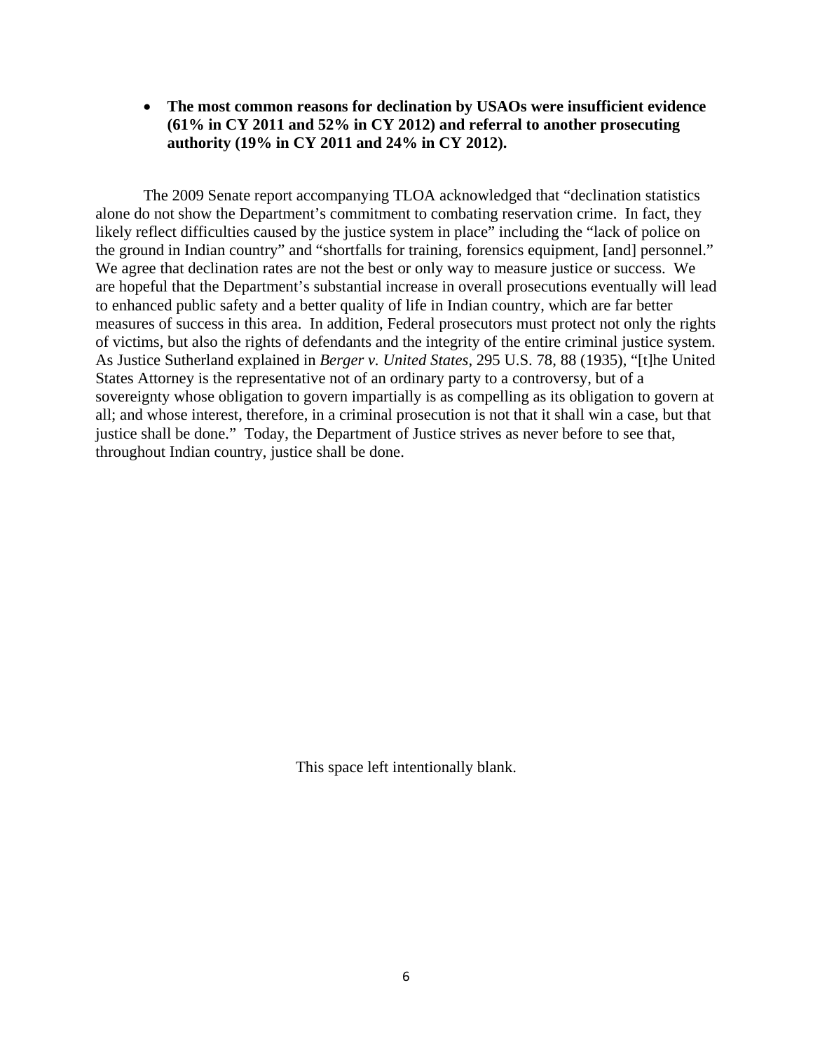- **The most common reasons for declination by USAOs were insufficient evidence (61% in CY 2011 and 52% in CY 2012) and referral to another prosecuting authority (19% in CY 2011 and 24% in CY 2012).**

The 2009 Senate report accompanying TLOA acknowledged that "declination statistics alone do not show the Department's commitment to combating reservation crime. In fact, they likely reflect difficulties caused by the justice system in place" including the "lack of police on the ground in Indian country" and "shortfalls for training, forensics equipment, [and] personnel." We agree that declination rates are not the best or only way to measure justice or success. We are hopeful that the Department's substantial increase in overall prosecutions eventually will lead to enhanced public safety and a better quality of life in Indian country, which are far better measures of success in this area. In addition, Federal prosecutors must protect not only the rights of victims, but also the rights of defendants and the integrity of the entire criminal justice system. As Justice Sutherland explained in *Berger v. United States*, 295 U.S. 78, 88 (1935), "[t]he United States Attorney is the representative not of an ordinary party to a controversy, but of a sovereignty whose obligation to govern impartially is as compelling as its obligation to govern at all; and whose interest, therefore, in a criminal prosecution is not that it shall win a case, but that justice shall be done." Today, the Department of Justice strives as never before to see that, throughout Indian country, justice shall be done.

This space left intentionally blank.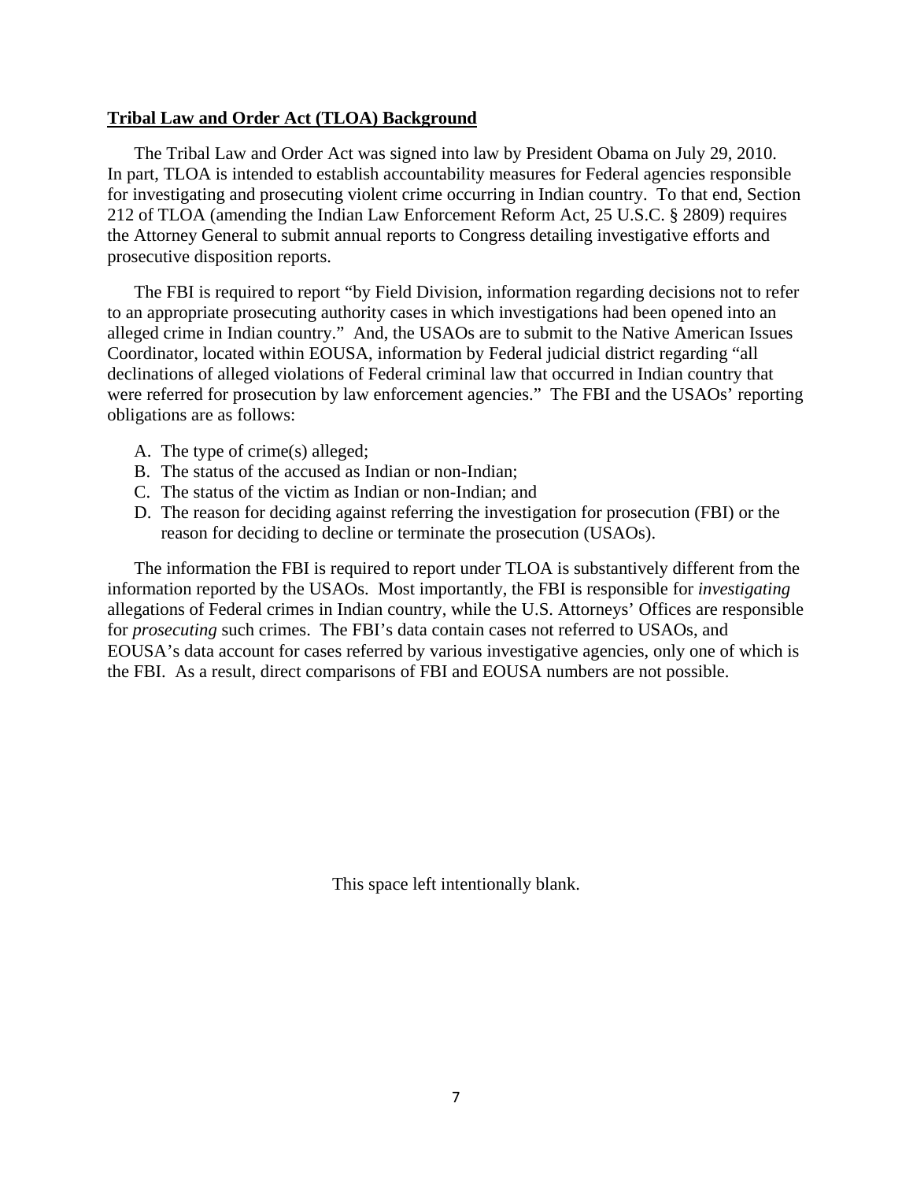## Tribal Law and Order Act (TLOA) Background

The Tribal Law and Order Act was signed into law by President Obama on July 29, 2010. In part, TLOA is intended to establish accountability measures for Federal agencies responsible for investigating and prosecuting violent crime occurring in Indian country. To that end, Section 212 of TLOA (amending the Indian Law Enforcement Reform Act, 25 U.S.C. § 2809) requires the Attorney General to submit annual reports to Congress detailing investigative efforts and prosecutive disposition reports.

The FBI is required to report "by Field Division, information regarding decisions not to refer to an appropriate prosecuting authority cases in which investigations had been opened into an alleged crime in Indian country." And, the USAOs are to submit to the Native American Issues Coordinator, located within EOUSA, information by Federal judicial district regarding "all declinations of alleged violations of Federal criminal law that occurred in Indian country that were referred for prosecution by law enforcement agencies." The FBI and the USAOs' reporting obligations are as follows:

A. The type of crime(s) alleged;
B. The status of the accused as Indian or non-Indian;
C. The status of the victim as Indian or non-Indian; and
D. The reason for deciding against referring the investigation for prosecution (FBI) or the reason for deciding to decline or terminate the prosecution (USAOs).

The information the FBI is required to report under TLOA is substantively different from the information reported by the USAOs. Most importantly, the FBI is responsible for *investigating* allegations of Federal crimes in Indian country, while the U.S. Attorneys' Offices are responsible for *prosecuting* such crimes. The FBI's data contain cases not referred to USAOs, and EOUSA's data account for cases referred by various investigative agencies, only one of which is the FBI. As a result, direct comparisons of FBI and EOUSA numbers are not possible.

This space left intentionally blank.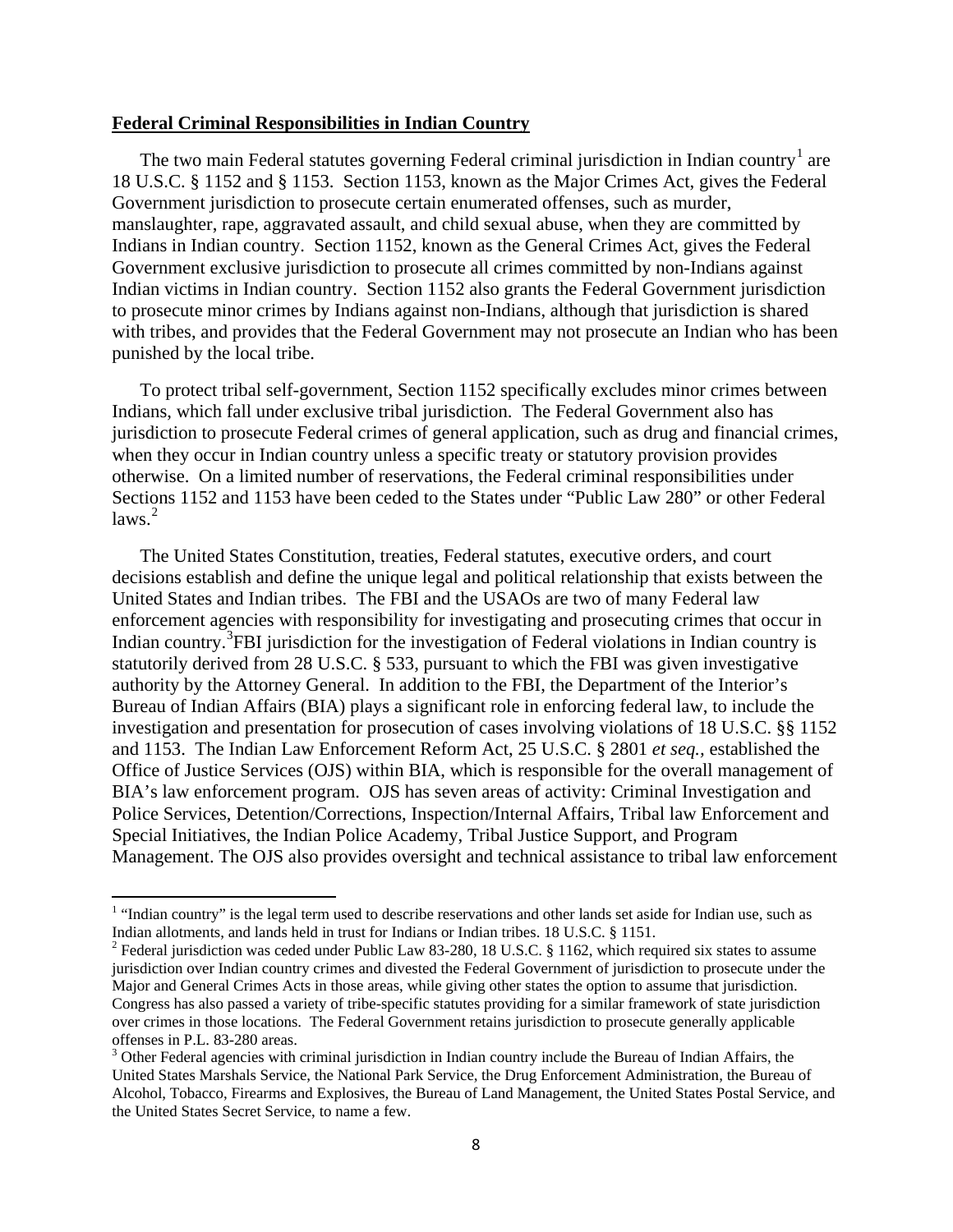**Federal Criminal Responsibilities in Indian Country**

The two main Federal statutes governing Federal criminal jurisdiction in Indian country[1] are 18 U.S.C. § 1152 and § 1153. Section 1153, known as the Major Crimes Act, gives the Federal Government jurisdiction to prosecute certain enumerated offenses, such as murder, manslaughter, rape, aggravated assault, and child sexual abuse, when they are committed by Indians in Indian country. Section 1152, known as the General Crimes Act, gives the Federal Government exclusive jurisdiction to prosecute all crimes committed by non-Indians against Indian victims in Indian country. Section 1152 also grants the Federal Government jurisdiction to prosecute minor crimes by Indians against non-Indians, although that jurisdiction is shared with tribes, and provides that the Federal Government may not prosecute an Indian who has been punished by the local tribe.

To protect tribal self-government, Section 1152 specifically excludes minor crimes between Indians, which fall under exclusive tribal jurisdiction. The Federal Government also has jurisdiction to prosecute Federal crimes of general application, such as drug and financial crimes, when they occur in Indian country unless a specific treaty or statutory provision provides otherwise. On a limited number of reservations, the Federal criminal responsibilities under Sections 1152 and 1153 have been ceded to the States under "Public Law 280" or other Federal laws.[2]

The United States Constitution, treaties, Federal statutes, executive orders, and court decisions establish and define the unique legal and political relationship that exists between the United States and Indian tribes. The FBI and the USAOs are two of many Federal law enforcement agencies with responsibility for investigating and prosecuting crimes that occur in Indian country.[3] FBI jurisdiction for the investigation of Federal violations in Indian country is statutorily derived from 28 U.S.C. § 533, pursuant to which the FBI was given investigative authority by the Attorney General. In addition to the FBI, the Department of the Interior's Bureau of Indian Affairs (BIA) plays a significant role in enforcing federal law, to include the investigation and presentation for prosecution of cases involving violations of 18 U.S.C. §§ 1152 and 1153. The Indian Law Enforcement Reform Act, 25 U.S.C. § 2801 *et seq.*, established the Office of Justice Services (OJS) within BIA, which is responsible for the overall management of BIA's law enforcement program. OJS has seven areas of activity: Criminal Investigation and Police Services, Detention/Corrections, Inspection/Internal Affairs, Tribal law Enforcement and Special Initiatives, the Indian Police Academy, Tribal Justice Support, and Program Management. The OJS also provides oversight and technical assistance to tribal law enforcement

---

[1] "Indian country" is the legal term used to describe reservations and other lands set aside for Indian use, such as Indian allotments, and lands held in trust for Indians or Indian tribes. 18 U.S.C. § 1151.

[2] Federal jurisdiction was ceded under Public Law 83-280, 18 U.S.C. § 1162, which required six states to assume jurisdiction over Indian country crimes and divested the Federal Government of jurisdiction to prosecute under the Major and General Crimes Acts in those areas, while giving other states the option to assume that jurisdiction. Congress has also passed a variety of tribe-specific statutes providing for a similar framework of state jurisdiction over crimes in those locations. The Federal Government retains jurisdiction to prosecute generally applicable offenses in P.L. 83-280 areas.

[3] Other Federal agencies with criminal jurisdiction in Indian country include the Bureau of Indian Affairs, the United States Marshals Service, the National Park Service, the Drug Enforcement Administration, the Bureau of Alcohol, Tobacco, Firearms and Explosives, the Bureau of Land Management, the United States Postal Service, and the United States Secret Service, to name a few.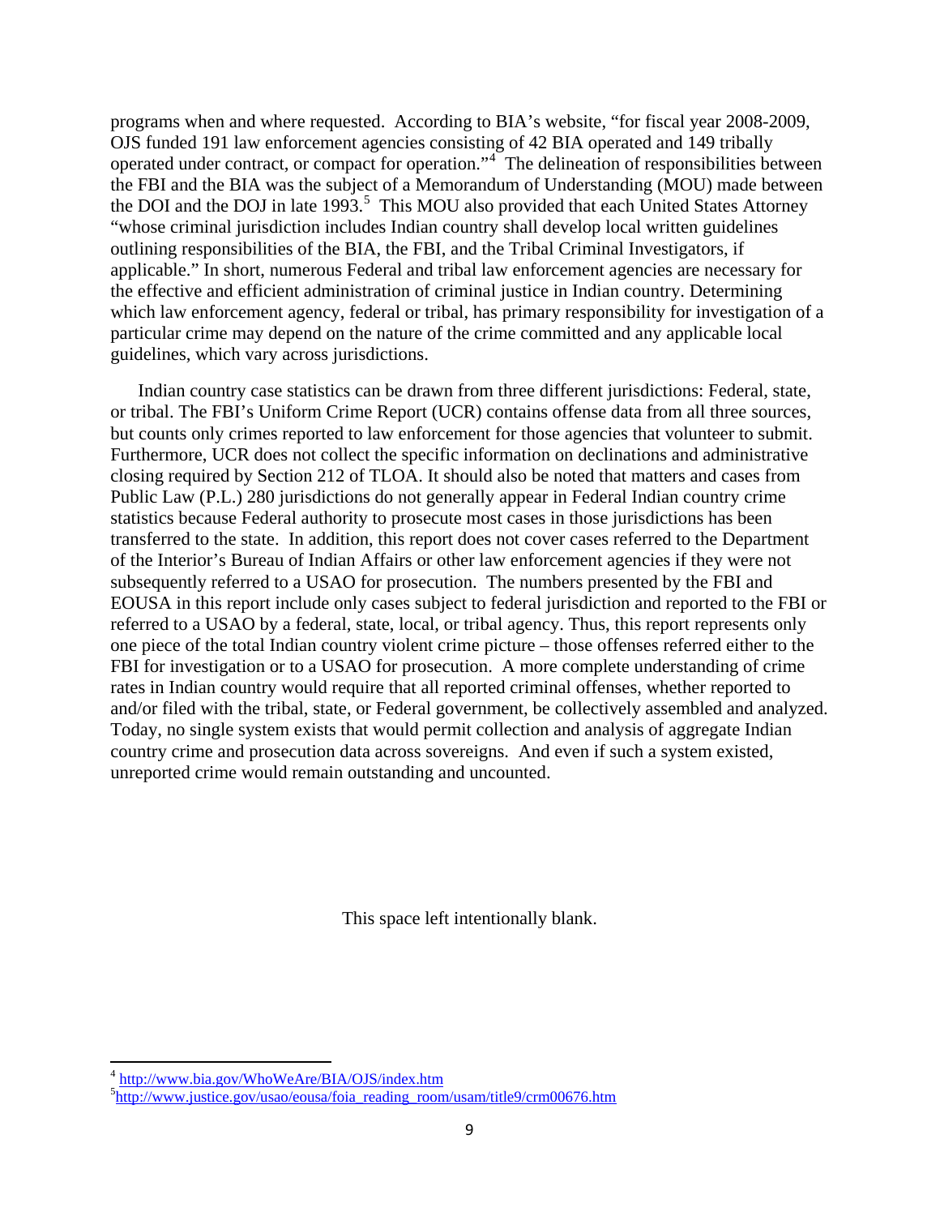programs when and where requested. According to BIA's website, "for fiscal year 2008-2009, OJS funded 191 law enforcement agencies consisting of 42 BIA operated and 149 tribally operated under contract, or compact for operation."[4] The delineation of responsibilities between the FBI and the BIA was the subject of a Memorandum of Understanding (MOU) made between the DOI and the DOJ in late 1993.[5] This MOU also provided that each United States Attorney "whose criminal jurisdiction includes Indian country shall develop local written guidelines outlining responsibilities of the BIA, the FBI, and the Tribal Criminal Investigators, if applicable." In short, numerous Federal and tribal law enforcement agencies are necessary for the effective and efficient administration of criminal justice in Indian country. Determining which law enforcement agency, federal or tribal, has primary responsibility for investigation of a particular crime may depend on the nature of the crime committed and any applicable local guidelines, which vary across jurisdictions.

Indian country case statistics can be drawn from three different jurisdictions: Federal, state, or tribal. The FBI's Uniform Crime Report (UCR) contains offense data from all three sources, but counts only crimes reported to law enforcement for those agencies that volunteer to submit. Furthermore, UCR does not collect the specific information on declinations and administrative closing required by Section 212 of TLOA. It should also be noted that matters and cases from Public Law (P.L.) 280 jurisdictions do not generally appear in Federal Indian country crime statistics because Federal authority to prosecute most cases in those jurisdictions has been transferred to the state. In addition, this report does not cover cases referred to the Department of the Interior's Bureau of Indian Affairs or other law enforcement agencies if they were not subsequently referred to a USAO for prosecution. The numbers presented by the FBI and EOUSA in this report include only cases subject to federal jurisdiction and reported to the FBI or referred to a USAO by a federal, state, local, or tribal agency. Thus, this report represents only one piece of the total Indian country violent crime picture – those offenses referred either to the FBI for investigation or to a USAO for prosecution. A more complete understanding of crime rates in Indian country would require that all reported criminal offenses, whether reported to and/or filed with the tribal, state, or Federal government, be collectively assembled and analyzed. Today, no single system exists that would permit collection and analysis of aggregate Indian country crime and prosecution data across sovereigns. And even if such a system existed, unreported crime would remain outstanding and uncounted.

This space left intentionally blank.

---

[4] http://www.bia.gov/WhoWeAre/BIA/OJS/index.htm

[5] http://www.justice.gov/usao/eousa/foia_reading_room/usam/title9/crm00676.htm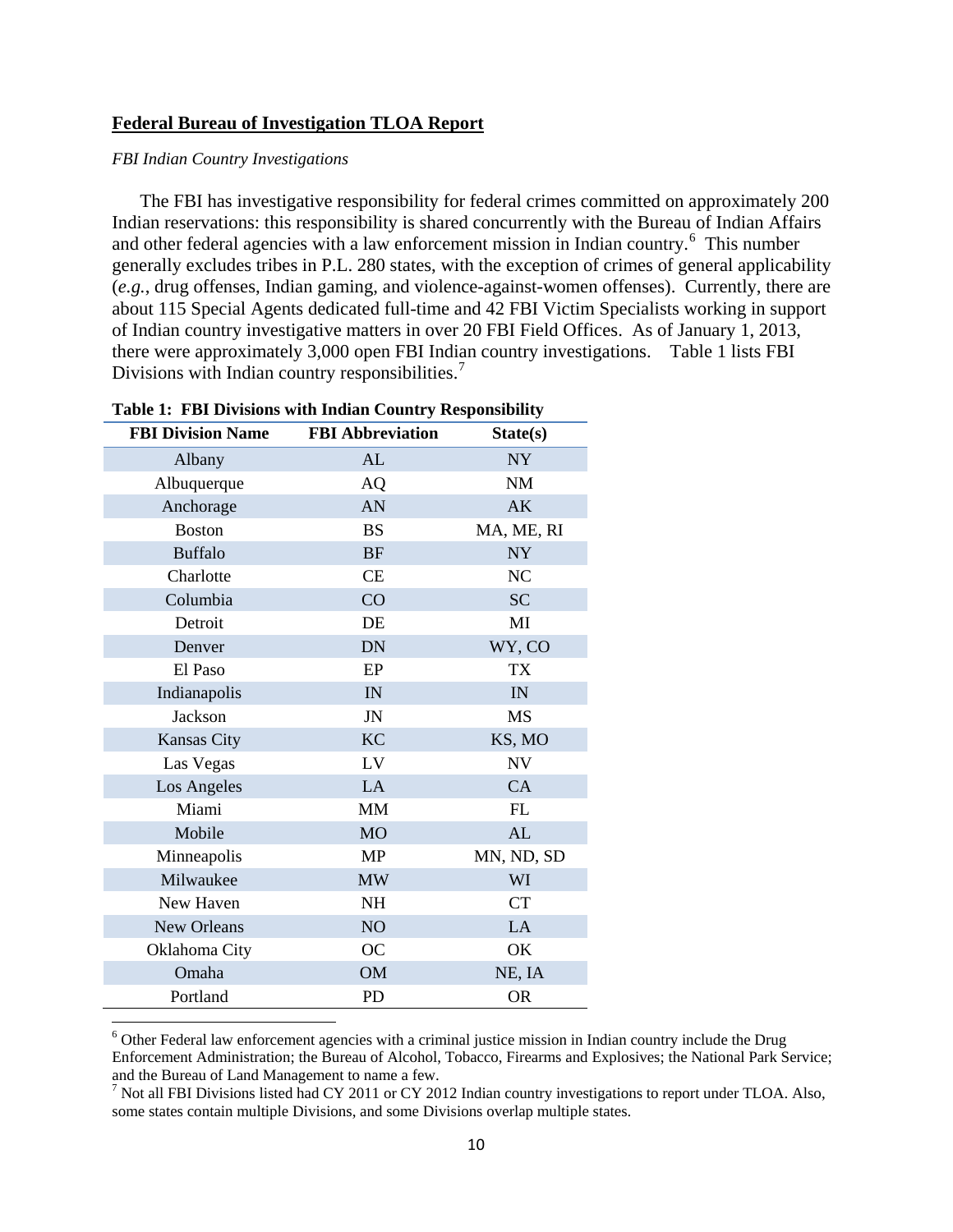**Federal Bureau of Investigation TLOA Report**

*FBI Indian Country Investigations*

The FBI has investigative responsibility for federal crimes committed on approximately 200 Indian reservations: this responsibility is shared concurrently with the Bureau of Indian Affairs and other federal agencies with a law enforcement mission in Indian country.[6] This number generally excludes tribes in P.L. 280 states, with the exception of crimes of general applicability (*e.g.*, drug offenses, Indian gaming, and violence-against-women offenses). Currently, there are about 115 Special Agents dedicated full-time and 42 FBI Victim Specialists working in support of Indian country investigative matters in over 20 FBI Field Offices. As of January 1, 2013, there were approximately 3,000 open FBI Indian country investigations. Table 1 lists FBI Divisions with Indian country responsibilities.[7]

**Table 1: FBI Divisions with Indian Country Responsibility**

| FBI Division Name | FBI Abbreviation | State(s) |
|---|---|---|
| Albany | AL | NY |
| Albuquerque | AQ | NM |
| Anchorage | AN | AK |
| Boston | BS | MA, ME, RI |
| Buffalo | BF | NY |
| Charlotte | CE | NC |
| Columbia | CO | SC |
| Detroit | DE | MI |
| Denver | DN | WY, CO |
| El Paso | EP | TX |
| Indianapolis | IN | IN |
| Jackson | JN | MS |
| Kansas City | KC | KS, MO |
| Las Vegas | LV | NV |
| Los Angeles | LA | CA |
| Miami | MM | FL |
| Mobile | MO | AL |
| Minneapolis | MP | MN, ND, SD |
| Milwaukee | MW | WI |
| New Haven | NH | CT |
| New Orleans | NO | LA |
| Oklahoma City | OC | OK |
| Omaha | OM | NE, IA |
| Portland | PD | OR |

[6] Other Federal law enforcement agencies with a criminal justice mission in Indian country include the Drug Enforcement Administration; the Bureau of Alcohol, Tobacco, Firearms and Explosives; the National Park Service; and the Bureau of Land Management to name a few.

[7] Not all FBI Divisions listed had CY 2011 or CY 2012 Indian country investigations to report under TLOA. Also, some states contain multiple Divisions, and some Divisions overlap multiple states.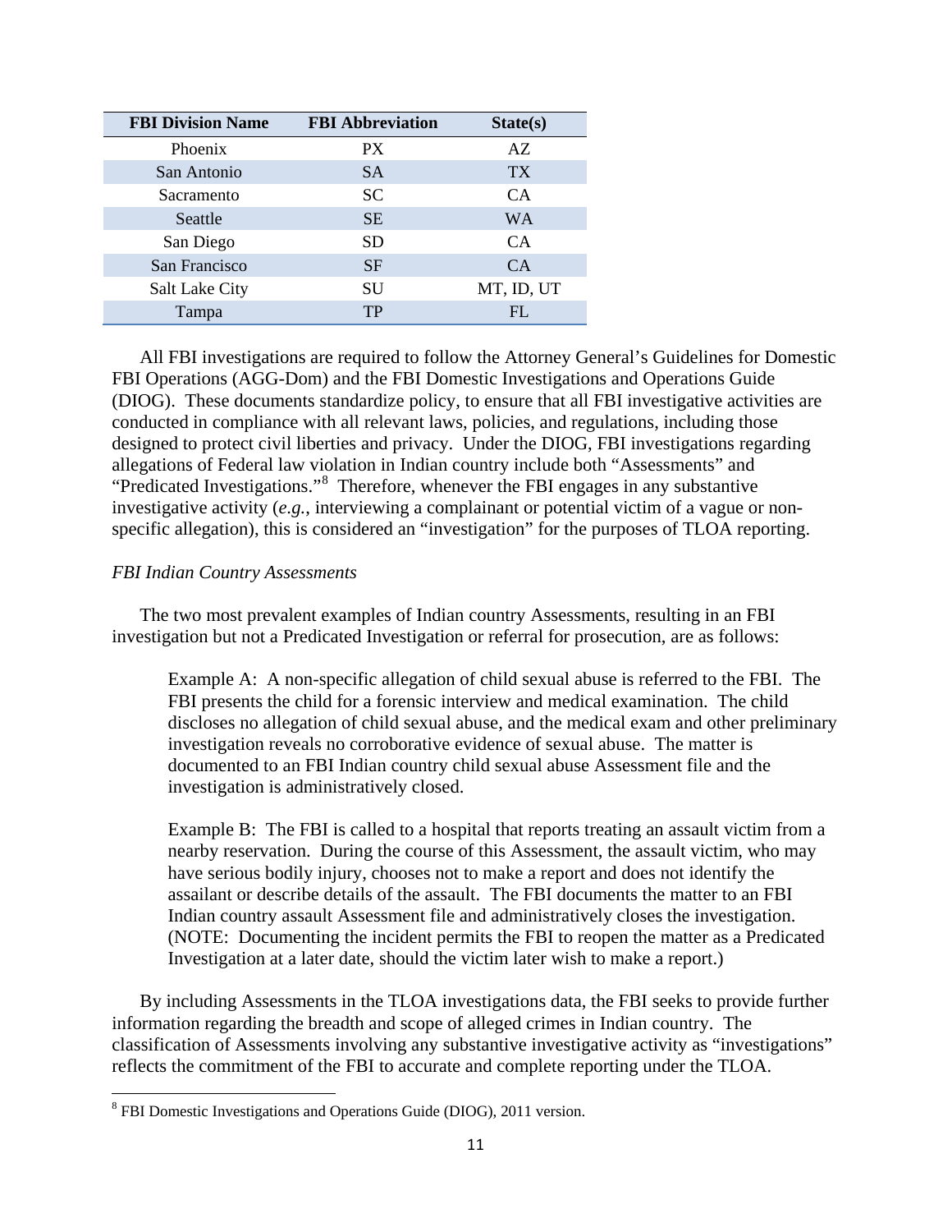| FBI Division Name | FBI Abbreviation | State(s) |
|---|---|---|
| Phoenix | PX | AZ |
| San Antonio | SA | TX |
| Sacramento | SC | CA |
| Seattle | SE | WA |
| San Diego | SD | CA |
| San Francisco | SF | CA |
| Salt Lake City | SU | MT, ID, UT |
| Tampa | TP | FL |

All FBI investigations are required to follow the Attorney General's Guidelines for Domestic FBI Operations (AGG-Dom) and the FBI Domestic Investigations and Operations Guide (DIOG). These documents standardize policy, to ensure that all FBI investigative activities are conducted in compliance with all relevant laws, policies, and regulations, including those designed to protect civil liberties and privacy. Under the DIOG, FBI investigations regarding allegations of Federal law violation in Indian country include both "Assessments" and "Predicated Investigations."[8] Therefore, whenever the FBI engages in any substantive investigative activity (*e.g.*, interviewing a complainant or potential victim of a vague or non-specific allegation), this is considered an "investigation" for the purposes of TLOA reporting.

*FBI Indian Country Assessments*

The two most prevalent examples of Indian country Assessments, resulting in an FBI investigation but not a Predicated Investigation or referral for prosecution, are as follows:

> Example A: A non-specific allegation of child sexual abuse is referred to the FBI. The FBI presents the child for a forensic interview and medical examination. The child discloses no allegation of child sexual abuse, and the medical exam and other preliminary investigation reveals no corroborative evidence of sexual abuse. The matter is documented to an FBI Indian country child sexual abuse Assessment file and the investigation is administratively closed.
>
> Example B: The FBI is called to a hospital that reports treating an assault victim from a nearby reservation. During the course of this Assessment, the assault victim, who may have serious bodily injury, chooses not to make a report and does not identify the assailant or describe details of the assault. The FBI documents the matter to an FBI Indian country assault Assessment file and administratively closes the investigation. (NOTE: Documenting the incident permits the FBI to reopen the matter as a Predicated Investigation at a later date, should the victim later wish to make a report.)

By including Assessments in the TLOA investigations data, the FBI seeks to provide further information regarding the breadth and scope of alleged crimes in Indian country. The classification of Assessments involving any substantive investigative activity as "investigations" reflects the commitment of the FBI to accurate and complete reporting under the TLOA.

[8] FBI Domestic Investigations and Operations Guide (DIOG), 2011 version.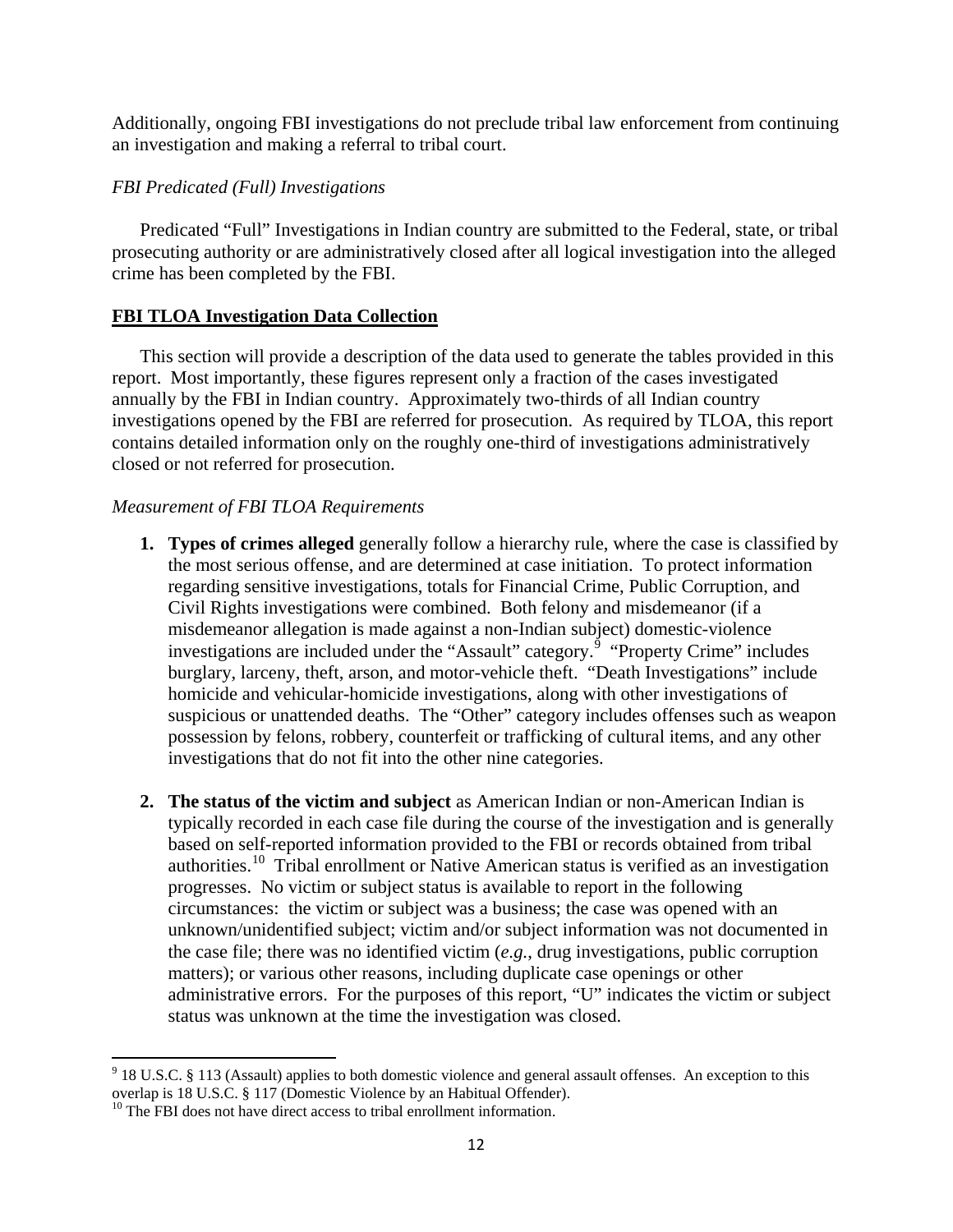Additionally, ongoing FBI investigations do not preclude tribal law enforcement from continuing an investigation and making a referral to tribal court.

*FBI Predicated (Full) Investigations*

Predicated "Full" Investigations in Indian country are submitted to the Federal, state, or tribal prosecuting authority or are administratively closed after all logical investigation into the alleged crime has been completed by the FBI.

## FBI TLOA Investigation Data Collection

This section will provide a description of the data used to generate the tables provided in this report. Most importantly, these figures represent only a fraction of the cases investigated annually by the FBI in Indian country. Approximately two-thirds of all Indian country investigations opened by the FBI are referred for prosecution. As required by TLOA, this report contains detailed information only on the roughly one-third of investigations administratively closed or not referred for prosecution.

*Measurement of FBI TLOA Requirements*

1. **Types of crimes alleged** generally follow a hierarchy rule, where the case is classified by the most serious offense, and are determined at case initiation. To protect information regarding sensitive investigations, totals for Financial Crime, Public Corruption, and Civil Rights investigations were combined. Both felony and misdemeanor (if a misdemeanor allegation is made against a non-Indian subject) domestic-violence investigations are included under the "Assault" category.[9] "Property Crime" includes burglary, larceny, theft, arson, and motor-vehicle theft. "Death Investigations" include homicide and vehicular-homicide investigations, along with other investigations of suspicious or unattended deaths. The "Other" category includes offenses such as weapon possession by felons, robbery, counterfeit or trafficking of cultural items, and any other investigations that do not fit into the other nine categories.

2. **The status of the victim and subject** as American Indian or non-American Indian is typically recorded in each case file during the course of the investigation and is generally based on self-reported information provided to the FBI or records obtained from tribal authorities.[10] Tribal enrollment or Native American status is verified as an investigation progresses. No victim or subject status is available to report in the following circumstances: the victim or subject was a business; the case was opened with an unknown/unidentified subject; victim and/or subject information was not documented in the case file; there was no identified victim (*e.g.*, drug investigations, public corruption matters); or various other reasons, including duplicate case openings or other administrative errors. For the purposes of this report, "U" indicates the victim or subject status was unknown at the time the investigation was closed.

---

[9] 18 U.S.C. § 113 (Assault) applies to both domestic violence and general assault offenses. An exception to this overlap is 18 U.S.C. § 117 (Domestic Violence by an Habitual Offender).

[10] The FBI does not have direct access to tribal enrollment information.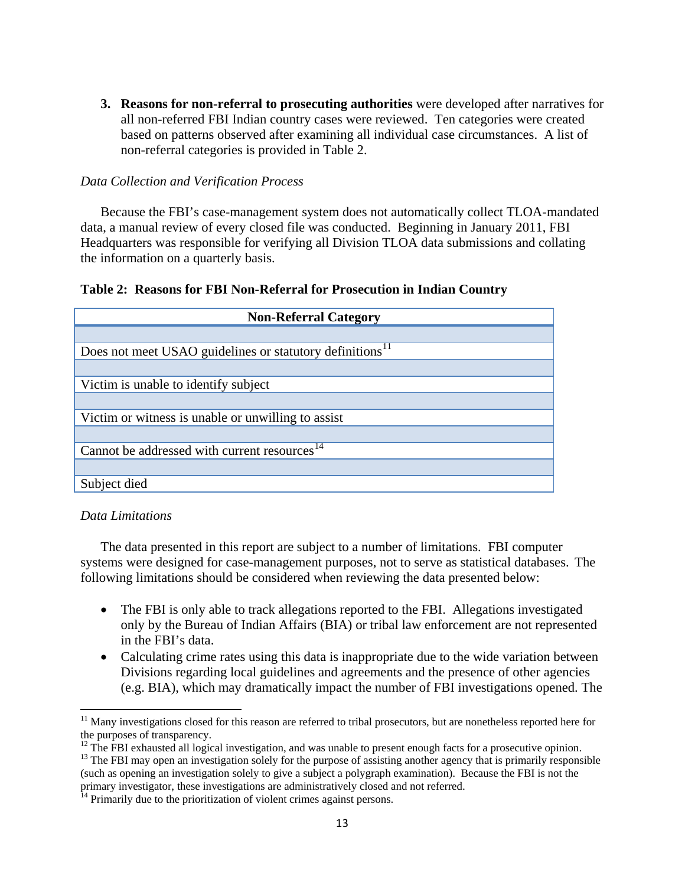3. **Reasons for non-referral to prosecuting authorities** were developed after narratives for all non-referred FBI Indian country cases were reviewed. Ten categories were created based on patterns observed after examining all individual case circumstances. A list of non-referral categories is provided in Table 2.

*Data Collection and Verification Process*

Because the FBI's case-management system does not automatically collect TLOA-mandated data, a manual review of every closed file was conducted. Beginning in January 2011, FBI Headquarters was responsible for verifying all Division TLOA data submissions and collating the information on a quarterly basis.

**Table 2: Reasons for FBI Non-Referral for Prosecution in Indian Country**

| Non-Referral Category |
|---|
| |
| Does not meet USAO guidelines or statutory definitions[11] |
| |
| Victim is unable to identify subject |
| |
| Victim or witness is unable or unwilling to assist |
| |
| Cannot be addressed with current resources[14] |
| |
| Subject died |

*Data Limitations*

The data presented in this report are subject to a number of limitations. FBI computer systems were designed for case-management purposes, not to serve as statistical databases. The following limitations should be considered when reviewing the data presented below:

- The FBI is only able to track allegations reported to the FBI. Allegations investigated only by the Bureau of Indian Affairs (BIA) or tribal law enforcement are not represented in the FBI's data.
- Calculating crime rates using this data is inappropriate due to the wide variation between Divisions regarding local guidelines and agreements and the presence of other agencies (e.g. BIA), which may dramatically impact the number of FBI investigations opened. The

[11] Many investigations closed for this reason are referred to tribal prosecutors, but are nonetheless reported here for the purposes of transparency.

[12] The FBI exhausted all logical investigation, and was unable to present enough facts for a prosecutive opinion.

[13] The FBI may open an investigation solely for the purpose of assisting another agency that is primarily responsible (such as opening an investigation solely to give a subject a polygraph examination). Because the FBI is not the primary investigator, these investigations are administratively closed and not referred.

[14] Primarily due to the prioritization of violent crimes against persons.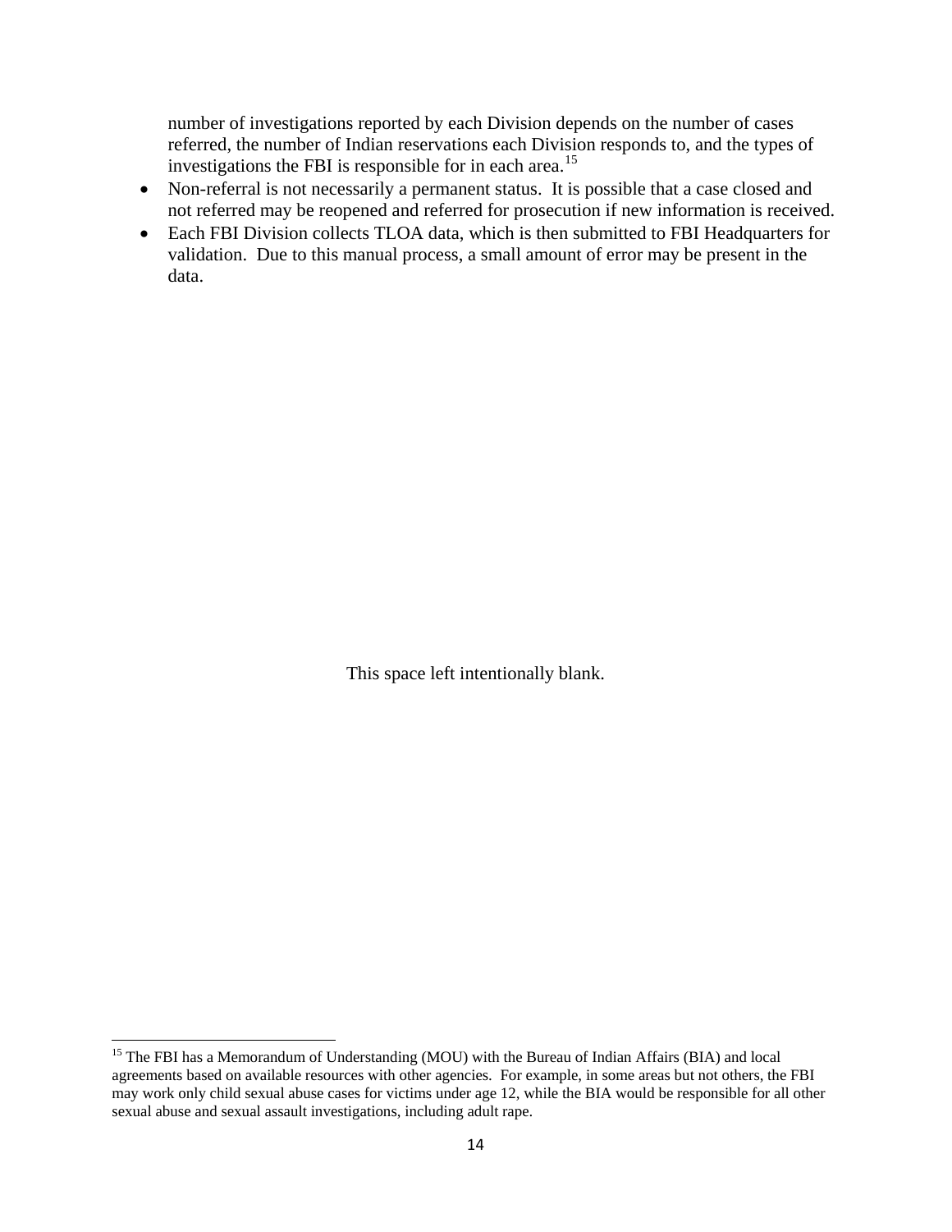number of investigations reported by each Division depends on the number of cases referred, the number of Indian reservations each Division responds to, and the types of investigations the FBI is responsible for in each area.[15]

- Non-referral is not necessarily a permanent status. It is possible that a case closed and not referred may be reopened and referred for prosecution if new information is received.
- Each FBI Division collects TLOA data, which is then submitted to FBI Headquarters for validation. Due to this manual process, a small amount of error may be present in the data.

This space left intentionally blank.

[15] The FBI has a Memorandum of Understanding (MOU) with the Bureau of Indian Affairs (BIA) and local agreements based on available resources with other agencies. For example, in some areas but not others, the FBI may work only child sexual abuse cases for victims under age 12, while the BIA would be responsible for all other sexual abuse and sexual assault investigations, including adult rape.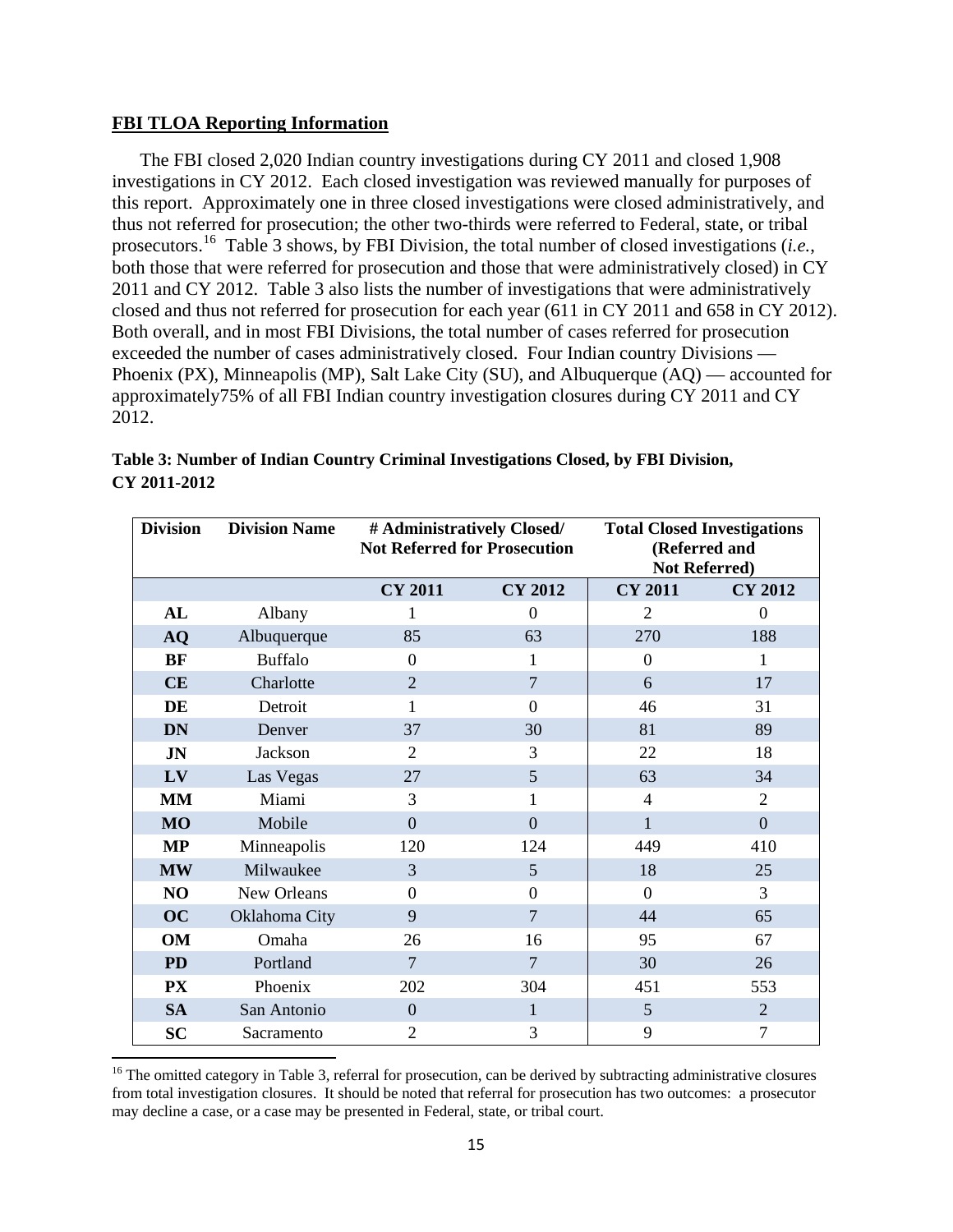## **FBI TLOA Reporting Information**

The FBI closed 2,020 Indian country investigations during CY 2011 and closed 1,908 investigations in CY 2012. Each closed investigation was reviewed manually for purposes of this report. Approximately one in three closed investigations were closed administratively, and thus not referred for prosecution; the other two-thirds were referred to Federal, state, or tribal prosecutors.[16] Table 3 shows, by FBI Division, the total number of closed investigations (*i.e.*, both those that were referred for prosecution and those that were administratively closed) in CY 2011 and CY 2012. Table 3 also lists the number of investigations that were administratively closed and thus not referred for prosecution for each year (611 in CY 2011 and 658 in CY 2012). Both overall, and in most FBI Divisions, the total number of cases referred for prosecution exceeded the number of cases administratively closed. Four Indian country Divisions — Phoenix (PX), Minneapolis (MP), Salt Lake City (SU), and Albuquerque (AQ) — accounted for approximately75% of all FBI Indian country investigation closures during CY 2011 and CY 2012.

**Table 3: Number of Indian Country Criminal Investigations Closed, by FBI Division, CY 2011-2012**

| Division | Division Name | # Administratively Closed/ Not Referred for Prosecution | | Total Closed Investigations (Referred and Not Referred) | |
|---|---|---|---|---|---|
| | | CY 2011 | CY 2012 | CY 2011 | CY 2012 |
| AL | Albany | 1 | 0 | 2 | 0 |
| AQ | Albuquerque | 85 | 63 | 270 | 188 |
| BF | Buffalo | 0 | 1 | 0 | 1 |
| CE | Charlotte | 2 | 7 | 6 | 17 |
| DE | Detroit | 1 | 0 | 46 | 31 |
| DN | Denver | 37 | 30 | 81 | 89 |
| JN | Jackson | 2 | 3 | 22 | 18 |
| LV | Las Vegas | 27 | 5 | 63 | 34 |
| MM | Miami | 3 | 1 | 4 | 2 |
| MO | Mobile | 0 | 0 | 1 | 0 |
| MP | Minneapolis | 120 | 124 | 449 | 410 |
| MW | Milwaukee | 3 | 5 | 18 | 25 |
| NO | New Orleans | 0 | 0 | 0 | 3 |
| OC | Oklahoma City | 9 | 7 | 44 | 65 |
| OM | Omaha | 26 | 16 | 95 | 67 |
| PD | Portland | 7 | 7 | 30 | 26 |
| PX | Phoenix | 202 | 304 | 451 | 553 |
| SA | San Antonio | 0 | 1 | 5 | 2 |
| SC | Sacramento | 2 | 3 | 9 | 7 |

[16] The omitted category in Table 3, referral for prosecution, can be derived by subtracting administrative closures from total investigation closures. It should be noted that referral for prosecution has two outcomes: a prosecutor may decline a case, or a case may be presented in Federal, state, or tribal court.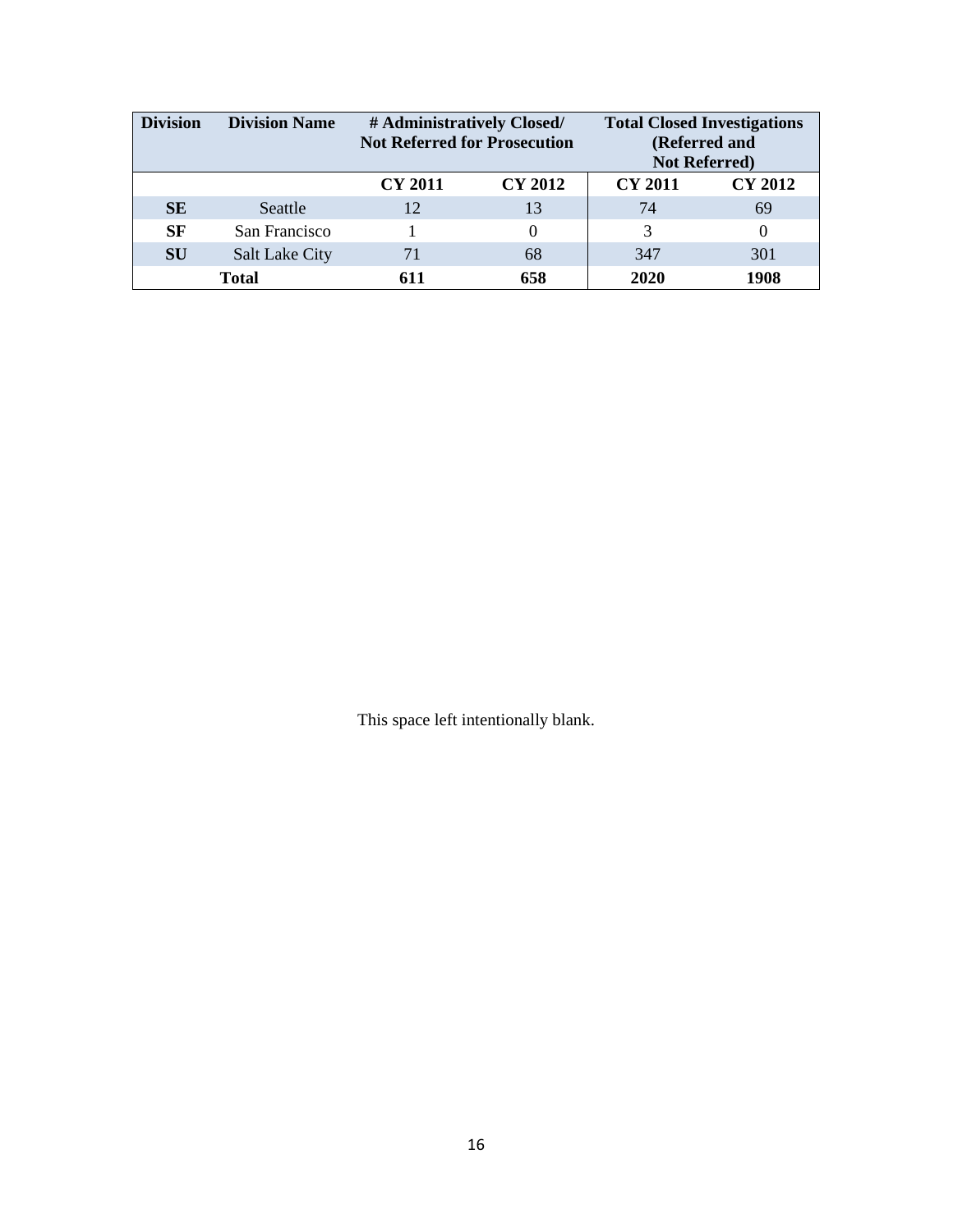| Division | Division Name | # Administratively Closed/ Not Referred for Prosecution | | Total Closed Investigations (Referred and Not Referred) | |
|---|---|---|---|---|---|
| | | CY 2011 | CY 2012 | CY 2011 | CY 2012 |
| **SE** | Seattle | 12 | 13 | 74 | 69 |
| **SF** | San Francisco | 1 | 0 | 3 | 0 |
| **SU** | Salt Lake City | 71 | 68 | 347 | 301 |
| | **Total** | **611** | **658** | **2020** | **1908** |

This space left intentionally blank.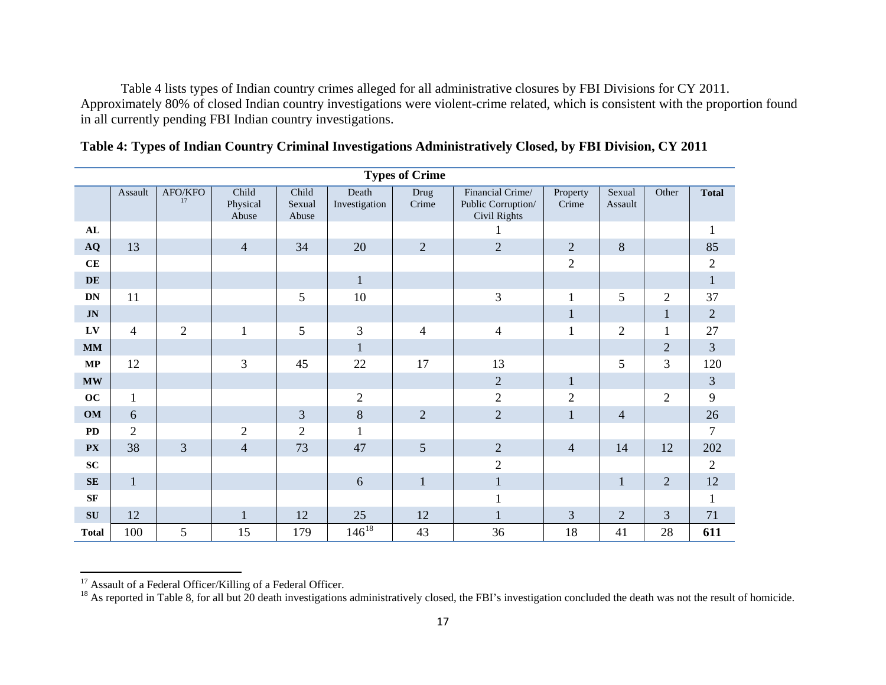Table 4 lists types of Indian country crimes alleged for all administrative closures by FBI Divisions for CY 2011. Approximately 80% of closed Indian country investigations were violent-crime related, which is consistent with the proportion found in all currently pending FBI Indian country investigations.

**Table 4: Types of Indian Country Criminal Investigations Administratively Closed, by FBI Division, CY 2011**

| | Types of Crime | | | | | | | | | | |
|---|---|---|---|---|---|---|---|---|---|---|---|
| | Assault | AFO/KFO[17] | Child Physical Abuse | Child Sexual Abuse | Death Investigation | Drug Crime | Financial Crime/ Public Corruption/ Civil Rights | Property Crime | Sexual Assault | Other | **Total** |
| **AL** | | | | | | | 1 | | | | 1 |
| **AQ** | 13 | | 4 | 34 | 20 | 2 | 2 | 2 | 8 | | 85 |
| **CE** | | | | | | | | 2 | | | 2 |
| **DE** | | | | | 1 | | | | | | 1 |
| **DN** | 11 | | | 5 | 10 | | 3 | 1 | 5 | 2 | 37 |
| **JN** | | | | | | | | 1 | | 1 | 2 |
| **LV** | 4 | 2 | 1 | 5 | 3 | 4 | 4 | 1 | 2 | 1 | 27 |
| **MM** | | | | | 1 | | | | | 2 | 3 |
| **MP** | 12 | | 3 | 45 | 22 | 17 | 13 | | 5 | 3 | 120 |
| **MW** | | | | | | | 2 | 1 | | | 3 |
| **OC** | 1 | | | | 2 | | 2 | 2 | | 2 | 9 |
| **OM** | 6 | | | 3 | 8 | 2 | 2 | 1 | 4 | | 26 |
| **PD** | 2 | | 2 | 2 | 1 | | | | | | 7 |
| **PX** | 38 | 3 | 4 | 73 | 47 | 5 | 2 | 4 | 14 | 12 | 202 |
| **SC** | | | | | | | 2 | | | | 2 |
| **SE** | 1 | | | | 6 | 1 | 1 | | 1 | 2 | 12 |
| **SF** | | | | | | | 1 | | | | 1 |
| **SU** | 12 | | 1 | 12 | 25 | 12 | 1 | 3 | 2 | 3 | 71 |
| **Total** | 100 | 5 | 15 | 179 | 146[18] | 43 | 36 | 18 | 41 | 28 | **611** |

[17] Assault of a Federal Officer/Killing of a Federal Officer.

[18] As reported in Table 8, for all but 20 death investigations administratively closed, the FBI's investigation concluded the death was not the result of homicide.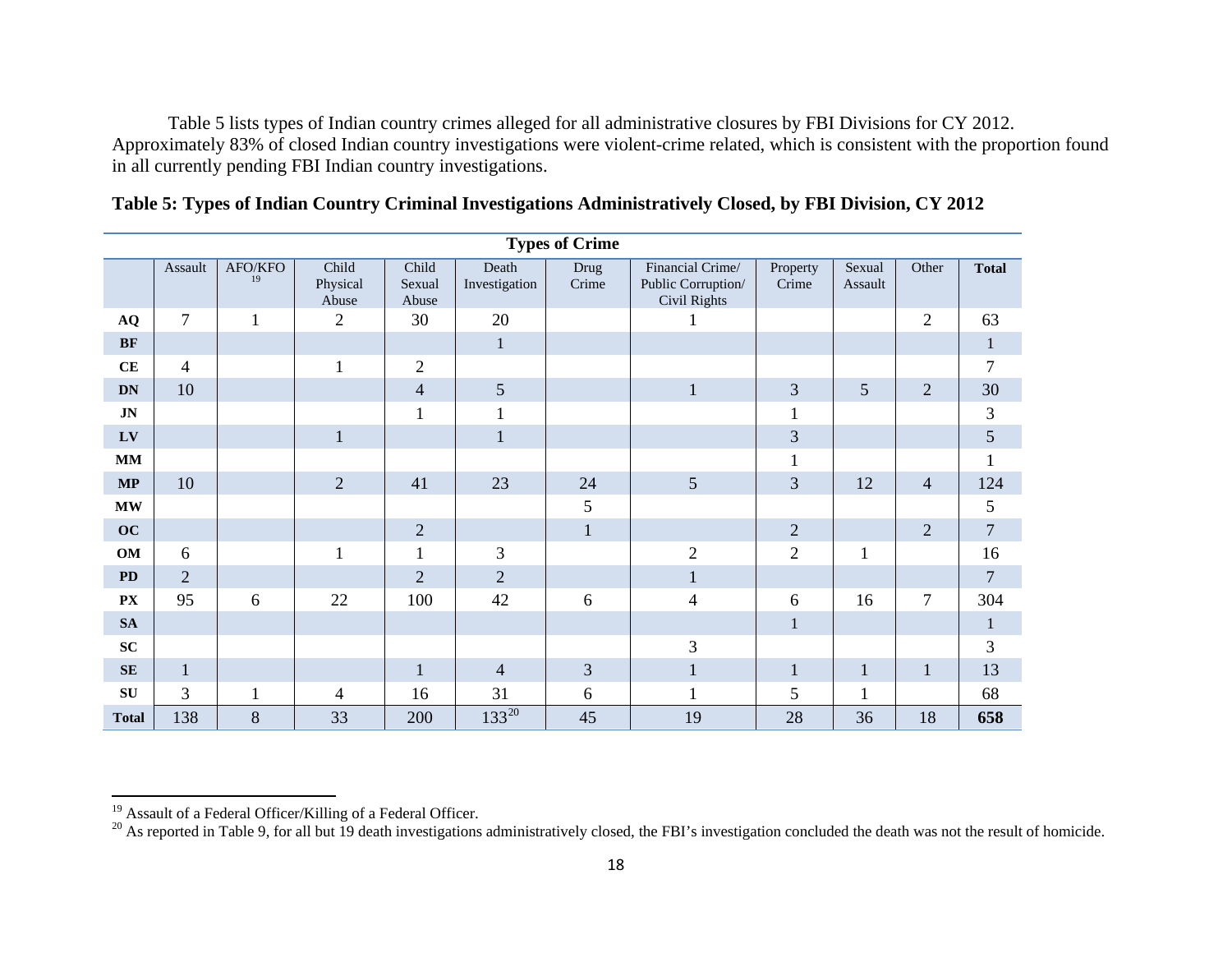Table 5 lists types of Indian country crimes alleged for all administrative closures by FBI Divisions for CY 2012. Approximately 83% of closed Indian country investigations were violent-crime related, which is consistent with the proportion found in all currently pending FBI Indian country investigations.

**Table 5: Types of Indian Country Criminal Investigations Administratively Closed, by FBI Division, CY 2012**

| | Types of Crime | | | | | | | | | | |
|---|---|---|---|---|---|---|---|---|---|---|---|
| | Assault | AFO/KFO[19] | Child Physical Abuse | Child Sexual Abuse | Death Investigation | Drug Crime | Financial Crime/ Public Corruption/ Civil Rights | Property Crime | Sexual Assault | Other | **Total** |
| **AQ** | 7 | 1 | 2 | 30 | 20 | | 1 | | | 2 | 63 |
| **BF** | | | | | 1 | | | | | | 1 |
| **CE** | 4 | | 1 | 2 | | | | | | | 7 |
| **DN** | 10 | | | 4 | 5 | | 1 | 3 | 5 | 2 | 30 |
| **JN** | | | | 1 | 1 | | | 1 | | | 3 |
| **LV** | | | 1 | | 1 | | | 3 | | | 5 |
| **MM** | | | | | | | | 1 | | | 1 |
| **MP** | 10 | | 2 | 41 | 23 | 24 | 5 | 3 | 12 | 4 | 124 |
| **MW** | | | | | | 5 | | | | | 5 |
| **OC** | | | | 2 | | 1 | | 2 | | 2 | 7 |
| **OM** | 6 | | 1 | 1 | 3 | | 2 | 2 | 1 | | 16 |
| **PD** | 2 | | | 2 | 2 | | 1 | | | | 7 |
| **PX** | 95 | 6 | 22 | 100 | 42 | 6 | 4 | 6 | 16 | 7 | 304 |
| **SA** | | | | | | | | 1 | | | 1 |
| **SC** | | | | | | | 3 | | | | 3 |
| **SE** | 1 | | | 1 | 4 | 3 | 1 | 1 | 1 | 1 | 13 |
| **SU** | 3 | 1 | 4 | 16 | 31 | 6 | 1 | 5 | 1 | | 68 |
| **Total** | 138 | 8 | 33 | 200 | 133[20] | 45 | 19 | 28 | 36 | 18 | **658** |

[19] Assault of a Federal Officer/Killing of a Federal Officer.

[20] As reported in Table 9, for all but 19 death investigations administratively closed, the FBI's investigation concluded the death was not the result of homicide.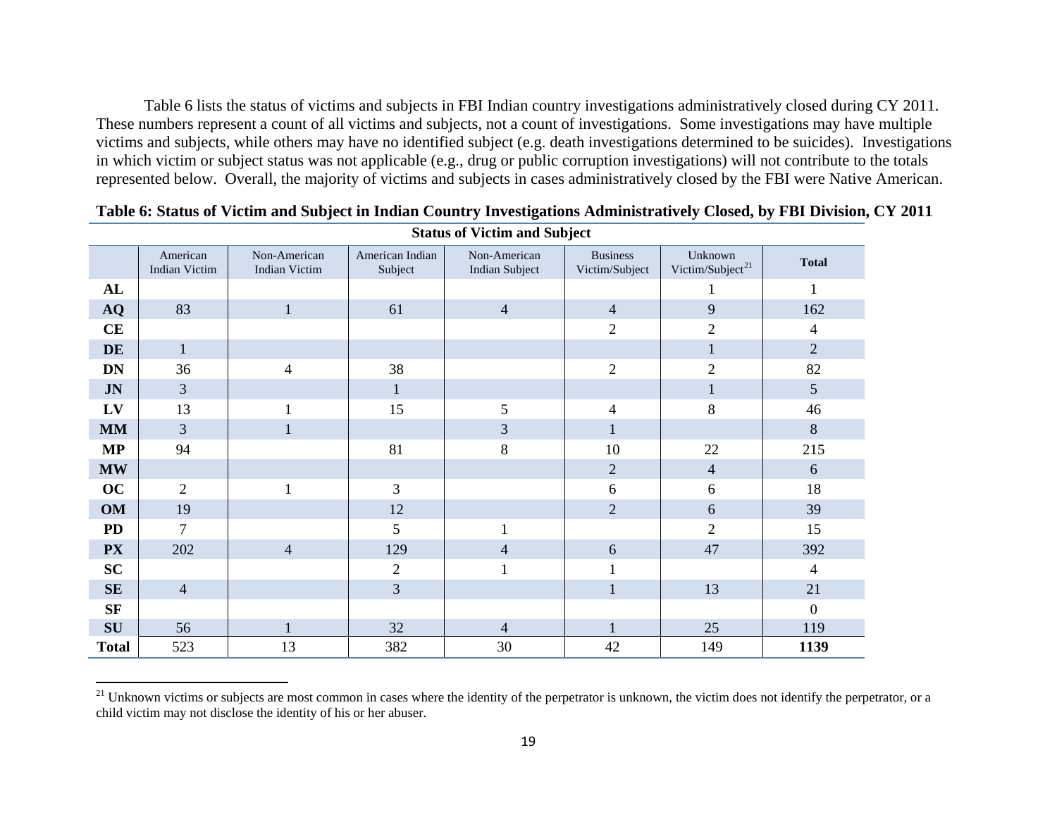Table 6 lists the status of victims and subjects in FBI Indian country investigations administratively closed during CY 2011. These numbers represent a count of all victims and subjects, not a count of investigations. Some investigations may have multiple victims and subjects, while others may have no identified subject (e.g. death investigations determined to be suicides). Investigations in which victim or subject status was not applicable (e.g., drug or public corruption investigations) will not contribute to the totals represented below. Overall, the majority of victims and subjects in cases administratively closed by the FBI were Native American.

**Table 6: Status of Victim and Subject in Indian Country Investigations Administratively Closed, by FBI Division, CY 2011**

| | Status of Victim and Subject | | | | | | |
|---|---|---|---|---|---|---|---|
| | American Indian Victim | Non-American Indian Victim | American Indian Subject | Non-American Indian Subject | Business Victim/Subject | Unknown Victim/Subject[21] | Total |
| **AL** | | | | | | 1 | 1 |
| **AQ** | 83 | 1 | 61 | 4 | 4 | 9 | 162 |
| **CE** | | | | | 2 | 2 | 4 |
| **DE** | 1 | | | | | 1 | 2 |
| **DN** | 36 | 4 | 38 | | 2 | 2 | 82 |
| **JN** | 3 | | 1 | | | 1 | 5 |
| **LV** | 13 | 1 | 15 | 5 | 4 | 8 | 46 |
| **MM** | 3 | 1 | | 3 | 1 | | 8 |
| **MP** | 94 | | 81 | 8 | 10 | 22 | 215 |
| **MW** | | | | | 2 | 4 | 6 |
| **OC** | 2 | 1 | 3 | | 6 | 6 | 18 |
| **OM** | 19 | | 12 | | 2 | 6 | 39 |
| **PD** | 7 | | 5 | 1 | | 2 | 15 |
| **PX** | 202 | 4 | 129 | 4 | 6 | 47 | 392 |
| **SC** | | | 2 | 1 | 1 | | 4 |
| **SE** | 4 | | 3 | | 1 | 13 | 21 |
| **SF** | | | | | | | 0 |
| **SU** | 56 | 1 | 32 | 4 | 1 | 25 | 119 |
| **Total** | 523 | 13 | 382 | 30 | 42 | 149 | **1139** |

[21] Unknown victims or subjects are most common in cases where the identity of the perpetrator is unknown, the victim does not identify the perpetrator, or a child victim may not disclose the identity of his or her abuser.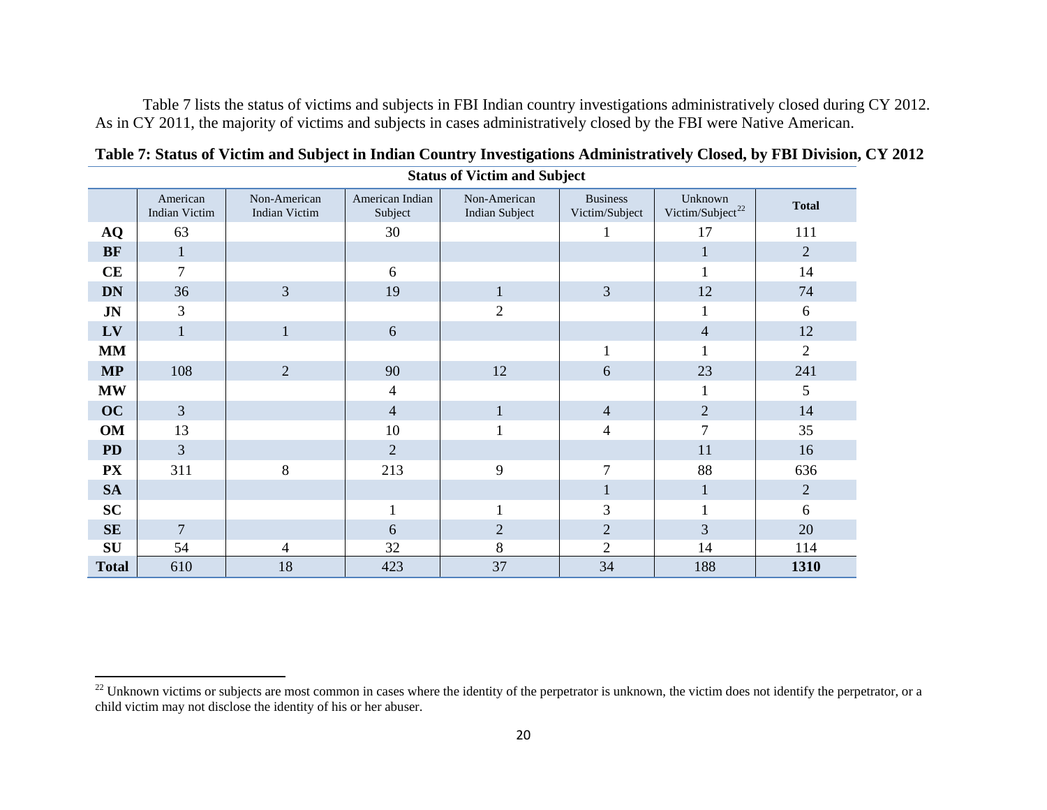Table 7 lists the status of victims and subjects in FBI Indian country investigations administratively closed during CY 2012. As in CY 2011, the majority of victims and subjects in cases administratively closed by the FBI were Native American.

**Table 7: Status of Victim and Subject in Indian Country Investigations Administratively Closed, by FBI Division, CY 2012**

| | Status of Victim and Subject | | | | | | |
|---|---|---|---|---|---|---|---|
| | American Indian Victim | Non-American Indian Victim | American Indian Subject | Non-American Indian Subject | Business Victim/Subject | Unknown Victim/Subject[22] | Total |
| **AQ** | 63 | | 30 | | 1 | 17 | 111 |
| **BF** | 1 | | | | | 1 | 2 |
| **CE** | 7 | | 6 | | | 1 | 14 |
| **DN** | 36 | 3 | 19 | 1 | 3 | 12 | 74 |
| **JN** | 3 | | | 2 | | 1 | 6 |
| **LV** | 1 | 1 | 6 | | | 4 | 12 |
| **MM** | | | | | 1 | 1 | 2 |
| **MP** | 108 | 2 | 90 | 12 | 6 | 23 | 241 |
| **MW** | | | 4 | | | 1 | 5 |
| **OC** | 3 | | 4 | 1 | 4 | 2 | 14 |
| **OM** | 13 | | 10 | 1 | 4 | 7 | 35 |
| **PD** | 3 | | 2 | | | 11 | 16 |
| **PX** | 311 | 8 | 213 | 9 | 7 | 88 | 636 |
| **SA** | | | | | 1 | 1 | 2 |
| **SC** | | | 1 | 1 | 3 | 1 | 6 |
| **SE** | 7 | | 6 | 2 | 2 | 3 | 20 |
| **SU** | 54 | 4 | 32 | 8 | 2 | 14 | 114 |
| **Total** | 610 | 18 | 423 | 37 | 34 | 188 | **1310** |

[22] Unknown victims or subjects are most common in cases where the identity of the perpetrator is unknown, the victim does not identify the perpetrator, or a child victim may not disclose the identity of his or her abuser.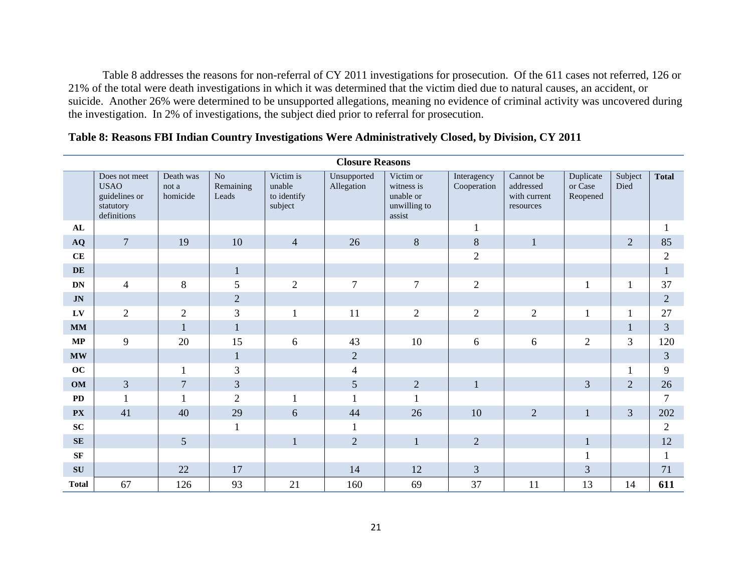Table 8 addresses the reasons for non-referral of CY 2011 investigations for prosecution. Of the 611 cases not referred, 126 or 21% of the total were death investigations in which it was determined that the victim died due to natural causes, an accident, or suicide. Another 26% were determined to be unsupported allegations, meaning no evidence of criminal activity was uncovered during the investigation. In 2% of investigations, the subject died prior to referral for prosecution.

**Table 8: Reasons FBI Indian Country Investigations Were Administratively Closed, by Division, CY 2011**

| | Closure Reasons | | | | | | | | | | |
|---|---|---|---|---|---|---|---|---|---|---|---|
| | Does not meet USAO guidelines or statutory definitions | Death was not a homicide | No Remaining Leads | Victim is unable to identify subject | Unsupported Allegation | Victim or witness is unable or unwilling to assist | Interagency Cooperation | Cannot be addressed with current resources | Duplicate or Case Reopened | Subject Died | **Total** |
| **AL** | | | | | | | 1 | | | | 1 |
| **AQ** | 7 | 19 | 10 | 4 | 26 | 8 | 8 | 1 | | 2 | 85 |
| **CE** | | | | | | | 2 | | | | 2 |
| **DE** | | | 1 | | | | | | | | 1 |
| **DN** | 4 | 8 | 5 | 2 | 7 | 7 | 2 | | 1 | 1 | 37 |
| **JN** | | | 2 | | | | | | | | 2 |
| **LV** | 2 | 2 | 3 | 1 | 11 | 2 | 2 | 2 | 1 | 1 | 27 |
| **MM** | | 1 | 1 | | | | | | | 1 | 3 |
| **MP** | 9 | 20 | 15 | 6 | 43 | 10 | 6 | 6 | 2 | 3 | 120 |
| **MW** | | | 1 | | 2 | | | | | | 3 |
| **OC** | | 1 | 3 | | 4 | | | | | 1 | 9 |
| **OM** | 3 | 7 | 3 | | 5 | 2 | 1 | | 3 | 2 | 26 |
| **PD** | 1 | 1 | 2 | 1 | 1 | 1 | | | | | 7 |
| **PX** | 41 | 40 | 29 | 6 | 44 | 26 | 10 | 2 | 1 | 3 | 202 |
| **SC** | | | 1 | | 1 | | | | | | 2 |
| **SE** | | 5 | | 1 | 2 | 1 | 2 | | 1 | | 12 |
| **SF** | | | | | | | | | 1 | | 1 |
| **SU** | | 22 | 17 | | 14 | 12 | 3 | | 3 | | 71 |
| **Total** | 67 | 126 | 93 | 21 | 160 | 69 | 37 | 11 | 13 | 14 | **611** |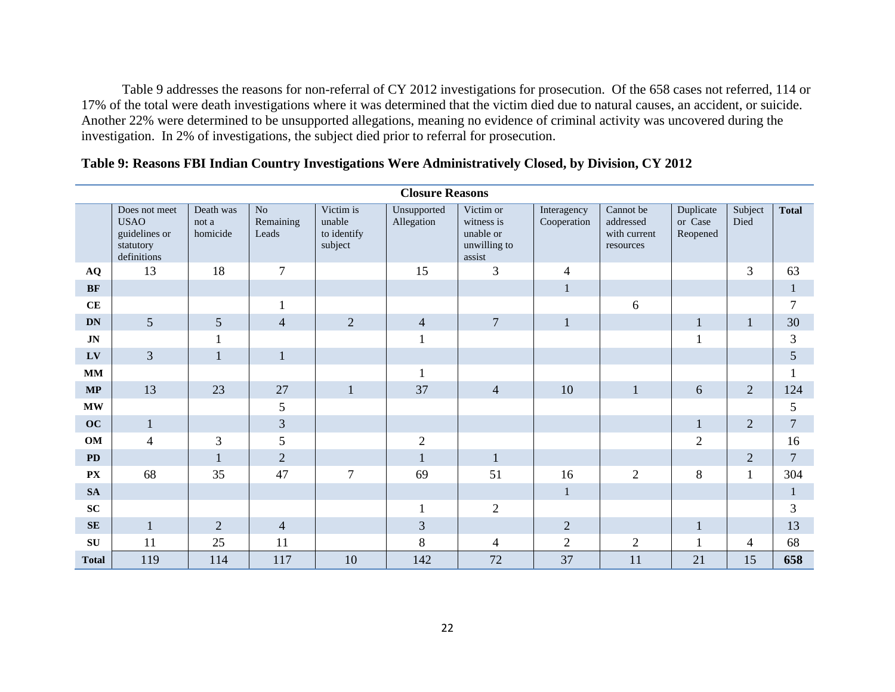Table 9 addresses the reasons for non-referral of CY 2012 investigations for prosecution. Of the 658 cases not referred, 114 or 17% of the total were death investigations where it was determined that the victim died due to natural causes, an accident, or suicide. Another 22% were determined to be unsupported allegations, meaning no evidence of criminal activity was uncovered during the investigation. In 2% of investigations, the subject died prior to referral for prosecution.

**Table 9: Reasons FBI Indian Country Investigations Were Administratively Closed, by Division, CY 2012**

| | Closure Reasons | | | | | | | | | | |
|---|---|---|---|---|---|---|---|---|---|---|---|
| | Does not meet USAO guidelines or statutory definitions | Death was not a homicide | No Remaining Leads | Victim is unable to identify subject | Unsupported Allegation | Victim or witness is unable or unwilling to assist | Interagency Cooperation | Cannot be addressed with current resources | Duplicate or Case Reopened | Subject Died | **Total** |
| **AQ** | 13 | 18 | 7 | | 15 | 3 | 4 | | | 3 | 63 |
| **BF** | | | | | | | 1 | | | | 1 |
| **CE** | | | 1 | | | | | 6 | | | 7 |
| **DN** | 5 | 5 | 4 | 2 | 4 | 7 | 1 | | 1 | 1 | 30 |
| **JN** | | 1 | | | 1 | | | | 1 | | 3 |
| **LV** | 3 | 1 | 1 | | | | | | | | 5 |
| **MM** | | | | | 1 | | | | | | 1 |
| **MP** | 13 | 23 | 27 | 1 | 37 | 4 | 10 | 1 | 6 | 2 | 124 |
| **MW** | | | 5 | | | | | | | | 5 |
| **OC** | 1 | | 3 | | | | | | 1 | 2 | 7 |
| **OM** | 4 | 3 | 5 | | 2 | | | | 2 | | 16 |
| **PD** | | 1 | 2 | | 1 | 1 | | | | 2 | 7 |
| **PX** | 68 | 35 | 47 | 7 | 69 | 51 | 16 | 2 | 8 | 1 | 304 |
| **SA** | | | | | | | 1 | | | | 1 |
| **SC** | | | | | 1 | 2 | | | | | 3 |
| **SE** | 1 | 2 | 4 | | 3 | | 2 | | 1 | | 13 |
| **SU** | 11 | 25 | 11 | | 8 | 4 | 2 | 2 | 1 | 4 | 68 |
| **Total** | 119 | 114 | 117 | 10 | 142 | 72 | 37 | 11 | 21 | 15 | **658** |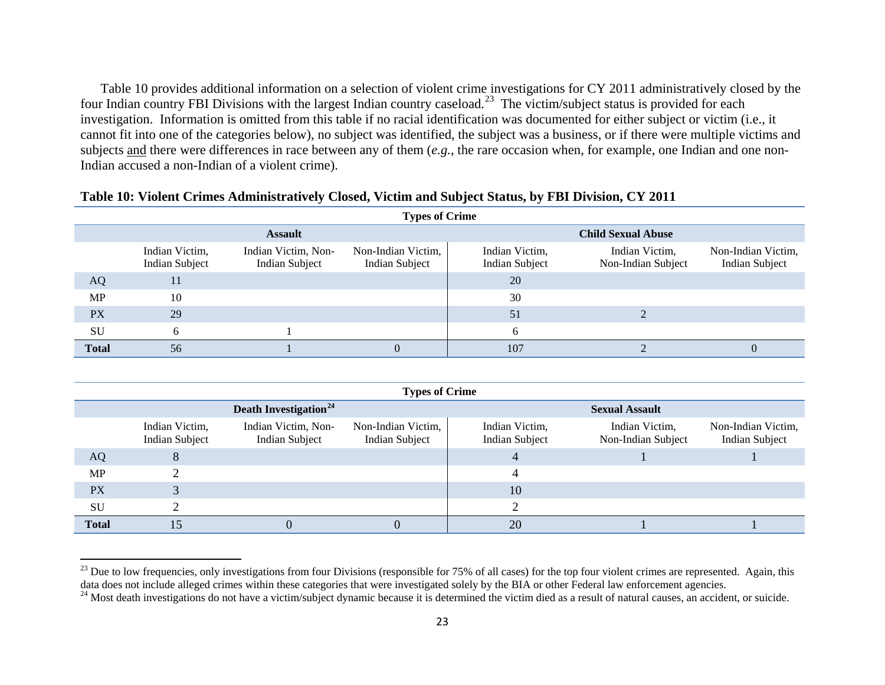Table 10 provides additional information on a selection of violent crime investigations for CY 2011 administratively closed by the four Indian country FBI Divisions with the largest Indian country caseload.[23] The victim/subject status is provided for each investigation. Information is omitted from this table if no racial identification was documented for either subject or victim (i.e., it cannot fit into one of the categories below), no subject was identified, the subject was a business, or if there were multiple victims and subjects and there were differences in race between any of them (*e.g.*, the rare occasion when, for example, one Indian and one non-Indian accused a non-Indian of a violent crime).

**Table 10: Violent Crimes Administratively Closed, Victim and Subject Status, by FBI Division, CY 2011**

| | Types of Crime | | | | | |
|---|---|---|---|---|---|---|
| | **Assault** | | | **Child Sexual Abuse** | | |
| | Indian Victim, Indian Subject | Indian Victim, Non-Indian Subject | Non-Indian Victim, Indian Subject | Indian Victim, Indian Subject | Indian Victim, Non-Indian Subject | Non-Indian Victim, Indian Subject |
| AQ | 11 | | | 20 | | |
| MP | 10 | | | 30 | | |
| PX | 29 | | | 51 | 2 | |
| SU | 6 | 1 | | 6 | | |
| **Total** | 56 | 1 | 0 | 107 | 2 | 0 |

| | Types of Crime | | | | | |
|---|---|---|---|---|---|---|
| | **Death Investigation**[24] | | | **Sexual Assault** | | |
| | Indian Victim, Indian Subject | Indian Victim, Non-Indian Subject | Non-Indian Victim, Indian Subject | Indian Victim, Indian Subject | Indian Victim, Non-Indian Subject | Non-Indian Victim, Indian Subject |
| AQ | 8 | | | 4 | 1 | 1 |
| MP | 2 | | | 4 | | |
| PX | 3 | | | 10 | | |
| SU | 2 | | | 2 | | |
| **Total** | 15 | 0 | 0 | 20 | 1 | 1 |

[23] Due to low frequencies, only investigations from four Divisions (responsible for 75% of all cases) for the top four violent crimes are represented. Again, this data does not include alleged crimes within these categories that were investigated solely by the BIA or other Federal law enforcement agencies.

[24] Most death investigations do not have a victim/subject dynamic because it is determined the victim died as a result of natural causes, an accident, or suicide.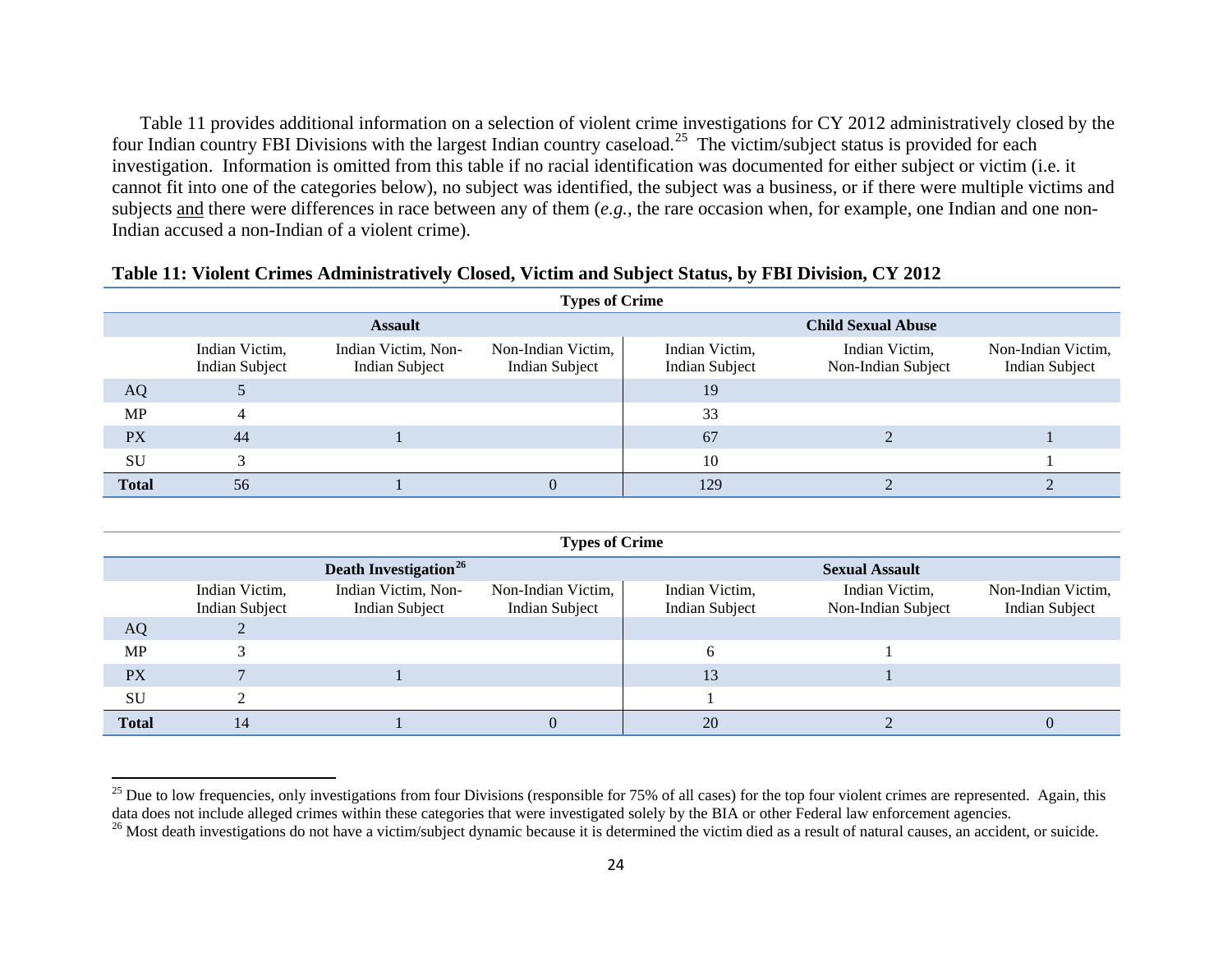Table 11 provides additional information on a selection of violent crime investigations for CY 2012 administratively closed by the four Indian country FBI Divisions with the largest Indian country caseload.[25] The victim/subject status is provided for each investigation. Information is omitted from this table if no racial identification was documented for either subject or victim (i.e. it cannot fit into one of the categories below), no subject was identified, the subject was a business, or if there were multiple victims and subjects and there were differences in race between any of them (*e.g.*, the rare occasion when, for example, one Indian and one non-Indian accused a non-Indian of a violent crime).

**Table 11: Violent Crimes Administratively Closed, Victim and Subject Status, by FBI Division, CY 2012**

| | Types of Crime | | | | | |
|---|---|---|---|---|---|---|
| | Assault | | | Child Sexual Abuse | | |
| | Indian Victim, Indian Subject | Indian Victim, Non-Indian Subject | Non-Indian Victim, Indian Subject | Indian Victim, Indian Subject | Indian Victim, Non-Indian Subject | Non-Indian Victim, Indian Subject |
| AQ | 5 | | | 19 | | |
| MP | 4 | | | 33 | | |
| PX | 44 | 1 | | 67 | 2 | 1 |
| SU | 3 | | | 10 | | 1 |
| **Total** | 56 | 1 | 0 | 129 | 2 | 2 |

| | Types of Crime | | | | | |
|---|---|---|---|---|---|---|
| | Death Investigation[26] | | | Sexual Assault | | |
| | Indian Victim, Indian Subject | Indian Victim, Non-Indian Subject | Non-Indian Victim, Indian Subject | Indian Victim, Indian Subject | Indian Victim, Non-Indian Subject | Non-Indian Victim, Indian Subject |
| AQ | 2 | | | | | |
| MP | 3 | | | 6 | 1 | |
| PX | 7 | 1 | | 13 | 1 | |
| SU | 2 | | | 1 | | |
| **Total** | 14 | 1 | 0 | 20 | 2 | 0 |

[25] Due to low frequencies, only investigations from four Divisions (responsible for 75% of all cases) for the top four violent crimes are represented. Again, this data does not include alleged crimes within these categories that were investigated solely by the BIA or other Federal law enforcement agencies.

[26] Most death investigations do not have a victim/subject dynamic because it is determined the victim died as a result of natural causes, an accident, or suicide.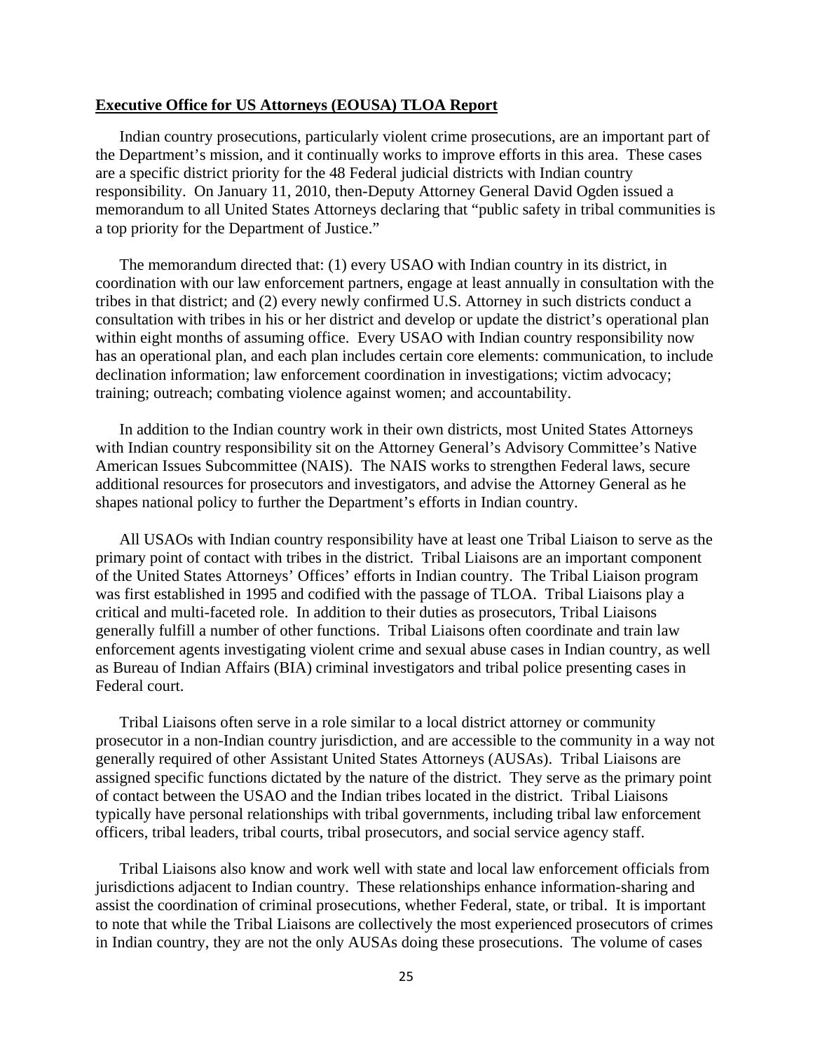**Executive Office for US Attorneys (EOUSA) TLOA Report**

Indian country prosecutions, particularly violent crime prosecutions, are an important part of the Department's mission, and it continually works to improve efforts in this area. These cases are a specific district priority for the 48 Federal judicial districts with Indian country responsibility. On January 11, 2010, then-Deputy Attorney General David Ogden issued a memorandum to all United States Attorneys declaring that "public safety in tribal communities is a top priority for the Department of Justice."

The memorandum directed that: (1) every USAO with Indian country in its district, in coordination with our law enforcement partners, engage at least annually in consultation with the tribes in that district; and (2) every newly confirmed U.S. Attorney in such districts conduct a consultation with tribes in his or her district and develop or update the district's operational plan within eight months of assuming office. Every USAO with Indian country responsibility now has an operational plan, and each plan includes certain core elements: communication, to include declination information; law enforcement coordination in investigations; victim advocacy; training; outreach; combating violence against women; and accountability.

In addition to the Indian country work in their own districts, most United States Attorneys with Indian country responsibility sit on the Attorney General's Advisory Committee's Native American Issues Subcommittee (NAIS). The NAIS works to strengthen Federal laws, secure additional resources for prosecutors and investigators, and advise the Attorney General as he shapes national policy to further the Department's efforts in Indian country.

All USAOs with Indian country responsibility have at least one Tribal Liaison to serve as the primary point of contact with tribes in the district. Tribal Liaisons are an important component of the United States Attorneys' Offices' efforts in Indian country. The Tribal Liaison program was first established in 1995 and codified with the passage of TLOA. Tribal Liaisons play a critical and multi-faceted role. In addition to their duties as prosecutors, Tribal Liaisons generally fulfill a number of other functions. Tribal Liaisons often coordinate and train law enforcement agents investigating violent crime and sexual abuse cases in Indian country, as well as Bureau of Indian Affairs (BIA) criminal investigators and tribal police presenting cases in Federal court.

Tribal Liaisons often serve in a role similar to a local district attorney or community prosecutor in a non-Indian country jurisdiction, and are accessible to the community in a way not generally required of other Assistant United States Attorneys (AUSAs). Tribal Liaisons are assigned specific functions dictated by the nature of the district. They serve as the primary point of contact between the USAO and the Indian tribes located in the district. Tribal Liaisons typically have personal relationships with tribal governments, including tribal law enforcement officers, tribal leaders, tribal courts, tribal prosecutors, and social service agency staff.

Tribal Liaisons also know and work well with state and local law enforcement officials from jurisdictions adjacent to Indian country. These relationships enhance information-sharing and assist the coordination of criminal prosecutions, whether Federal, state, or tribal. It is important to note that while the Tribal Liaisons are collectively the most experienced prosecutors of crimes in Indian country, they are not the only AUSAs doing these prosecutions. The volume of cases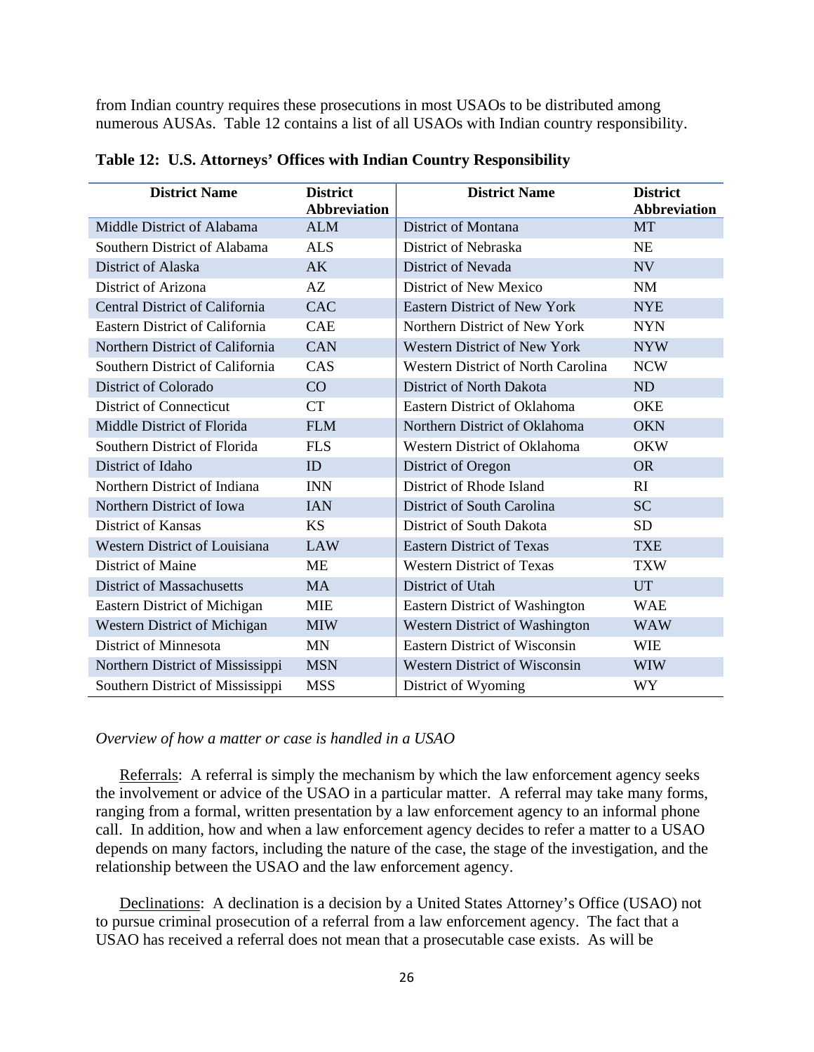from Indian country requires these prosecutions in most USAOs to be distributed among numerous AUSAs. Table 12 contains a list of all USAOs with Indian country responsibility.

**Table 12: U.S. Attorneys' Offices with Indian Country Responsibility**

| District Name | District Abbreviation | District Name | District Abbreviation |
|---|---|---|---|
| Middle District of Alabama | ALM | District of Montana | MT |
| Southern District of Alabama | ALS | District of Nebraska | NE |
| District of Alaska | AK | District of Nevada | NV |
| District of Arizona | AZ | District of New Mexico | NM |
| Central District of California | CAC | Eastern District of New York | NYE |
| Eastern District of California | CAE | Northern District of New York | NYN |
| Northern District of California | CAN | Western District of New York | NYW |
| Southern District of California | CAS | Western District of North Carolina | NCW |
| District of Colorado | CO | District of North Dakota | ND |
| District of Connecticut | CT | Eastern District of Oklahoma | OKE |
| Middle District of Florida | FLM | Northern District of Oklahoma | OKN |
| Southern District of Florida | FLS | Western District of Oklahoma | OKW |
| District of Idaho | ID | District of Oregon | OR |
| Northern District of Indiana | INN | District of Rhode Island | RI |
| Northern District of Iowa | IAN | District of South Carolina | SC |
| District of Kansas | KS | District of South Dakota | SD |
| Western District of Louisiana | LAW | Eastern District of Texas | TXE |
| District of Maine | ME | Western District of Texas | TXW |
| District of Massachusetts | MA | District of Utah | UT |
| Eastern District of Michigan | MIE | Eastern District of Washington | WAE |
| Western District of Michigan | MIW | Western District of Washington | WAW |
| District of Minnesota | MN | Eastern District of Wisconsin | WIE |
| Northern District of Mississippi | MSN | Western District of Wisconsin | WIW |
| Southern District of Mississippi | MSS | District of Wyoming | WY |

*Overview of how a matter or case is handled in a USAO*

Referrals: A referral is simply the mechanism by which the law enforcement agency seeks the involvement or advice of the USAO in a particular matter. A referral may take many forms, ranging from a formal, written presentation by a law enforcement agency to an informal phone call. In addition, how and when a law enforcement agency decides to refer a matter to a USAO depends on many factors, including the nature of the case, the stage of the investigation, and the relationship between the USAO and the law enforcement agency.

Declinations: A declination is a decision by a United States Attorney's Office (USAO) not to pursue criminal prosecution of a referral from a law enforcement agency. The fact that a USAO has received a referral does not mean that a prosecutable case exists. As will be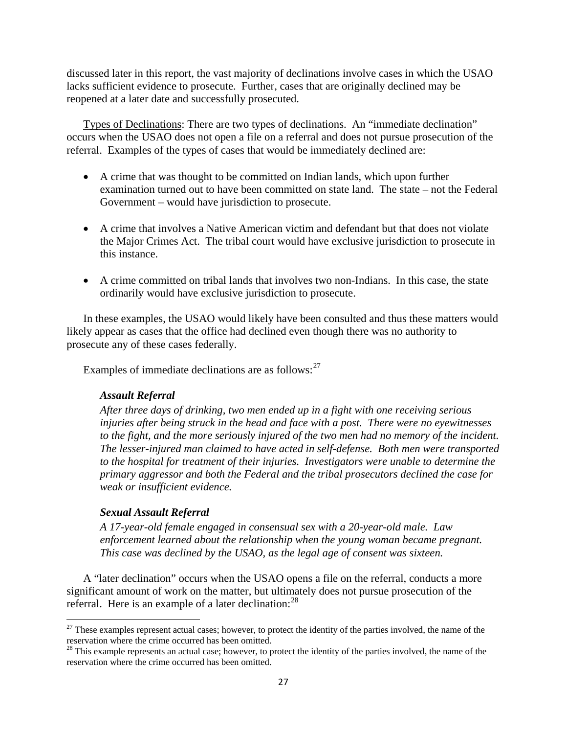discussed later in this report, the vast majority of declinations involve cases in which the USAO lacks sufficient evidence to prosecute. Further, cases that are originally declined may be reopened at a later date and successfully prosecuted.

Types of Declinations: There are two types of declinations. An "immediate declination" occurs when the USAO does not open a file on a referral and does not pursue prosecution of the referral. Examples of the types of cases that would be immediately declined are:

- A crime that was thought to be committed on Indian lands, which upon further examination turned out to have been committed on state land. The state – not the Federal Government – would have jurisdiction to prosecute.
- A crime that involves a Native American victim and defendant but that does not violate the Major Crimes Act. The tribal court would have exclusive jurisdiction to prosecute in this instance.
- A crime committed on tribal lands that involves two non-Indians. In this case, the state ordinarily would have exclusive jurisdiction to prosecute.

In these examples, the USAO would likely have been consulted and thus these matters would likely appear as cases that the office had declined even though there was no authority to prosecute any of these cases federally.

Examples of immediate declinations are as follows:[27]

> ***Assault Referral***
> *After three days of drinking, two men ended up in a fight with one receiving serious injuries after being struck in the head and face with a post. There were no eyewitnesses to the fight, and the more seriously injured of the two men had no memory of the incident. The lesser-injured man claimed to have acted in self-defense. Both men were transported to the hospital for treatment of their injuries. Investigators were unable to determine the primary aggressor and both the Federal and the tribal prosecutors declined the case for weak or insufficient evidence.*
>
> ***Sexual Assault Referral***
> *A 17-year-old female engaged in consensual sex with a 20-year-old male. Law enforcement learned about the relationship when the young woman became pregnant. This case was declined by the USAO, as the legal age of consent was sixteen.*

A "later declination" occurs when the USAO opens a file on the referral, conducts a more significant amount of work on the matter, but ultimately does not pursue prosecution of the referral. Here is an example of a later declination:[28]

---

[27] These examples represent actual cases; however, to protect the identity of the parties involved, the name of the reservation where the crime occurred has been omitted.

[28] This example represents an actual case; however, to protect the identity of the parties involved, the name of the reservation where the crime occurred has been omitted.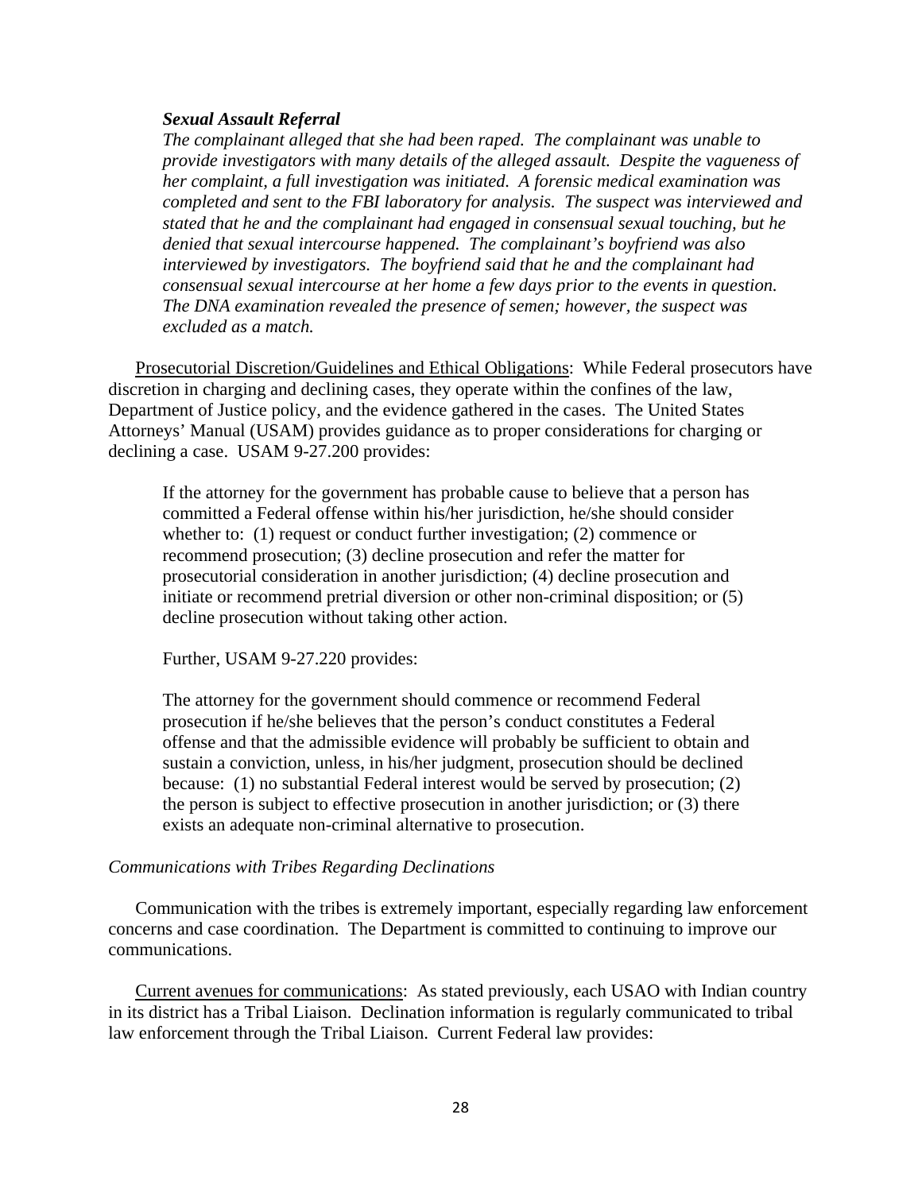***Sexual Assault Referral***

*The complainant alleged that she had been raped. The complainant was unable to provide investigators with many details of the alleged assault. Despite the vagueness of her complaint, a full investigation was initiated. A forensic medical examination was completed and sent to the FBI laboratory for analysis. The suspect was interviewed and stated that he and the complainant had engaged in consensual sexual touching, but he denied that sexual intercourse happened. The complainant's boyfriend was also interviewed by investigators. The boyfriend said that he and the complainant had consensual sexual intercourse at her home a few days prior to the events in question. The DNA examination revealed the presence of semen; however, the suspect was excluded as a match.*

<u>Prosecutorial Discretion/Guidelines and Ethical Obligations</u>: While Federal prosecutors have discretion in charging and declining cases, they operate within the confines of the law, Department of Justice policy, and the evidence gathered in the cases. The United States Attorneys' Manual (USAM) provides guidance as to proper considerations for charging or declining a case. USAM 9-27.200 provides:

> If the attorney for the government has probable cause to believe that a person has committed a Federal offense within his/her jurisdiction, he/she should consider whether to: (1) request or conduct further investigation; (2) commence or recommend prosecution; (3) decline prosecution and refer the matter for prosecutorial consideration in another jurisdiction; (4) decline prosecution and initiate or recommend pretrial diversion or other non-criminal disposition; or (5) decline prosecution without taking other action.
>
> Further, USAM 9-27.220 provides:
>
> The attorney for the government should commence or recommend Federal prosecution if he/she believes that the person's conduct constitutes a Federal offense and that the admissible evidence will probably be sufficient to obtain and sustain a conviction, unless, in his/her judgment, prosecution should be declined because: (1) no substantial Federal interest would be served by prosecution; (2) the person is subject to effective prosecution in another jurisdiction; or (3) there exists an adequate non-criminal alternative to prosecution.

*Communications with Tribes Regarding Declinations*

Communication with the tribes is extremely important, especially regarding law enforcement concerns and case coordination. The Department is committed to continuing to improve our communications.

<u>Current avenues for communications</u>: As stated previously, each USAO with Indian country in its district has a Tribal Liaison. Declination information is regularly communicated to tribal law enforcement through the Tribal Liaison. Current Federal law provides: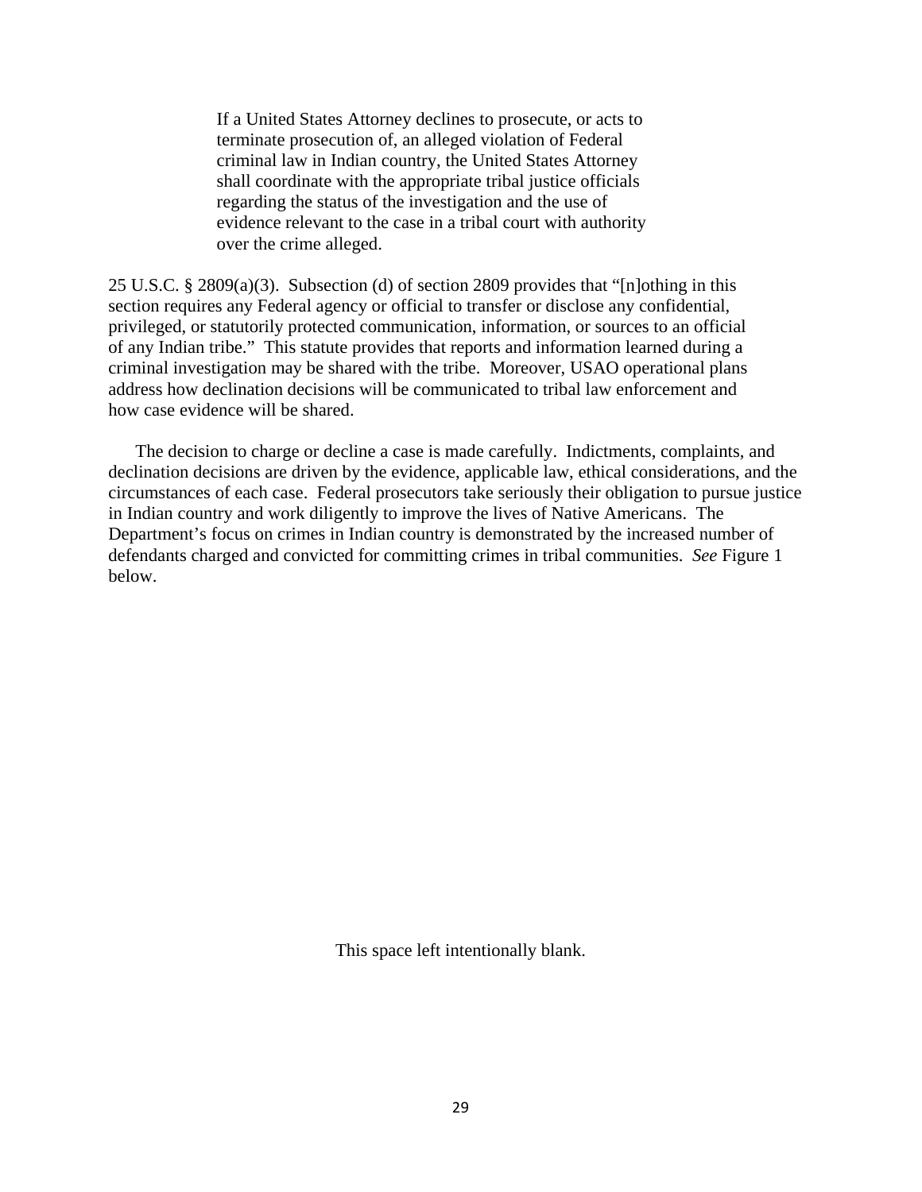> If a United States Attorney declines to prosecute, or acts to terminate prosecution of, an alleged violation of Federal criminal law in Indian country, the United States Attorney shall coordinate with the appropriate tribal justice officials regarding the status of the investigation and the use of evidence relevant to the case in a tribal court with authority over the crime alleged.

25 U.S.C. § 2809(a)(3). Subsection (d) of section 2809 provides that "[n]othing in this section requires any Federal agency or official to transfer or disclose any confidential, privileged, or statutorily protected communication, information, or sources to an official of any Indian tribe." This statute provides that reports and information learned during a criminal investigation may be shared with the tribe. Moreover, USAO operational plans address how declination decisions will be communicated to tribal law enforcement and how case evidence will be shared.

The decision to charge or decline a case is made carefully. Indictments, complaints, and declination decisions are driven by the evidence, applicable law, ethical considerations, and the circumstances of each case. Federal prosecutors take seriously their obligation to pursue justice in Indian country and work diligently to improve the lives of Native Americans. The Department's focus on crimes in Indian country is demonstrated by the increased number of defendants charged and convicted for committing crimes in tribal communities. *See* Figure 1 below.

This space left intentionally blank.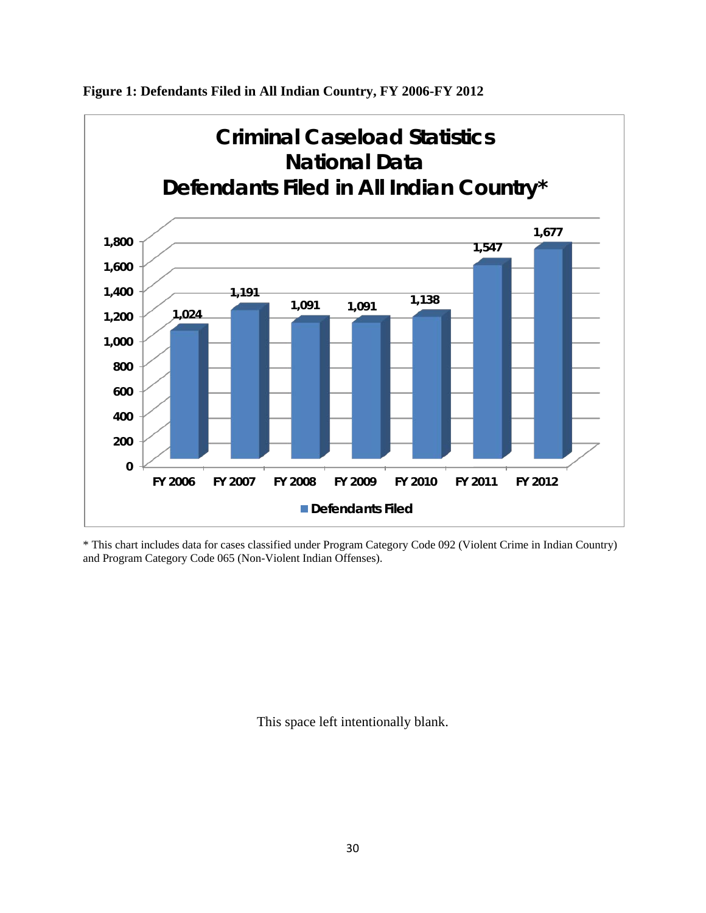**Figure 1: Defendants Filed in All Indian Country, FY 2006-FY 2012**

**Criminal Caseload Statistics National Data Defendants Filed in All Indian Country***

| | FY 2006 | FY 2007 | FY 2008 | FY 2009 | FY 2010 | FY 2011 | FY 2012 |
|---|---|---|---|---|---|---|---|
| Defendants Filed | 1,024 | 1,191 | 1,091 | 1,091 | 1,138 | 1,547 | 1,677 |

* This chart includes data for cases classified under Program Category Code 092 (Violent Crime in Indian Country) and Program Category Code 065 (Non-Violent Indian Offenses).

This space left intentionally blank.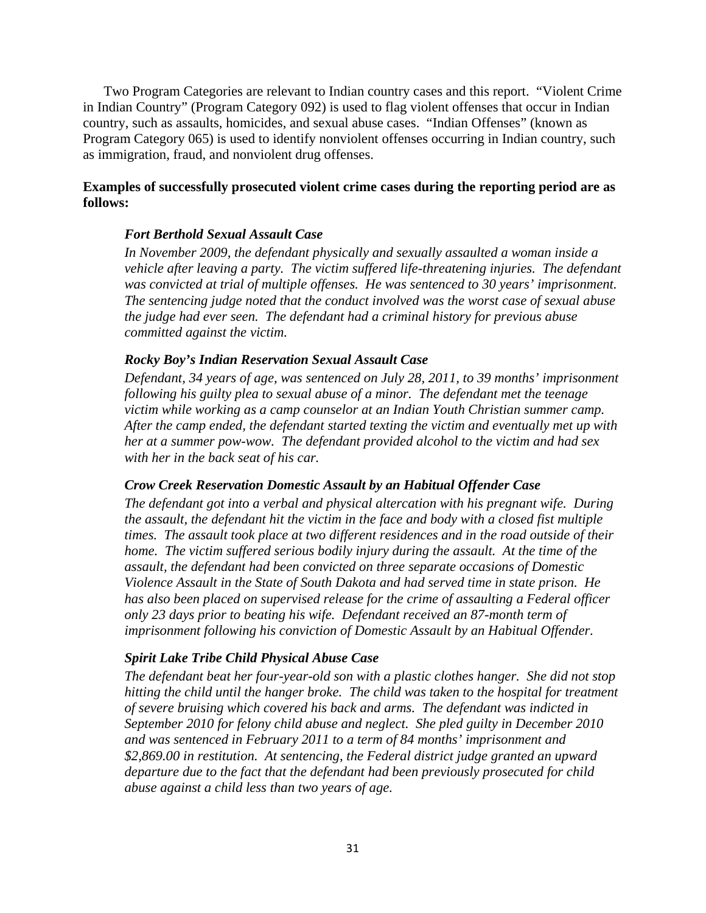Two Program Categories are relevant to Indian country cases and this report. "Violent Crime in Indian Country" (Program Category 092) is used to flag violent offenses that occur in Indian country, such as assaults, homicides, and sexual abuse cases. "Indian Offenses" (known as Program Category 065) is used to identify nonviolent offenses occurring in Indian country, such as immigration, fraud, and nonviolent drug offenses.

**Examples of successfully prosecuted violent crime cases during the reporting period are as follows:**

***Fort Berthold Sexual Assault Case***

*In November 2009, the defendant physically and sexually assaulted a woman inside a vehicle after leaving a party. The victim suffered life-threatening injuries. The defendant was convicted at trial of multiple offenses. He was sentenced to 30 years' imprisonment. The sentencing judge noted that the conduct involved was the worst case of sexual abuse the judge had ever seen. The defendant had a criminal history for previous abuse committed against the victim.*

***Rocky Boy's Indian Reservation Sexual Assault Case***

*Defendant, 34 years of age, was sentenced on July 28, 2011, to 39 months' imprisonment following his guilty plea to sexual abuse of a minor. The defendant met the teenage victim while working as a camp counselor at an Indian Youth Christian summer camp. After the camp ended, the defendant started texting the victim and eventually met up with her at a summer pow-wow. The defendant provided alcohol to the victim and had sex with her in the back seat of his car.*

***Crow Creek Reservation Domestic Assault by an Habitual Offender Case***

*The defendant got into a verbal and physical altercation with his pregnant wife. During the assault, the defendant hit the victim in the face and body with a closed fist multiple times. The assault took place at two different residences and in the road outside of their home. The victim suffered serious bodily injury during the assault. At the time of the assault, the defendant had been convicted on three separate occasions of Domestic Violence Assault in the State of South Dakota and had served time in state prison. He has also been placed on supervised release for the crime of assaulting a Federal officer only 23 days prior to beating his wife. Defendant received an 87-month term of imprisonment following his conviction of Domestic Assault by an Habitual Offender.*

***Spirit Lake Tribe Child Physical Abuse Case***

*The defendant beat her four-year-old son with a plastic clothes hanger. She did not stop hitting the child until the hanger broke. The child was taken to the hospital for treatment of severe bruising which covered his back and arms. The defendant was indicted in September 2010 for felony child abuse and neglect. She pled guilty in December 2010 and was sentenced in February 2011 to a term of 84 months' imprisonment and $2,869.00 in restitution. At sentencing, the Federal district judge granted an upward departure due to the fact that the defendant had been previously prosecuted for child abuse against a child less than two years of age.*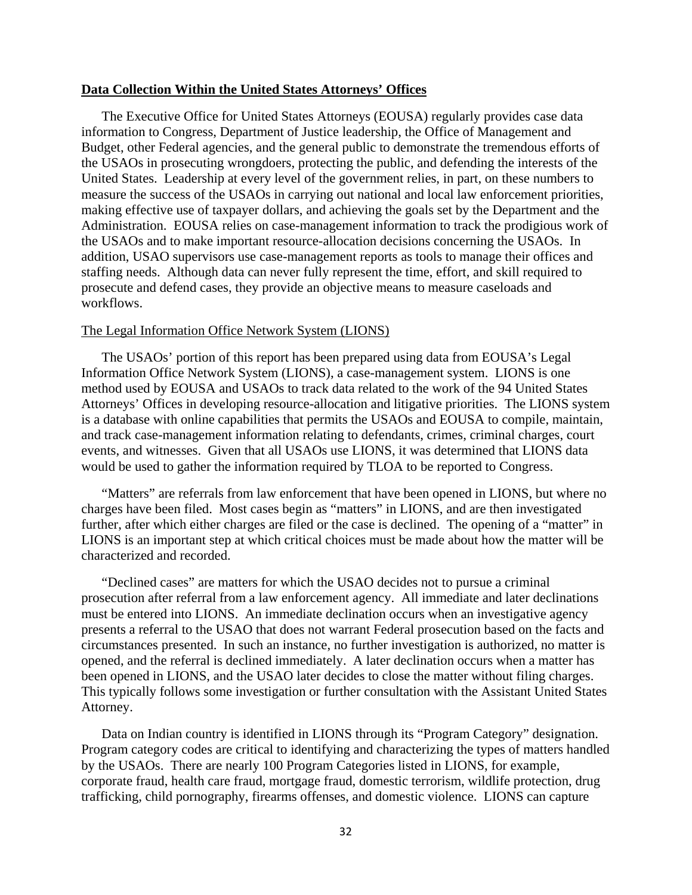## Data Collection Within the United States Attorneys' Offices

The Executive Office for United States Attorneys (EOUSA) regularly provides case data information to Congress, Department of Justice leadership, the Office of Management and Budget, other Federal agencies, and the general public to demonstrate the tremendous efforts of the USAOs in prosecuting wrongdoers, protecting the public, and defending the interests of the United States. Leadership at every level of the government relies, in part, on these numbers to measure the success of the USAOs in carrying out national and local law enforcement priorities, making effective use of taxpayer dollars, and achieving the goals set by the Department and the Administration. EOUSA relies on case-management information to track the prodigious work of the USAOs and to make important resource-allocation decisions concerning the USAOs. In addition, USAO supervisors use case-management reports as tools to manage their offices and staffing needs. Although data can never fully represent the time, effort, and skill required to prosecute and defend cases, they provide an objective means to measure caseloads and workflows.

### The Legal Information Office Network System (LIONS)

The USAOs' portion of this report has been prepared using data from EOUSA's Legal Information Office Network System (LIONS), a case-management system. LIONS is one method used by EOUSA and USAOs to track data related to the work of the 94 United States Attorneys' Offices in developing resource-allocation and litigative priorities. The LIONS system is a database with online capabilities that permits the USAOs and EOUSA to compile, maintain, and track case-management information relating to defendants, crimes, criminal charges, court events, and witnesses. Given that all USAOs use LIONS, it was determined that LIONS data would be used to gather the information required by TLOA to be reported to Congress.

"Matters" are referrals from law enforcement that have been opened in LIONS, but where no charges have been filed. Most cases begin as "matters" in LIONS, and are then investigated further, after which either charges are filed or the case is declined. The opening of a "matter" in LIONS is an important step at which critical choices must be made about how the matter will be characterized and recorded.

"Declined cases" are matters for which the USAO decides not to pursue a criminal prosecution after referral from a law enforcement agency. All immediate and later declinations must be entered into LIONS. An immediate declination occurs when an investigative agency presents a referral to the USAO that does not warrant Federal prosecution based on the facts and circumstances presented. In such an instance, no further investigation is authorized, no matter is opened, and the referral is declined immediately. A later declination occurs when a matter has been opened in LIONS, and the USAO later decides to close the matter without filing charges. This typically follows some investigation or further consultation with the Assistant United States Attorney.

Data on Indian country is identified in LIONS through its "Program Category" designation. Program category codes are critical to identifying and characterizing the types of matters handled by the USAOs. There are nearly 100 Program Categories listed in LIONS, for example, corporate fraud, health care fraud, mortgage fraud, domestic terrorism, wildlife protection, drug trafficking, child pornography, firearms offenses, and domestic violence. LIONS can capture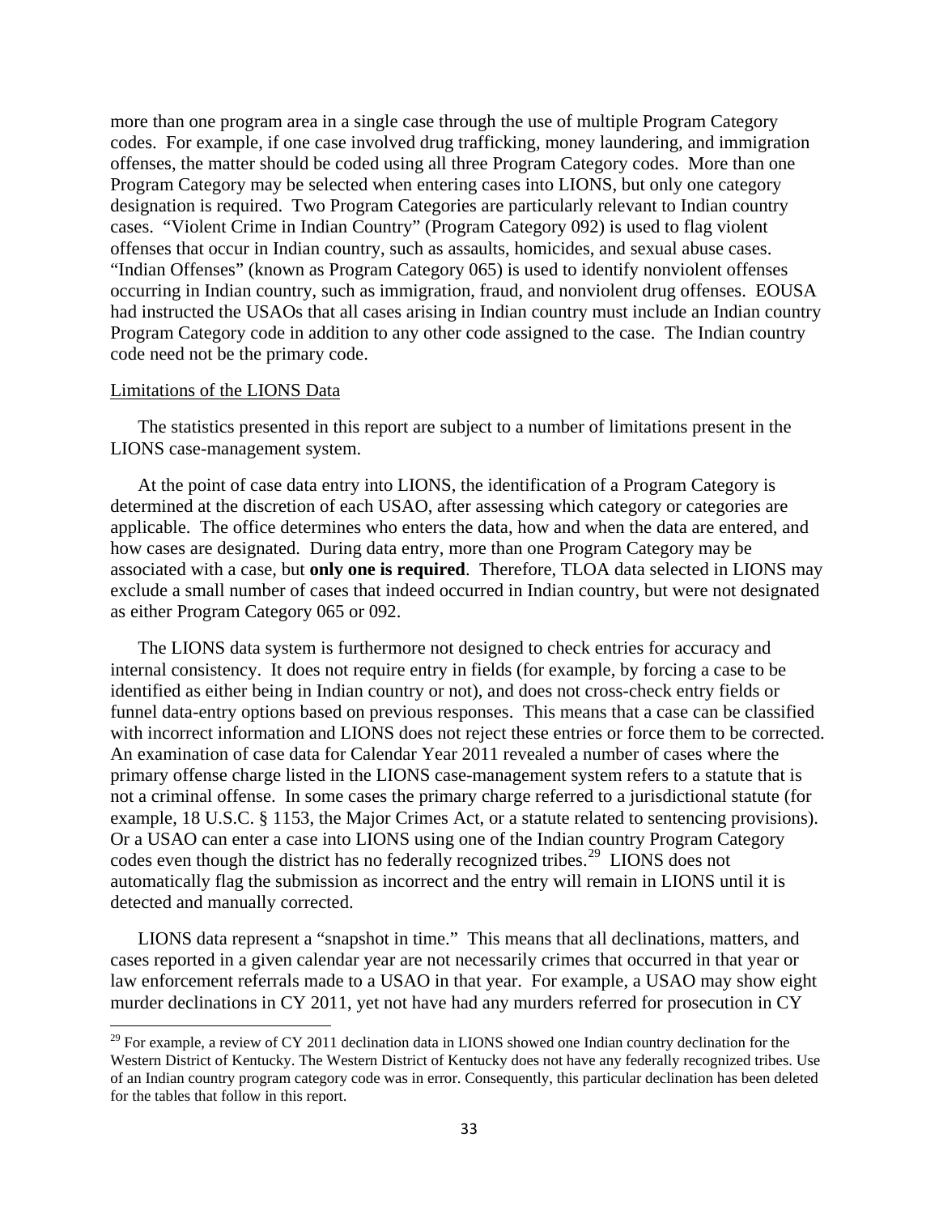more than one program area in a single case through the use of multiple Program Category codes. For example, if one case involved drug trafficking, money laundering, and immigration offenses, the matter should be coded using all three Program Category codes. More than one Program Category may be selected when entering cases into LIONS, but only one category designation is required. Two Program Categories are particularly relevant to Indian country cases. "Violent Crime in Indian Country" (Program Category 092) is used to flag violent offenses that occur in Indian country, such as assaults, homicides, and sexual abuse cases. "Indian Offenses" (known as Program Category 065) is used to identify nonviolent offenses occurring in Indian country, such as immigration, fraud, and nonviolent drug offenses. EOUSA had instructed the USAOs that all cases arising in Indian country must include an Indian country Program Category code in addition to any other code assigned to the case. The Indian country code need not be the primary code.

Limitations of the LIONS Data

The statistics presented in this report are subject to a number of limitations present in the LIONS case-management system.

At the point of case data entry into LIONS, the identification of a Program Category is determined at the discretion of each USAO, after assessing which category or categories are applicable. The office determines who enters the data, how and when the data are entered, and how cases are designated. During data entry, more than one Program Category may be associated with a case, but **only one is required**. Therefore, TLOA data selected in LIONS may exclude a small number of cases that indeed occurred in Indian country, but were not designated as either Program Category 065 or 092.

The LIONS data system is furthermore not designed to check entries for accuracy and internal consistency. It does not require entry in fields (for example, by forcing a case to be identified as either being in Indian country or not), and does not cross-check entry fields or funnel data-entry options based on previous responses. This means that a case can be classified with incorrect information and LIONS does not reject these entries or force them to be corrected. An examination of case data for Calendar Year 2011 revealed a number of cases where the primary offense charge listed in the LIONS case-management system refers to a statute that is not a criminal offense. In some cases the primary charge referred to a jurisdictional statute (for example, 18 U.S.C. § 1153, the Major Crimes Act, or a statute related to sentencing provisions). Or a USAO can enter a case into LIONS using one of the Indian country Program Category codes even though the district has no federally recognized tribes.[29] LIONS does not automatically flag the submission as incorrect and the entry will remain in LIONS until it is detected and manually corrected.

LIONS data represent a "snapshot in time." This means that all declinations, matters, and cases reported in a given calendar year are not necessarily crimes that occurred in that year or law enforcement referrals made to a USAO in that year. For example, a USAO may show eight murder declinations in CY 2011, yet not have had any murders referred for prosecution in CY

[29] For example, a review of CY 2011 declination data in LIONS showed one Indian country declination for the Western District of Kentucky. The Western District of Kentucky does not have any federally recognized tribes. Use of an Indian country program category code was in error. Consequently, this particular declination has been deleted for the tables that follow in this report.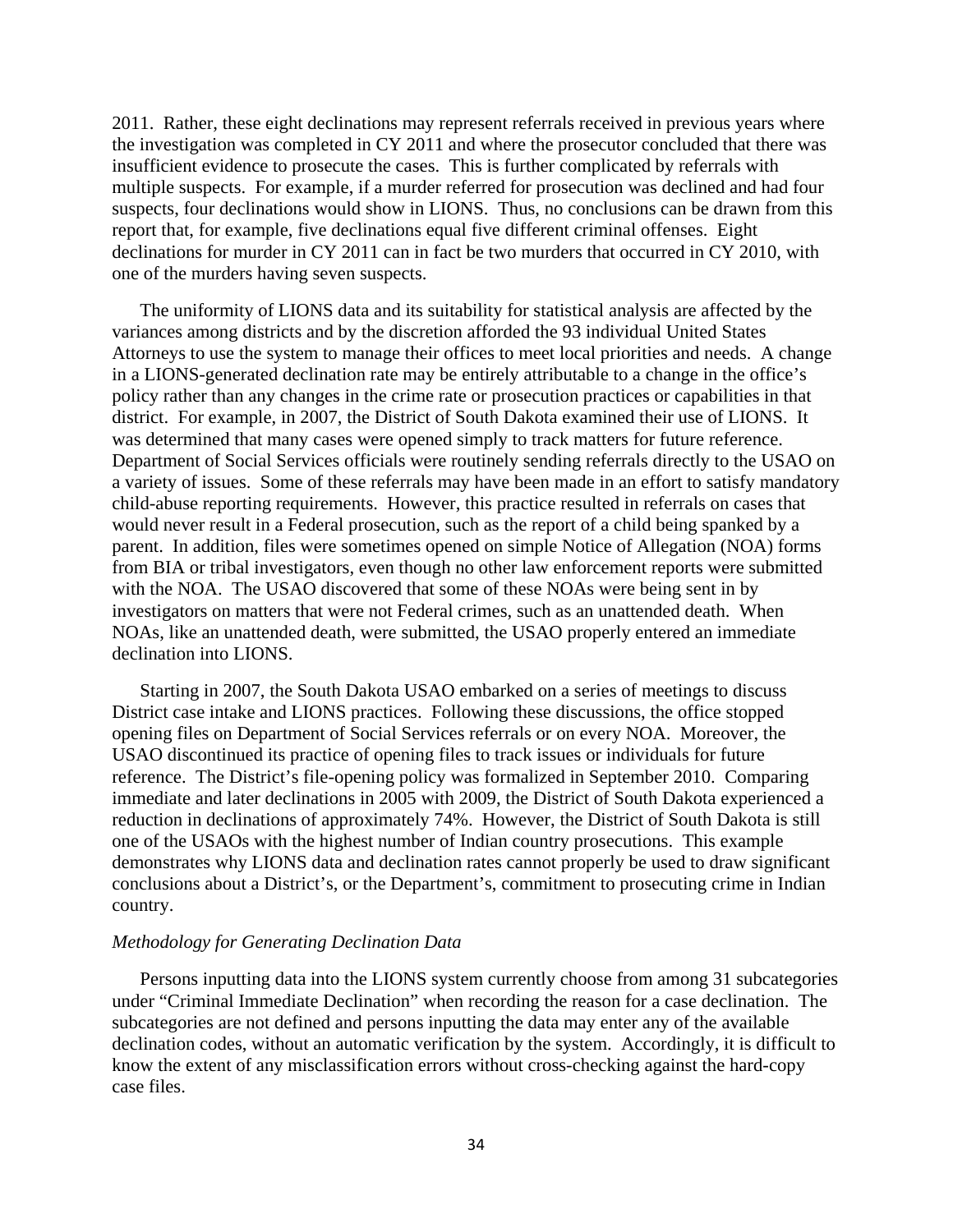2011. Rather, these eight declinations may represent referrals received in previous years where the investigation was completed in CY 2011 and where the prosecutor concluded that there was insufficient evidence to prosecute the cases. This is further complicated by referrals with multiple suspects. For example, if a murder referred for prosecution was declined and had four suspects, four declinations would show in LIONS. Thus, no conclusions can be drawn from this report that, for example, five declinations equal five different criminal offenses. Eight declinations for murder in CY 2011 can in fact be two murders that occurred in CY 2010, with one of the murders having seven suspects.

The uniformity of LIONS data and its suitability for statistical analysis are affected by the variances among districts and by the discretion afforded the 93 individual United States Attorneys to use the system to manage their offices to meet local priorities and needs. A change in a LIONS-generated declination rate may be entirely attributable to a change in the office's policy rather than any changes in the crime rate or prosecution practices or capabilities in that district. For example, in 2007, the District of South Dakota examined their use of LIONS. It was determined that many cases were opened simply to track matters for future reference. Department of Social Services officials were routinely sending referrals directly to the USAO on a variety of issues. Some of these referrals may have been made in an effort to satisfy mandatory child-abuse reporting requirements. However, this practice resulted in referrals on cases that would never result in a Federal prosecution, such as the report of a child being spanked by a parent. In addition, files were sometimes opened on simple Notice of Allegation (NOA) forms from BIA or tribal investigators, even though no other law enforcement reports were submitted with the NOA. The USAO discovered that some of these NOAs were being sent in by investigators on matters that were not Federal crimes, such as an unattended death. When NOAs, like an unattended death, were submitted, the USAO properly entered an immediate declination into LIONS.

Starting in 2007, the South Dakota USAO embarked on a series of meetings to discuss District case intake and LIONS practices. Following these discussions, the office stopped opening files on Department of Social Services referrals or on every NOA. Moreover, the USAO discontinued its practice of opening files to track issues or individuals for future reference. The District's file-opening policy was formalized in September 2010. Comparing immediate and later declinations in 2005 with 2009, the District of South Dakota experienced a reduction in declinations of approximately 74%. However, the District of South Dakota is still one of the USAOs with the highest number of Indian country prosecutions. This example demonstrates why LIONS data and declination rates cannot properly be used to draw significant conclusions about a District's, or the Department's, commitment to prosecuting crime in Indian country.

*Methodology for Generating Declination Data*

Persons inputting data into the LIONS system currently choose from among 31 subcategories under "Criminal Immediate Declination" when recording the reason for a case declination. The subcategories are not defined and persons inputting the data may enter any of the available declination codes, without an automatic verification by the system. Accordingly, it is difficult to know the extent of any misclassification errors without cross-checking against the hard-copy case files.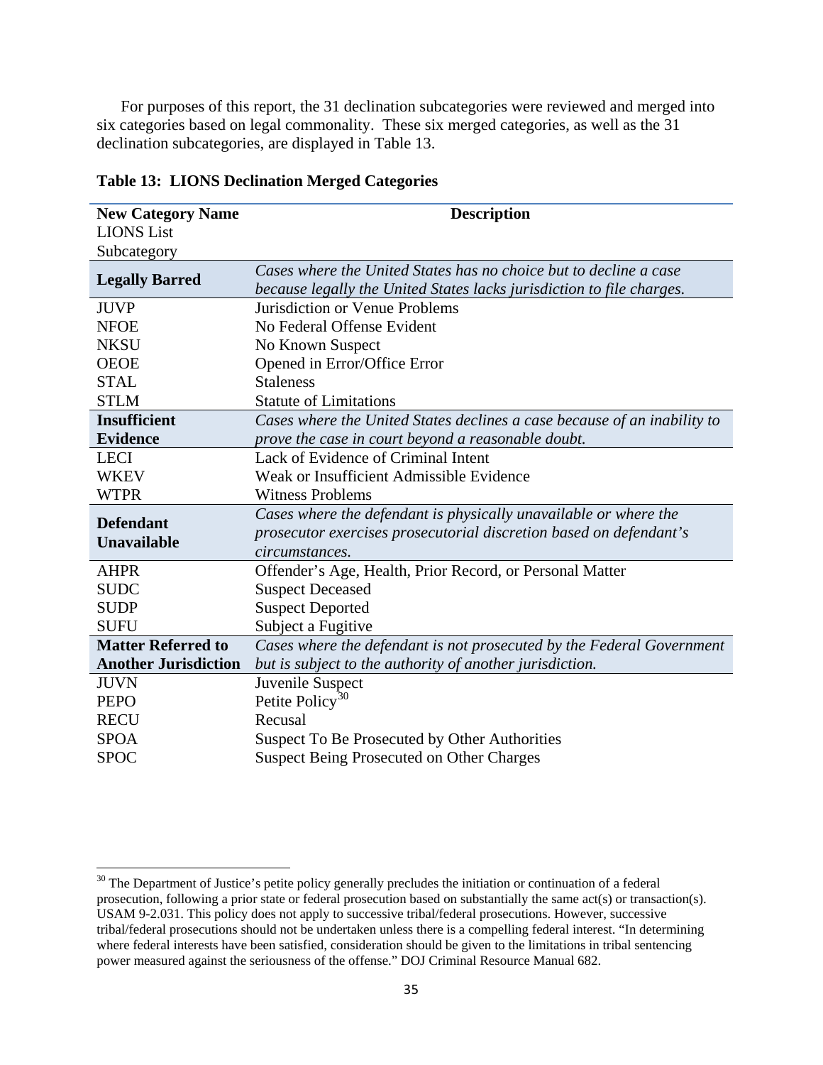For purposes of this report, the 31 declination subcategories were reviewed and merged into six categories based on legal commonality. These six merged categories, as well as the 31 declination subcategories, are displayed in Table 13.

**Table 13: LIONS Declination Merged Categories**

| **New Category Name** LIONS List Subcategory | **Description** |
|---|---|
| **Legally Barred** | *Cases where the United States has no choice but to decline a case because legally the United States lacks jurisdiction to file charges.* |
| JUVP | Jurisdiction or Venue Problems |
| NFOE | No Federal Offense Evident |
| NKSU | No Known Suspect |
| OEOE | Opened in Error/Office Error |
| STAL | Staleness |
| STLM | Statute of Limitations |
| **Insufficient Evidence** | *Cases where the United States declines a case because of an inability to prove the case in court beyond a reasonable doubt.* |
| LECI | Lack of Evidence of Criminal Intent |
| WKEV | Weak or Insufficient Admissible Evidence |
| WTPR | Witness Problems |
| **Defendant Unavailable** | *Cases where the defendant is physically unavailable or where the prosecutor exercises prosecutorial discretion based on defendant's circumstances.* |
| AHPR | Offender's Age, Health, Prior Record, or Personal Matter |
| SUDC | Suspect Deceased |
| SUDP | Suspect Deported |
| SUFU | Subject a Fugitive |
| **Matter Referred to Another Jurisdiction** | *Cases where the defendant is not prosecuted by the Federal Government but is subject to the authority of another jurisdiction.* |
| JUVN | Juvenile Suspect |
| PEPO | Petite Policy[30] |
| RECU | Recusal |
| SPOA | Suspect To Be Prosecuted by Other Authorities |
| SPOC | Suspect Being Prosecuted on Other Charges |

[30] The Department of Justice's petite policy generally precludes the initiation or continuation of a federal prosecution, following a prior state or federal prosecution based on substantially the same act(s) or transaction(s). USAM 9-2.031. This policy does not apply to successive tribal/federal prosecutions. However, successive tribal/federal prosecutions should not be undertaken unless there is a compelling federal interest. "In determining where federal interests have been satisfied, consideration should be given to the limitations in tribal sentencing power measured against the seriousness of the offense." DOJ Criminal Resource Manual 682.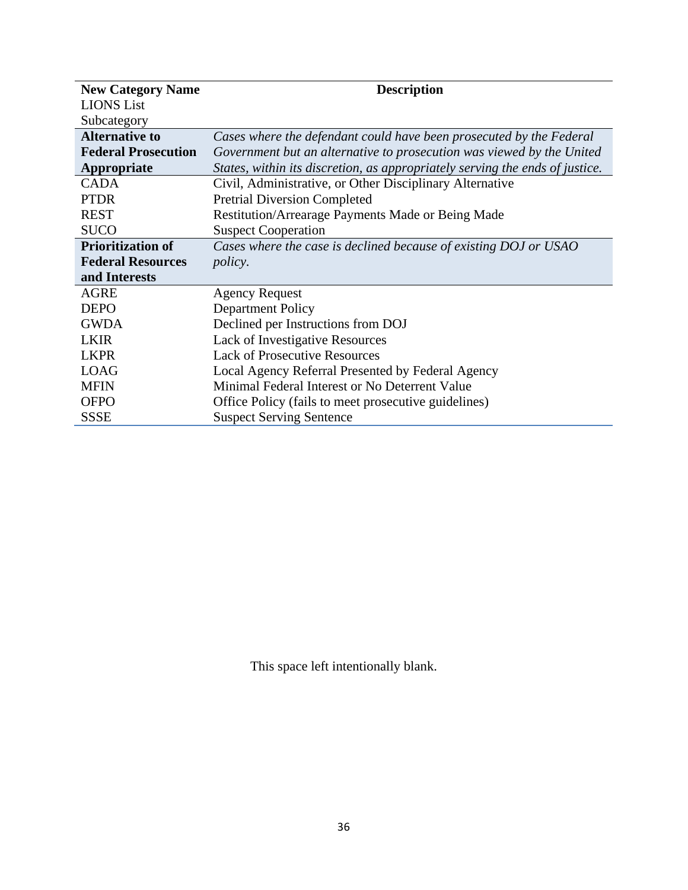| **New Category Name**<br>LIONS List Subcategory | **Description** |
|---|---|
| **Alternative to Federal Prosecution Appropriate** | *Cases where the defendant could have been prosecuted by the Federal Government but an alternative to prosecution was viewed by the United States, within its discretion, as appropriately serving the ends of justice.* |
| CADA | Civil, Administrative, or Other Disciplinary Alternative |
| PTDR | Pretrial Diversion Completed |
| REST | Restitution/Arrearage Payments Made or Being Made |
| SUCO | Suspect Cooperation |
| **Prioritization of Federal Resources and Interests** | *Cases where the case is declined because of existing DOJ or USAO policy.* |
| AGRE | Agency Request |
| DEPO | Department Policy |
| GWDA | Declined per Instructions from DOJ |
| LKIR | Lack of Investigative Resources |
| LKPR | Lack of Prosecutive Resources |
| LOAG | Local Agency Referral Presented by Federal Agency |
| MFIN | Minimal Federal Interest or No Deterrent Value |
| OFPO | Office Policy (fails to meet prosecutive guidelines) |
| SSSE | Suspect Serving Sentence |

This space left intentionally blank.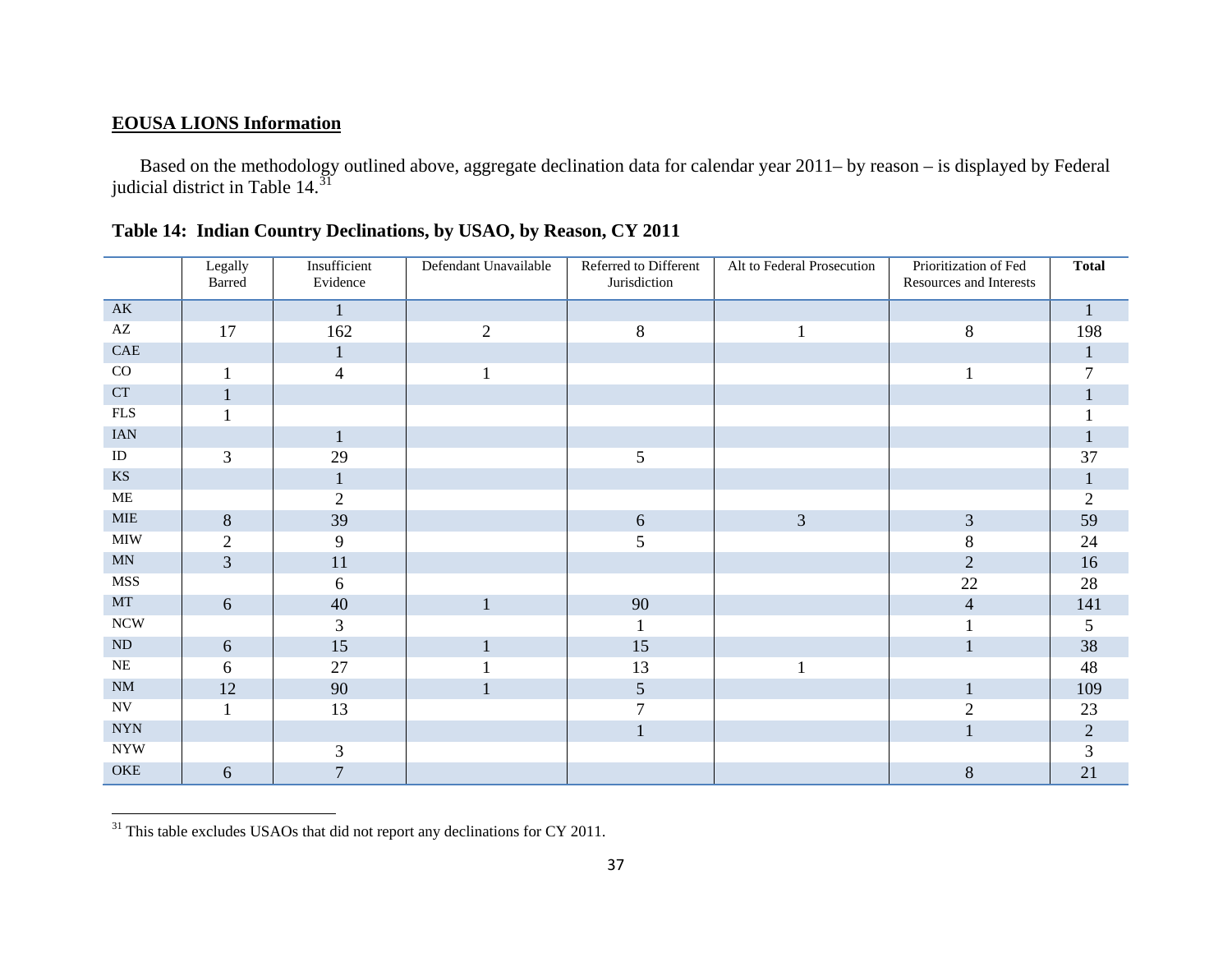**EOUSA LIONS Information**

Based on the methodology outlined above, aggregate declination data for calendar year 2011– by reason – is displayed by Federal judicial district in Table 14.[31]

**Table 14: Indian Country Declinations, by USAO, by Reason, CY 2011**

| | Legally Barred | Insufficient Evidence | Defendant Unavailable | Referred to Different Jurisdiction | Alt to Federal Prosecution | Prioritization of Fed Resources and Interests | **Total** |
|---|---|---|---|---|---|---|---|
| AK | | 1 | | | | | 1 |
| AZ | 17 | 162 | 2 | 8 | 1 | 8 | 198 |
| CAE | | 1 | | | | | 1 |
| CO | 1 | 4 | 1 | | | 1 | 7 |
| CT | 1 | | | | | | 1 |
| FLS | 1 | | | | | | 1 |
| IAN | | 1 | | | | | 1 |
| ID | 3 | 29 | | 5 | | | 37 |
| KS | | 1 | | | | | 1 |
| ME | | 2 | | | | | 2 |
| MIE | 8 | 39 | | 6 | 3 | 3 | 59 |
| MIW | 2 | 9 | | 5 | | 8 | 24 |
| MN | 3 | 11 | | | | 2 | 16 |
| MSS | | 6 | | | | 22 | 28 |
| MT | 6 | 40 | 1 | 90 | | 4 | 141 |
| NCW | | 3 | | 1 | | 1 | 5 |
| ND | 6 | 15 | 1 | 15 | | 1 | 38 |
| NE | 6 | 27 | 1 | 13 | 1 | | 48 |
| NM | 12 | 90 | 1 | 5 | | 1 | 109 |
| NV | 1 | 13 | | 7 | | 2 | 23 |
| NYN | | | | 1 | | 1 | 2 |
| NYW | | 3 | | | | | 3 |
| OKE | 6 | 7 | | | | 8 | 21 |

[31] This table excludes USAOs that did not report any declinations for CY 2011.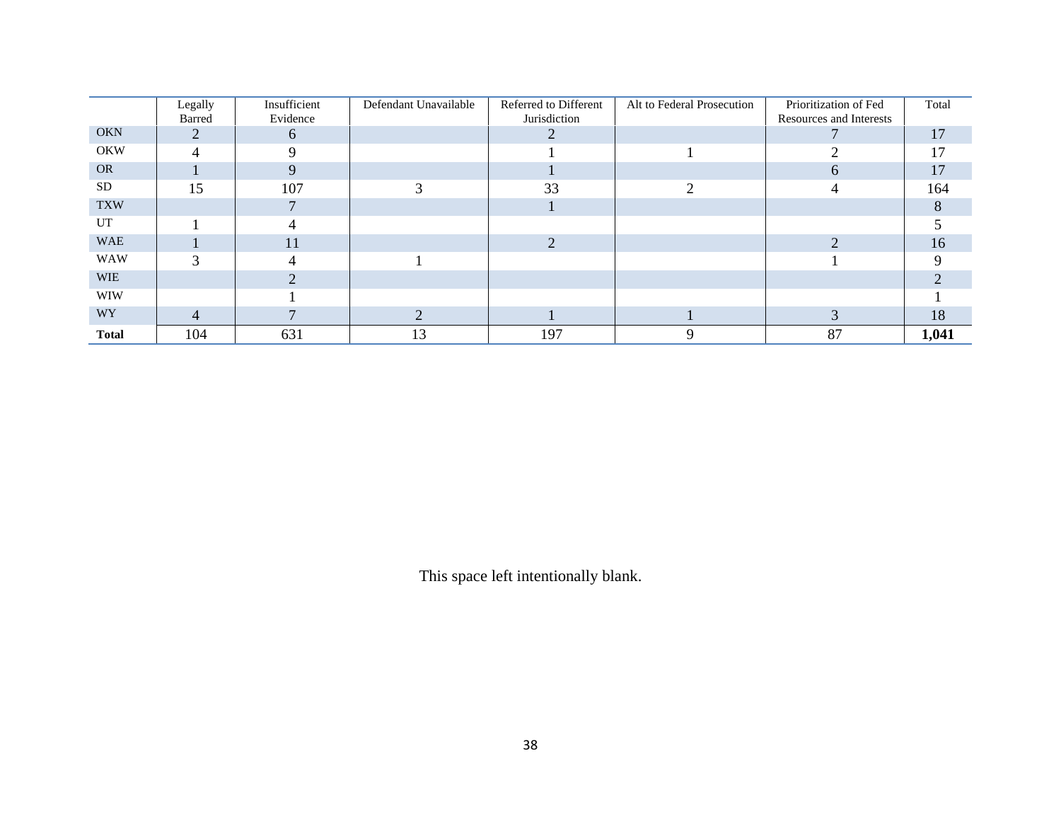| | Legally Barred | Insufficient Evidence | Defendant Unavailable | Referred to Different Jurisdiction | Alt to Federal Prosecution | Prioritization of Fed Resources and Interests | Total |
|---|---|---|---|---|---|---|---|
| OKN | 2 | 6 | | 2 | | 7 | 17 |
| OKW | 4 | 9 | | 1 | 1 | 2 | 17 |
| OR | 1 | 9 | | 1 | | 6 | 17 |
| SD | 15 | 107 | 3 | 33 | 2 | 4 | 164 |
| TXW | | 7 | | 1 | | | 8 |
| UT | 1 | 4 | | | | | 5 |
| WAE | 1 | 11 | | 2 | | 2 | 16 |
| WAW | 3 | 4 | 1 | | | 1 | 9 |
| WIE | | 2 | | | | | 2 |
| WIW | | 1 | | | | | 1 |
| WY | 4 | 7 | 2 | 1 | 1 | 3 | 18 |
| **Total** | 104 | 631 | 13 | 197 | 9 | 87 | **1,041** |

This space left intentionally blank.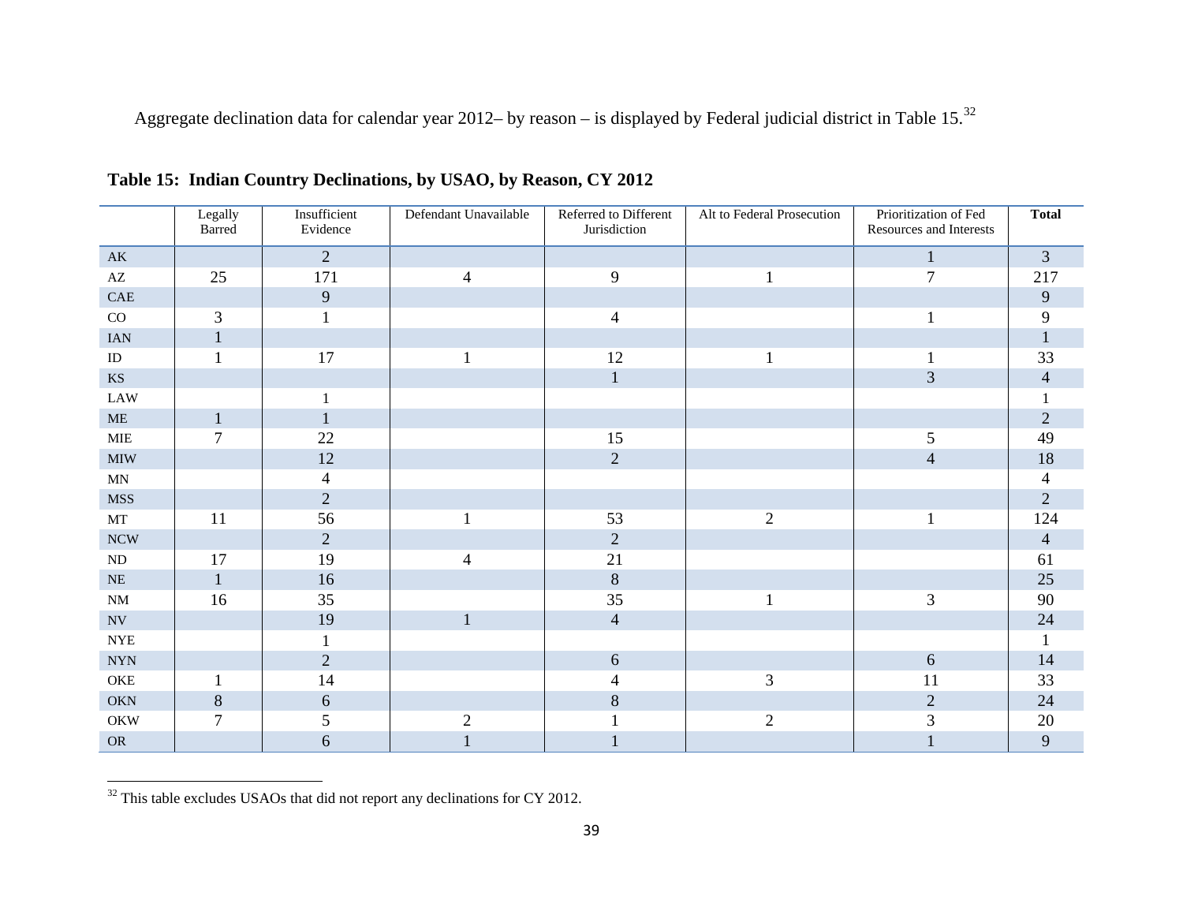Aggregate declination data for calendar year 2012– by reason – is displayed by Federal judicial district in Table 15.[32]

**Table 15: Indian Country Declinations, by USAO, by Reason, CY 2012**

| | Legally Barred | Insufficient Evidence | Defendant Unavailable | Referred to Different Jurisdiction | Alt to Federal Prosecution | Prioritization of Fed Resources and Interests | **Total** |
|---|---|---|---|---|---|---|---|
| AK | | 2 | | | | 1 | 3 |
| AZ | 25 | 171 | 4 | 9 | 1 | 7 | 217 |
| CAE | | 9 | | | | | 9 |
| CO | 3 | 1 | | 4 | | 1 | 9 |
| IAN | 1 | | | | | | 1 |
| ID | 1 | 17 | 1 | 12 | 1 | 1 | 33 |
| KS | | | | 1 | | 3 | 4 |
| LAW | | 1 | | | | | 1 |
| ME | 1 | 1 | | | | | 2 |
| MIE | 7 | 22 | | 15 | | 5 | 49 |
| MIW | | 12 | | 2 | | 4 | 18 |
| MN | | 4 | | | | | 4 |
| MSS | | 2 | | | | | 2 |
| MT | 11 | 56 | 1 | 53 | 2 | 1 | 124 |
| NCW | | 2 | | 2 | | | 4 |
| ND | 17 | 19 | 4 | 21 | | | 61 |
| NE | 1 | 16 | | 8 | | | 25 |
| NM | 16 | 35 | | 35 | 1 | 3 | 90 |
| NV | | 19 | 1 | 4 | | | 24 |
| NYE | | 1 | | | | | 1 |
| NYN | | 2 | | 6 | | 6 | 14 |
| OKE | 1 | 14 | | 4 | 3 | 11 | 33 |
| OKN | 8 | 6 | | 8 | | 2 | 24 |
| OKW | 7 | 5 | 2 | 1 | 2 | 3 | 20 |
| OR | | 6 | 1 | 1 | | 1 | 9 |

[32] This table excludes USAOs that did not report any declinations for CY 2012.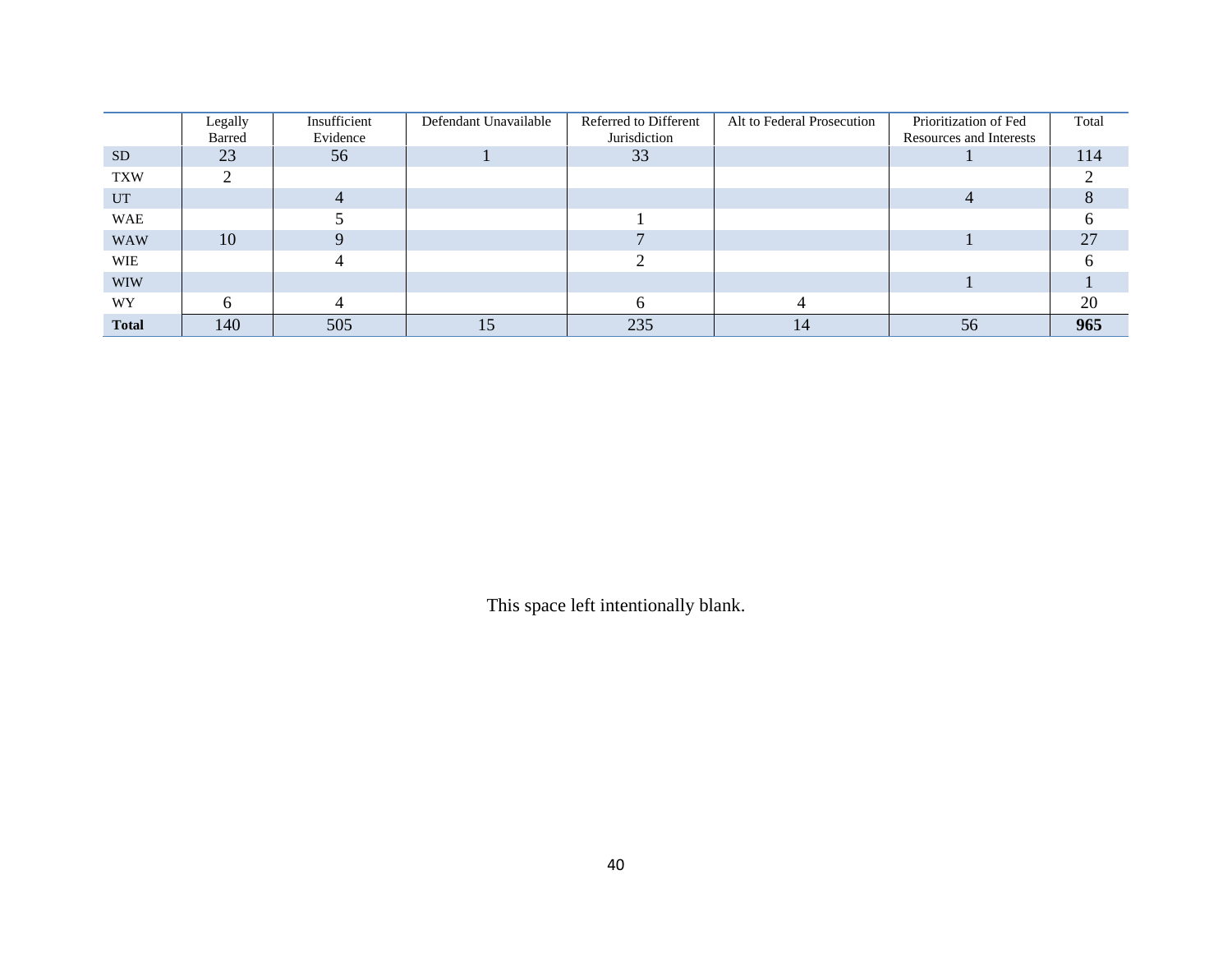| | Legally Barred | Insufficient Evidence | Defendant Unavailable | Referred to Different Jurisdiction | Alt to Federal Prosecution | Prioritization of Fed Resources and Interests | Total |
|---|---|---|---|---|---|---|---|
| SD | 23 | 56 | 1 | 33 | | 1 | 114 |
| TXW | 2 | | | | | | 2 |
| UT | | 4 | | | | 4 | 8 |
| WAE | | 5 | | 1 | | | 6 |
| WAW | 10 | 9 | | 7 | | 1 | 27 |
| WIE | | 4 | | 2 | | | 6 |
| WIW | | | | | | 1 | 1 |
| WY | 6 | 4 | | 6 | 4 | | 20 |
| **Total** | 140 | 505 | 15 | 235 | 14 | 56 | **965** |

This space left intentionally blank.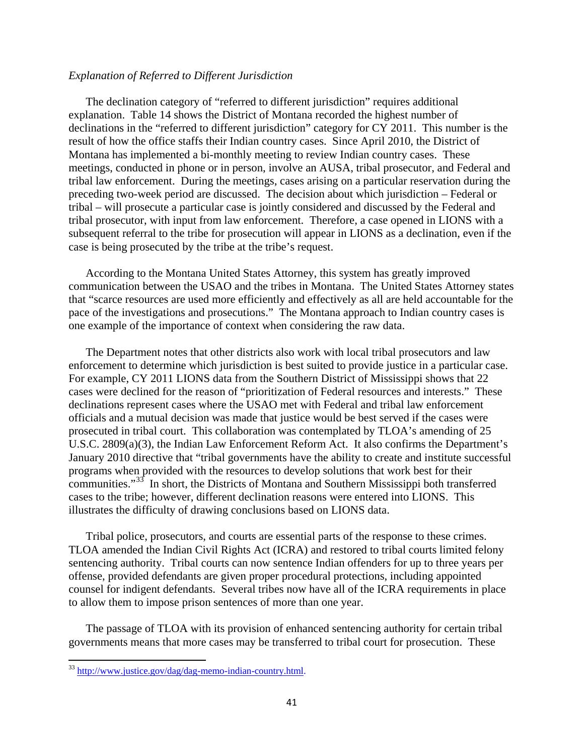*Explanation of Referred to Different Jurisdiction*

The declination category of "referred to different jurisdiction" requires additional explanation. Table 14 shows the District of Montana recorded the highest number of declinations in the "referred to different jurisdiction" category for CY 2011. This number is the result of how the office staffs their Indian country cases. Since April 2010, the District of Montana has implemented a bi-monthly meeting to review Indian country cases. These meetings, conducted in phone or in person, involve an AUSA, tribal prosecutor, and Federal and tribal law enforcement. During the meetings, cases arising on a particular reservation during the preceding two-week period are discussed. The decision about which jurisdiction – Federal or tribal – will prosecute a particular case is jointly considered and discussed by the Federal and tribal prosecutor, with input from law enforcement. Therefore, a case opened in LIONS with a subsequent referral to the tribe for prosecution will appear in LIONS as a declination, even if the case is being prosecuted by the tribe at the tribe's request.

According to the Montana United States Attorney, this system has greatly improved communication between the USAO and the tribes in Montana. The United States Attorney states that "scarce resources are used more efficiently and effectively as all are held accountable for the pace of the investigations and prosecutions." The Montana approach to Indian country cases is one example of the importance of context when considering the raw data.

The Department notes that other districts also work with local tribal prosecutors and law enforcement to determine which jurisdiction is best suited to provide justice in a particular case. For example, CY 2011 LIONS data from the Southern District of Mississippi shows that 22 cases were declined for the reason of "prioritization of Federal resources and interests." These declinations represent cases where the USAO met with Federal and tribal law enforcement officials and a mutual decision was made that justice would be best served if the cases were prosecuted in tribal court. This collaboration was contemplated by TLOA's amending of 25 U.S.C. 2809(a)(3), the Indian Law Enforcement Reform Act. It also confirms the Department's January 2010 directive that "tribal governments have the ability to create and institute successful programs when provided with the resources to develop solutions that work best for their communities."[33] In short, the Districts of Montana and Southern Mississippi both transferred cases to the tribe; however, different declination reasons were entered into LIONS. This illustrates the difficulty of drawing conclusions based on LIONS data.

Tribal police, prosecutors, and courts are essential parts of the response to these crimes. TLOA amended the Indian Civil Rights Act (ICRA) and restored to tribal courts limited felony sentencing authority. Tribal courts can now sentence Indian offenders for up to three years per offense, provided defendants are given proper procedural protections, including appointed counsel for indigent defendants. Several tribes now have all of the ICRA requirements in place to allow them to impose prison sentences of more than one year.

The passage of TLOA with its provision of enhanced sentencing authority for certain tribal governments means that more cases may be transferred to tribal court for prosecution. These

[33] http://www.justice.gov/dag/dag-memo-indian-country.html.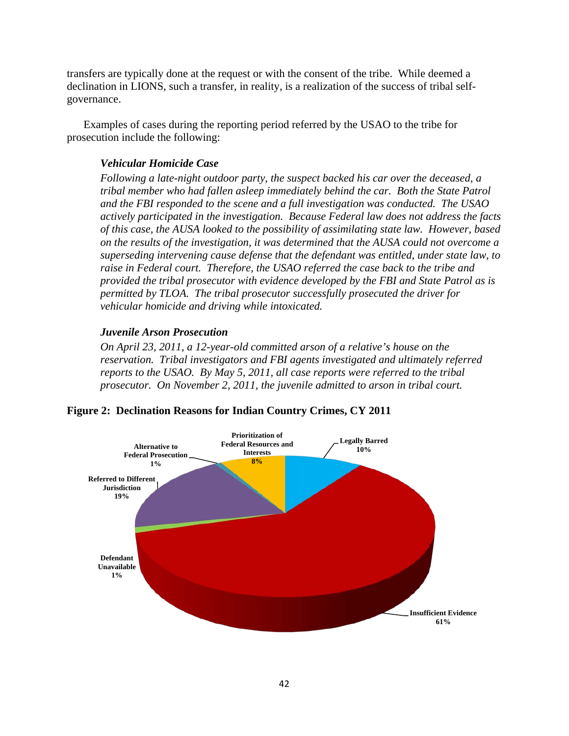transfers are typically done at the request or with the consent of the tribe. While deemed a declination in LIONS, such a transfer, in reality, is a realization of the success of tribal self-governance.

Examples of cases during the reporting period referred by the USAO to the tribe for prosecution include the following:

> ***Vehicular Homicide Case***
>
> *Following a late-night outdoor party, the suspect backed his car over the deceased, a tribal member who had fallen asleep immediately behind the car. Both the State Patrol and the FBI responded to the scene and a full investigation was conducted. The USAO actively participated in the investigation. Because Federal law does not address the facts of this case, the AUSA looked to the possibility of assimilating state law. However, based on the results of the investigation, it was determined that the AUSA could not overcome a superseding intervening cause defense that the defendant was entitled, under state law, to raise in Federal court. Therefore, the USAO referred the case back to the tribe and provided the tribal prosecutor with evidence developed by the FBI and State Patrol as is permitted by TLOA. The tribal prosecutor successfully prosecuted the driver for vehicular homicide and driving while intoxicated.*
>
> ***Juvenile Arson Prosecution***
>
> *On April 23, 2011, a 12-year-old committed arson of a relative's house on the reservation. Tribal investigators and FBI agents investigated and ultimately referred reports to the USAO. By May 5, 2011, all case reports were referred to the tribal prosecutor. On November 2, 2011, the juvenile admitted to arson in tribal court.*

**Figure 2: Declination Reasons for Indian Country Crimes, CY 2011**

| Declination Reason | Percent |
| --- | --- |
| Insufficient Evidence | 61% |
| Referred to Different Jurisdiction | 19% |
| Legally Barred | 10% |
| Prioritization of Federal Resources and Interests | 8% |
| Alternative to Federal Prosecution | 1% |
| Defendant Unavailable | 1% |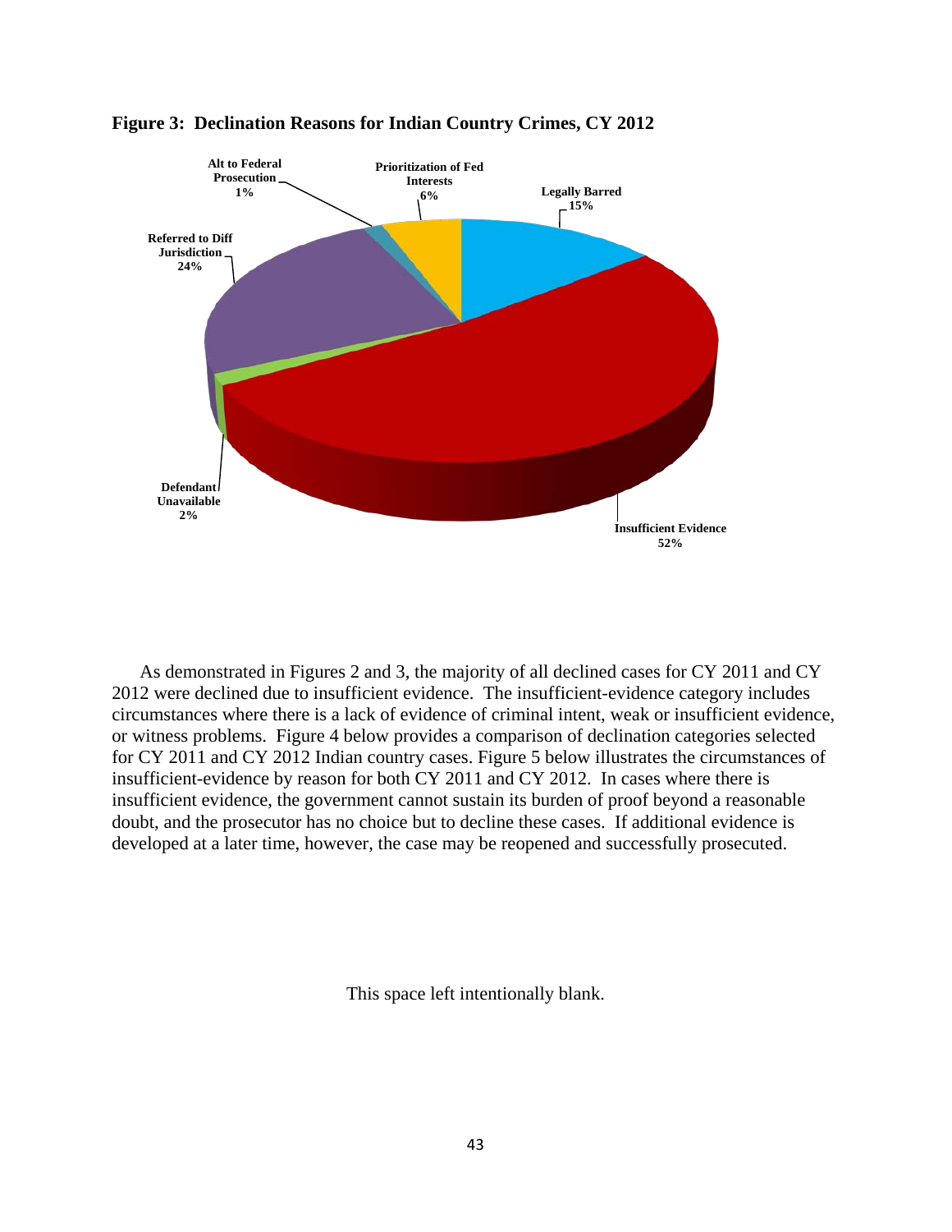**Figure 3: Declination Reasons for Indian Country Crimes, CY 2012**

As demonstrated in Figures 2 and 3, the majority of all declined cases for CY 2011 and CY 2012 were declined due to insufficient evidence. The insufficient-evidence category includes circumstances where there is a lack of evidence of criminal intent, weak or insufficient evidence, or witness problems. Figure 4 below provides a comparison of declination categories selected for CY 2011 and CY 2012 Indian country cases. Figure 5 below illustrates the circumstances of insufficient-evidence by reason for both CY 2011 and CY 2012. In cases where there is insufficient evidence, the government cannot sustain its burden of proof beyond a reasonable doubt, and the prosecutor has no choice but to decline these cases. If additional evidence is developed at a later time, however, the case may be reopened and successfully prosecuted.

This space left intentionally blank.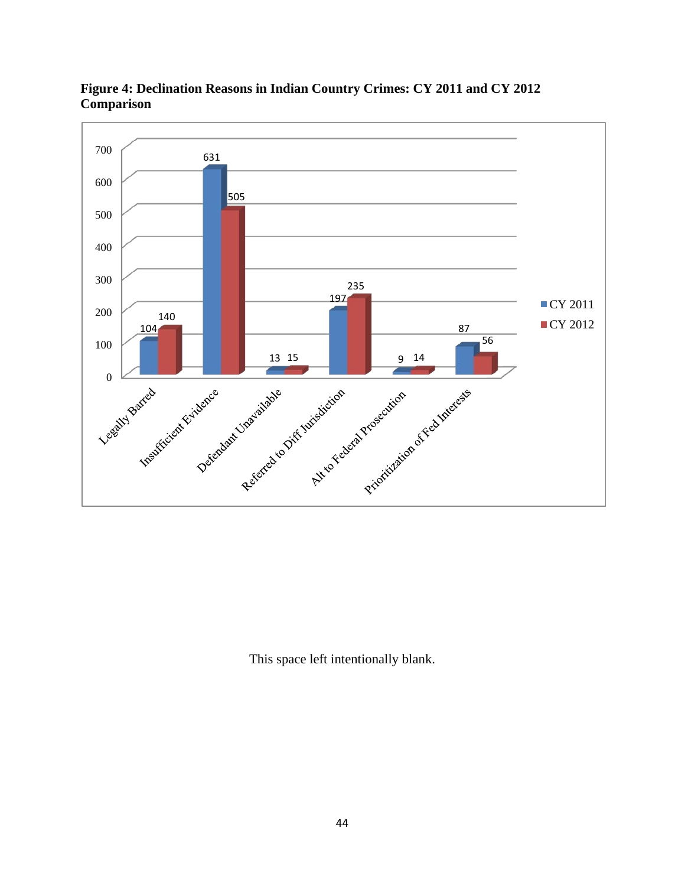**Figure 4: Declination Reasons in Indian Country Crimes: CY 2011 and CY 2012 Comparison**

| Declination Reason | CY 2011 | CY 2012 |
|---|---|---|
| Legally Barred | 104 | 140 |
| Insufficient Evidence | 631 | 505 |
| Defendant Unavailable | 13 | 15 |
| Referred to Diff Jurisdiction | 197 | 235 |
| Alt to Federal Prosecution | 9 | 14 |
| Prioritization of Fed Interests | 87 | 56 |

This space left intentionally blank.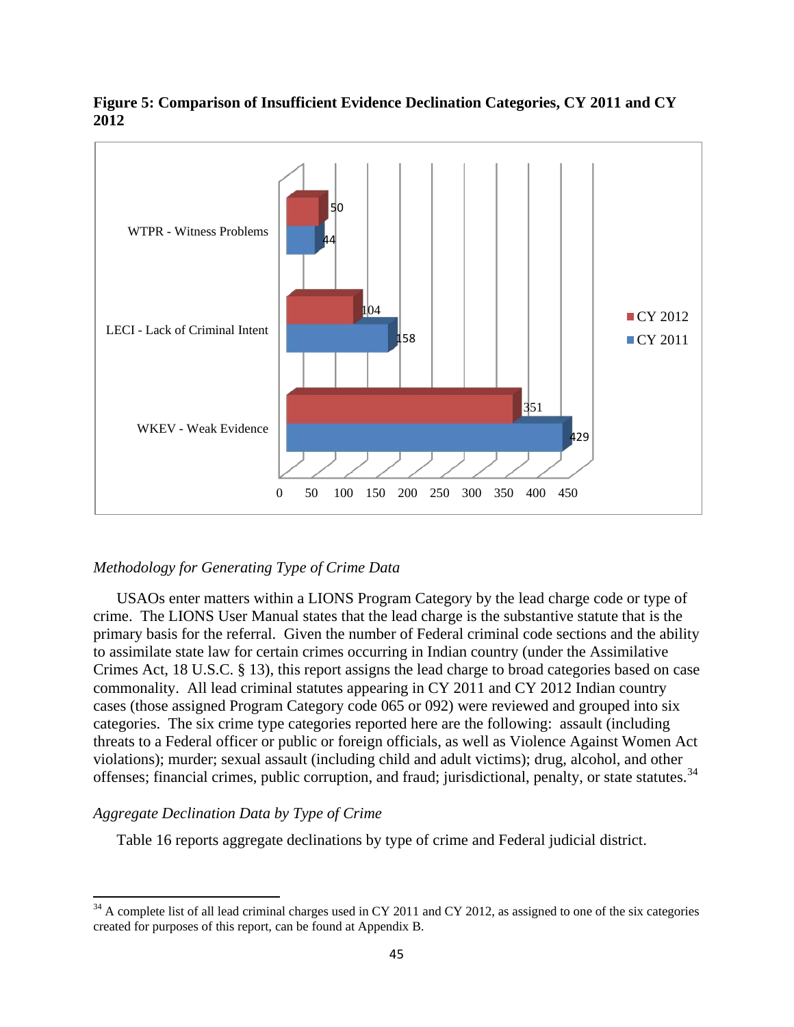**Figure 5: Comparison of Insufficient Evidence Declination Categories, CY 2011 and CY 2012**

| Category | CY 2012 | CY 2011 |
|---|---|---|
| WTPR - Witness Problems | 50 | 44 |
| LECI - Lack of Criminal Intent | 104 | 158 |
| WKEV - Weak Evidence | 351 | 429 |

### *Methodology for Generating Type of Crime Data*

USAOs enter matters within a LIONS Program Category by the lead charge code or type of crime. The LIONS User Manual states that the lead charge is the substantive statute that is the primary basis for the referral. Given the number of Federal criminal code sections and the ability to assimilate state law for certain crimes occurring in Indian country (under the Assimilative Crimes Act, 18 U.S.C. § 13), this report assigns the lead charge to broad categories based on case commonality. All lead criminal statutes appearing in CY 2011 and CY 2012 Indian country cases (those assigned Program Category code 065 or 092) were reviewed and grouped into six categories. The six crime type categories reported here are the following: assault (including threats to a Federal officer or public or foreign officials, as well as Violence Against Women Act violations); murder; sexual assault (including child and adult victims); drug, alcohol, and other offenses; financial crimes, public corruption, and fraud; jurisdictional, penalty, or state statutes.[34]

### *Aggregate Declination Data by Type of Crime*

Table 16 reports aggregate declinations by type of crime and Federal judicial district.

---

[34] A complete list of all lead criminal charges used in CY 2011 and CY 2012, as assigned to one of the six categories created for purposes of this report, can be found at Appendix B.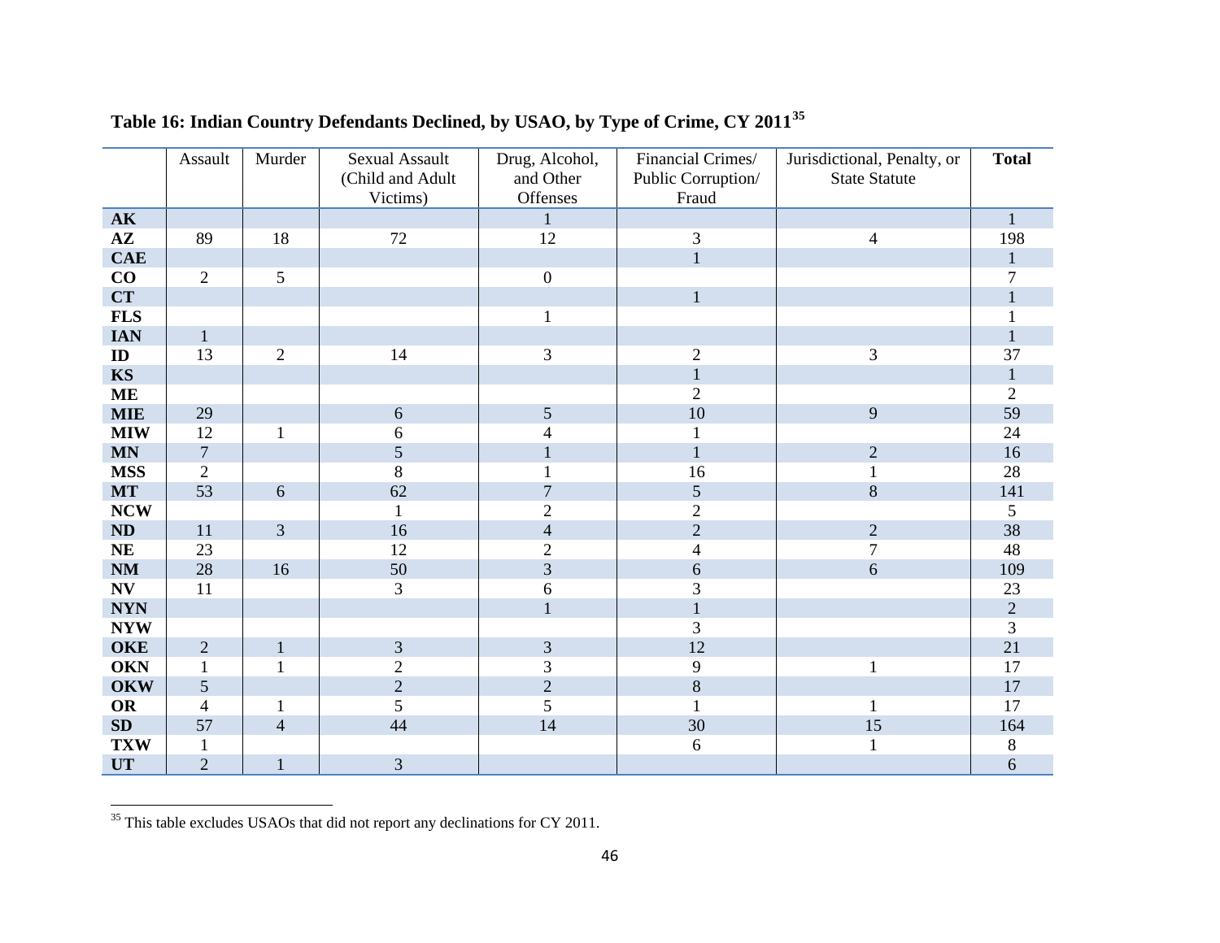**Table 16: Indian Country Defendants Declined, by USAO, by Type of Crime, CY 2011[35]**

| | Assault | Murder | Sexual Assault (Child and Adult Victims) | Drug, Alcohol, and Other Offenses | Financial Crimes/ Public Corruption/ Fraud | Jurisdictional, Penalty, or State Statute | Total |
|---|---|---|---|---|---|---|---|
| **AK** | | | | 1 | | | 1 |
| **AZ** | 89 | 18 | 72 | 12 | 3 | 4 | 198 |
| **CAE** | | | | | 1 | | 1 |
| **CO** | 2 | 5 | | 0 | | | 7 |
| **CT** | | | | | 1 | | 1 |
| **FLS** | | | | 1 | | | 1 |
| **IAN** | 1 | | | | | | 1 |
| **ID** | 13 | 2 | 14 | 3 | 2 | 3 | 37 |
| **KS** | | | | | 1 | | 1 |
| **ME** | | | | | 2 | | 2 |
| **MIE** | 29 | | 6 | 5 | 10 | 9 | 59 |
| **MIW** | 12 | 1 | 6 | 4 | 1 | | 24 |
| **MN** | 7 | | 5 | 1 | 1 | 2 | 16 |
| **MSS** | 2 | | 8 | 1 | 16 | 1 | 28 |
| **MT** | 53 | 6 | 62 | 7 | 5 | 8 | 141 |
| **NCW** | | | 1 | 2 | 2 | | 5 |
| **ND** | 11 | 3 | 16 | 4 | 2 | 2 | 38 |
| **NE** | 23 | | 12 | 2 | 4 | 7 | 48 |
| **NM** | 28 | 16 | 50 | 3 | 6 | 6 | 109 |
| **NV** | 11 | | 3 | 6 | 3 | | 23 |
| **NYN** | | | | 1 | 1 | | 2 |
| **NYW** | | | | | 3 | | 3 |
| **OKE** | 2 | 1 | 3 | 3 | 12 | | 21 |
| **OKN** | 1 | 1 | 2 | 3 | 9 | 1 | 17 |
| **OKW** | 5 | | 2 | 2 | 8 | | 17 |
| **OR** | 4 | 1 | 5 | 5 | 1 | 1 | 17 |
| **SD** | 57 | 4 | 44 | 14 | 30 | 15 | 164 |
| **TXW** | 1 | | | | 6 | 1 | 8 |
| **UT** | 2 | 1 | 3 | | | | 6 |

[35] This table excludes USAOs that did not report any declinations for CY 2011.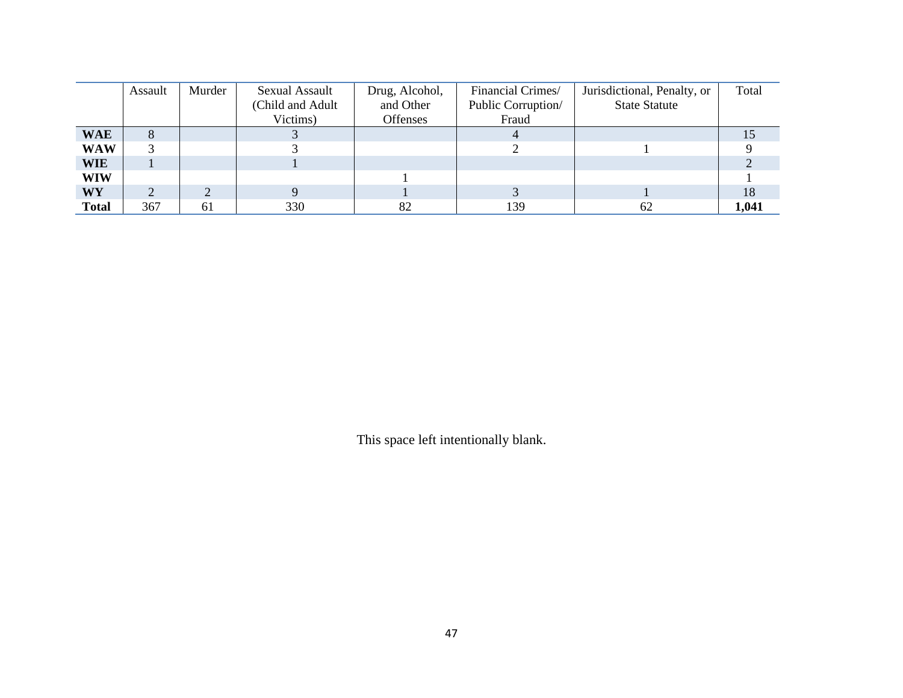| | Assault | Murder | Sexual Assault (Child and Adult Victims) | Drug, Alcohol, and Other Offenses | Financial Crimes/ Public Corruption/ Fraud | Jurisdictional, Penalty, or State Statute | Total |
|---|---|---|---|---|---|---|---|
| **WAE** | 8 | | 3 | | 4 | | 15 |
| **WAW** | 3 | | 3 | | 2 | 1 | 9 |
| **WIE** | 1 | | 1 | | | | 2 |
| **WIW** | | | | 1 | | | 1 |
| **WY** | 2 | 2 | 9 | 1 | 3 | 1 | 18 |
| **Total** | 367 | 61 | 330 | 82 | 139 | 62 | **1,041** |

This space left intentionally blank.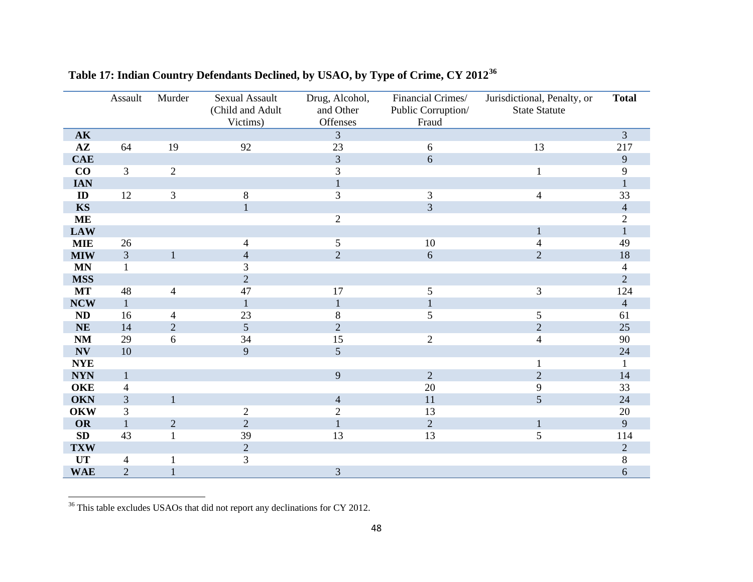## Table 17: Indian Country Defendants Declined, by USAO, by Type of Crime, CY 2012[36]

| | Assault | Murder | Sexual Assault (Child and Adult Victims) | Drug, Alcohol, and Other Offenses | Financial Crimes/ Public Corruption/ Fraud | Jurisdictional, Penalty, or State Statute | Total |
|---|---|---|---|---|---|---|---|
| **AK** | | | | 3 | | | 3 |
| **AZ** | 64 | 19 | 92 | 23 | 6 | 13 | 217 |
| **CAE** | | | | 3 | 6 | | 9 |
| **CO** | 3 | 2 | | 3 | | 1 | 9 |
| **IAN** | | | | 1 | | | 1 |
| **ID** | 12 | 3 | 8 | 3 | 3 | 4 | 33 |
| **KS** | | | 1 | | 3 | | 4 |
| **ME** | | | | 2 | | | 2 |
| **LAW** | | | | | | 1 | 1 |
| **MIE** | 26 | | 4 | 5 | 10 | 4 | 49 |
| **MIW** | 3 | 1 | 4 | 2 | 6 | 2 | 18 |
| **MN** | 1 | | 3 | | | | 4 |
| **MSS** | | | 2 | | | | 2 |
| **MT** | 48 | 4 | 47 | 17 | 5 | 3 | 124 |
| **NCW** | 1 | | 1 | 1 | 1 | | 4 |
| **ND** | 16 | 4 | 23 | 8 | 5 | 5 | 61 |
| **NE** | 14 | 2 | 5 | 2 | | 2 | 25 |
| **NM** | 29 | 6 | 34 | 15 | 2 | 4 | 90 |
| **NV** | 10 | | 9 | 5 | | | 24 |
| **NYE** | | | | | | 1 | 1 |
| **NYN** | 1 | | | 9 | 2 | 2 | 14 |
| **OKE** | 4 | | | | 20 | 9 | 33 |
| **OKN** | 3 | 1 | | 4 | 11 | 5 | 24 |
| **OKW** | 3 | | 2 | 2 | 13 | | 20 |
| **OR** | 1 | 2 | 2 | 1 | 2 | 1 | 9 |
| **SD** | 43 | 1 | 39 | 13 | 13 | 5 | 114 |
| **TXW** | | | 2 | | | | 2 |
| **UT** | 4 | 1 | 3 | | | | 8 |
| **WAE** | 2 | 1 | | 3 | | | 6 |

[36] This table excludes USAOs that did not report any declinations for CY 2012.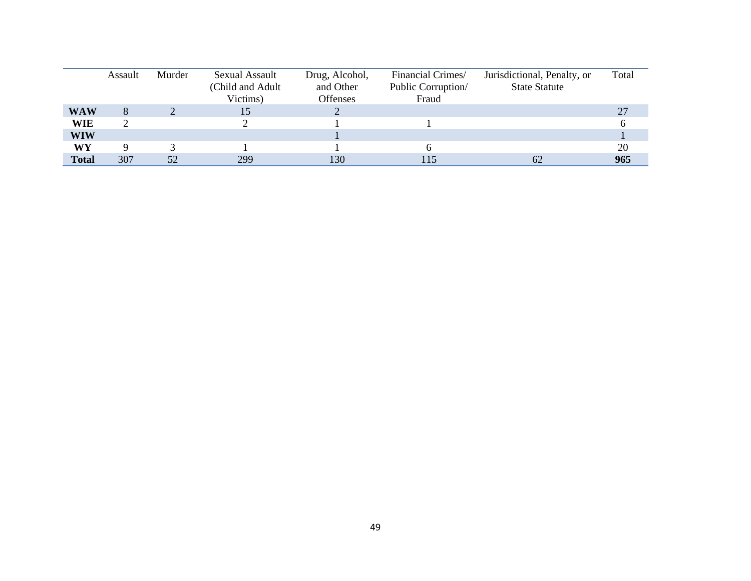| | Assault | Murder | Sexual Assault (Child and Adult Victims) | Drug, Alcohol, and Other Offenses | Financial Crimes/ Public Corruption/ Fraud | Jurisdictional, Penalty, or State Statute | Total |
|---|---|---|---|---|---|---|---|
| **WAW** | 8 | 2 | 15 | 2 | | | 27 |
| **WIE** | 2 | | 2 | 1 | 1 | | 6 |
| **WIW** | | | | 1 | | | 1 |
| **WY** | 9 | 3 | 1 | 1 | 6 | | 20 |
| **Total** | 307 | 52 | 299 | 130 | 115 | 62 | **965** |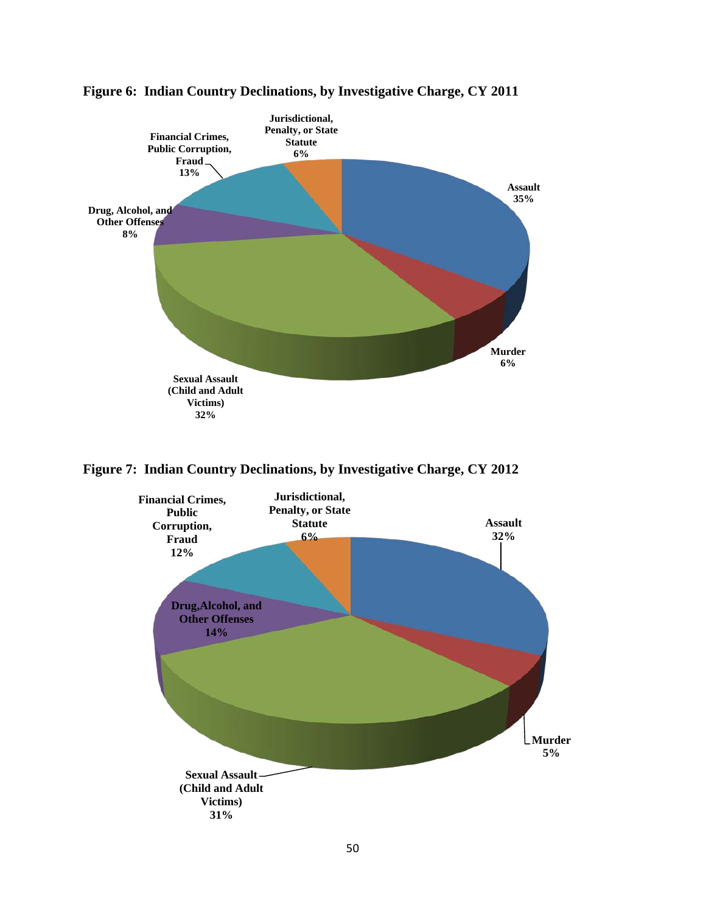**Figure 6: Indian Country Declinations, by Investigative Charge, CY 2011**

| Investigative Charge | Percentage |
|---|---|
| Assault | 35% |
| Murder | 6% |
| Sexual Assault (Child and Adult Victims) | 32% |
| Drug, Alcohol, and Other Offenses | 8% |
| Financial Crimes, Public Corruption, Fraud | 13% |
| Jurisdictional, Penalty, or State Statute | 6% |

**Figure 7: Indian Country Declinations, by Investigative Charge, CY 2012**

| Investigative Charge | Percentage |
|---|---|
| Assault | 32% |
| Murder | 5% |
| Sexual Assault (Child and Adult Victims) | 31% |
| Drug,Alcohol, and Other Offenses | 14% |
| Financial Crimes, Public Corruption, Fraud | 12% |
| Jurisdictional, Penalty, or State Statute | 6% |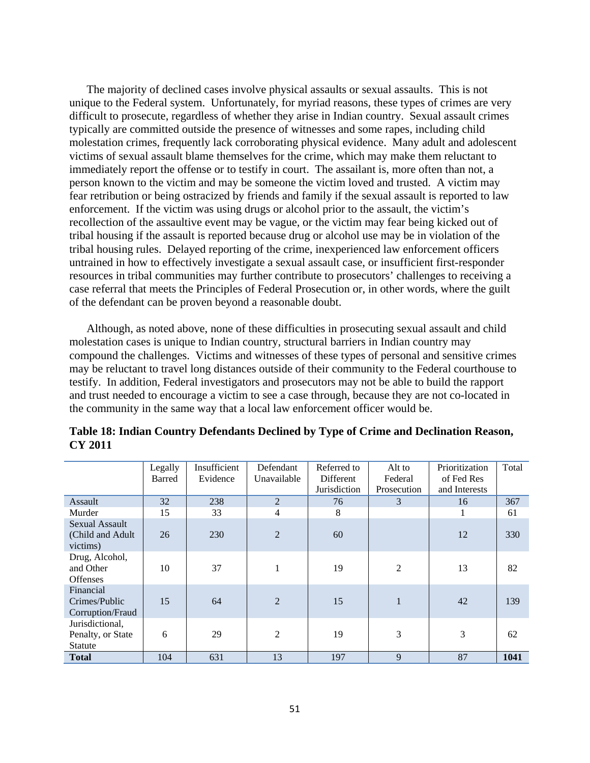The majority of declined cases involve physical assaults or sexual assaults. This is not unique to the Federal system. Unfortunately, for myriad reasons, these types of crimes are very difficult to prosecute, regardless of whether they arise in Indian country. Sexual assault crimes typically are committed outside the presence of witnesses and some rapes, including child molestation crimes, frequently lack corroborating physical evidence. Many adult and adolescent victims of sexual assault blame themselves for the crime, which may make them reluctant to immediately report the offense or to testify in court. The assailant is, more often than not, a person known to the victim and may be someone the victim loved and trusted. A victim may fear retribution or being ostracized by friends and family if the sexual assault is reported to law enforcement. If the victim was using drugs or alcohol prior to the assault, the victim's recollection of the assaultive event may be vague, or the victim may fear being kicked out of tribal housing if the assault is reported because drug or alcohol use may be in violation of the tribal housing rules. Delayed reporting of the crime, inexperienced law enforcement officers untrained in how to effectively investigate a sexual assault case, or insufficient first-responder resources in tribal communities may further contribute to prosecutors' challenges to receiving a case referral that meets the Principles of Federal Prosecution or, in other words, where the guilt of the defendant can be proven beyond a reasonable doubt.

Although, as noted above, none of these difficulties in prosecuting sexual assault and child molestation cases is unique to Indian country, structural barriers in Indian country may compound the challenges. Victims and witnesses of these types of personal and sensitive crimes may be reluctant to travel long distances outside of their community to the Federal courthouse to testify. In addition, Federal investigators and prosecutors may not be able to build the rapport and trust needed to encourage a victim to see a case through, because they are not co-located in the community in the same way that a local law enforcement officer would be.

**Table 18: Indian Country Defendants Declined by Type of Crime and Declination Reason, CY 2011**

| | Legally Barred | Insufficient Evidence | Defendant Unavailable | Referred to Different Jurisdiction | Alt to Federal Prosecution | Prioritization of Fed Res and Interests | Total |
|---|---|---|---|---|---|---|---|
| Assault | 32 | 238 | 2 | 76 | 3 | 16 | 367 |
| Murder | 15 | 33 | 4 | 8 | | 1 | 61 |
| Sexual Assault (Child and Adult victims) | 26 | 230 | 2 | 60 | | 12 | 330 |
| Drug, Alcohol, and Other Offenses | 10 | 37 | 1 | 19 | 2 | 13 | 82 |
| Financial Crimes/Public Corruption/Fraud | 15 | 64 | 2 | 15 | 1 | 42 | 139 |
| Jurisdictional, Penalty, or State Statute | 6 | 29 | 2 | 19 | 3 | 3 | 62 |
| **Total** | 104 | 631 | 13 | 197 | 9 | 87 | **1041** |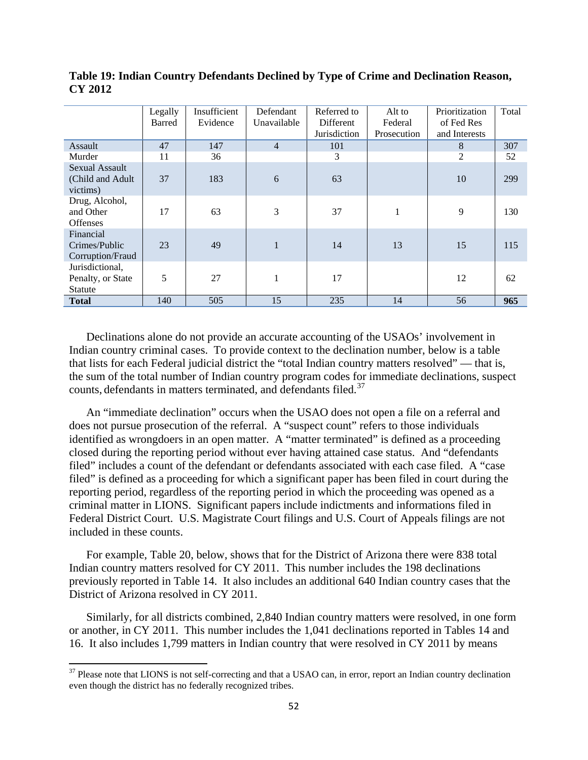**Table 19: Indian Country Defendants Declined by Type of Crime and Declination Reason, CY 2012**

| | Legally Barred | Insufficient Evidence | Defendant Unavailable | Referred to Different Jurisdiction | Alt to Federal Prosecution | Prioritization of Fed Res and Interests | Total |
|---|---|---|---|---|---|---|---|
| Assault | 47 | 147 | 4 | 101 | | 8 | 307 |
| Murder | 11 | 36 | | 3 | | 2 | 52 |
| Sexual Assault (Child and Adult victims) | 37 | 183 | 6 | 63 | | 10 | 299 |
| Drug, Alcohol, and Other Offenses | 17 | 63 | 3 | 37 | 1 | 9 | 130 |
| Financial Crimes/Public Corruption/Fraud | 23 | 49 | 1 | 14 | 13 | 15 | 115 |
| Jurisdictional, Penalty, or State Statute | 5 | 27 | 1 | 17 | | 12 | 62 |
| **Total** | 140 | 505 | 15 | 235 | 14 | 56 | **965** |

Declinations alone do not provide an accurate accounting of the USAOs' involvement in Indian country criminal cases. To provide context to the declination number, below is a table that lists for each Federal judicial district the "total Indian country matters resolved" — that is, the sum of the total number of Indian country program codes for immediate declinations, suspect counts, defendants in matters terminated, and defendants filed.[37]

An "immediate declination" occurs when the USAO does not open a file on a referral and does not pursue prosecution of the referral. A "suspect count" refers to those individuals identified as wrongdoers in an open matter. A "matter terminated" is defined as a proceeding closed during the reporting period without ever having attained case status. And "defendants filed" includes a count of the defendant or defendants associated with each case filed. A "case filed" is defined as a proceeding for which a significant paper has been filed in court during the reporting period, regardless of the reporting period in which the proceeding was opened as a criminal matter in LIONS. Significant papers include indictments and informations filed in Federal District Court. U.S. Magistrate Court filings and U.S. Court of Appeals filings are not included in these counts.

For example, Table 20, below, shows that for the District of Arizona there were 838 total Indian country matters resolved for CY 2011. This number includes the 198 declinations previously reported in Table 14. It also includes an additional 640 Indian country cases that the District of Arizona resolved in CY 2011.

Similarly, for all districts combined, 2,840 Indian country matters were resolved, in one form or another, in CY 2011. This number includes the 1,041 declinations reported in Tables 14 and 16. It also includes 1,799 matters in Indian country that were resolved in CY 2011 by means

[37] Please note that LIONS is not self-correcting and that a USAO can, in error, report an Indian country declination even though the district has no federally recognized tribes.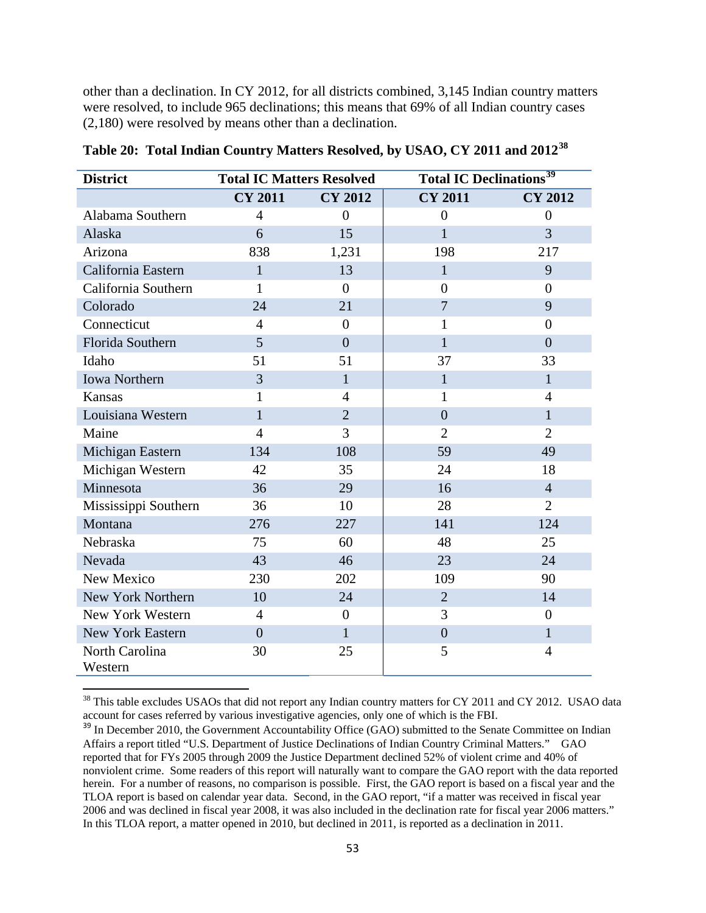other than a declination. In CY 2012, for all districts combined, 3,145 Indian country matters were resolved, to include 965 declinations; this means that 69% of all Indian country cases (2,180) were resolved by means other than a declination.

**Table 20: Total Indian Country Matters Resolved, by USAO, CY 2011 and 2012[38]**

| District | Total IC Matters Resolved | | Total IC Declinations[39] | |
|---|---|---|---|---|
| | CY 2011 | CY 2012 | CY 2011 | CY 2012 |
| Alabama Southern | 4 | 0 | 0 | 0 |
| Alaska | 6 | 15 | 1 | 3 |
| Arizona | 838 | 1,231 | 198 | 217 |
| California Eastern | 1 | 13 | 1 | 9 |
| California Southern | 1 | 0 | 0 | 0 |
| Colorado | 24 | 21 | 7 | 9 |
| Connecticut | 4 | 0 | 1 | 0 |
| Florida Southern | 5 | 0 | 1 | 0 |
| Idaho | 51 | 51 | 37 | 33 |
| Iowa Northern | 3 | 1 | 1 | 1 |
| Kansas | 1 | 4 | 1 | 4 |
| Louisiana Western | 1 | 2 | 0 | 1 |
| Maine | 4 | 3 | 2 | 2 |
| Michigan Eastern | 134 | 108 | 59 | 49 |
| Michigan Western | 42 | 35 | 24 | 18 |
| Minnesota | 36 | 29 | 16 | 4 |
| Mississippi Southern | 36 | 10 | 28 | 2 |
| Montana | 276 | 227 | 141 | 124 |
| Nebraska | 75 | 60 | 48 | 25 |
| Nevada | 43 | 46 | 23 | 24 |
| New Mexico | 230 | 202 | 109 | 90 |
| New York Northern | 10 | 24 | 2 | 14 |
| New York Western | 4 | 0 | 3 | 0 |
| New York Eastern | 0 | 1 | 0 | 1 |
| North Carolina Western | 30 | 25 | 5 | 4 |

[38] This table excludes USAOs that did not report any Indian country matters for CY 2011 and CY 2012. USAO data account for cases referred by various investigative agencies, only one of which is the FBI.

[39] In December 2010, the Government Accountability Office (GAO) submitted to the Senate Committee on Indian Affairs a report titled "U.S. Department of Justice Declinations of Indian Country Criminal Matters." GAO reported that for FYs 2005 through 2009 the Justice Department declined 52% of violent crime and 40% of nonviolent crime. Some readers of this report will naturally want to compare the GAO report with the data reported herein. For a number of reasons, no comparison is possible. First, the GAO report is based on a fiscal year and the TLOA report is based on calendar year data. Second, in the GAO report, "if a matter was received in fiscal year 2006 and was declined in fiscal year 2008, it was also included in the declination rate for fiscal year 2006 matters." In this TLOA report, a matter opened in 2010, but declined in 2011, is reported as a declination in 2011.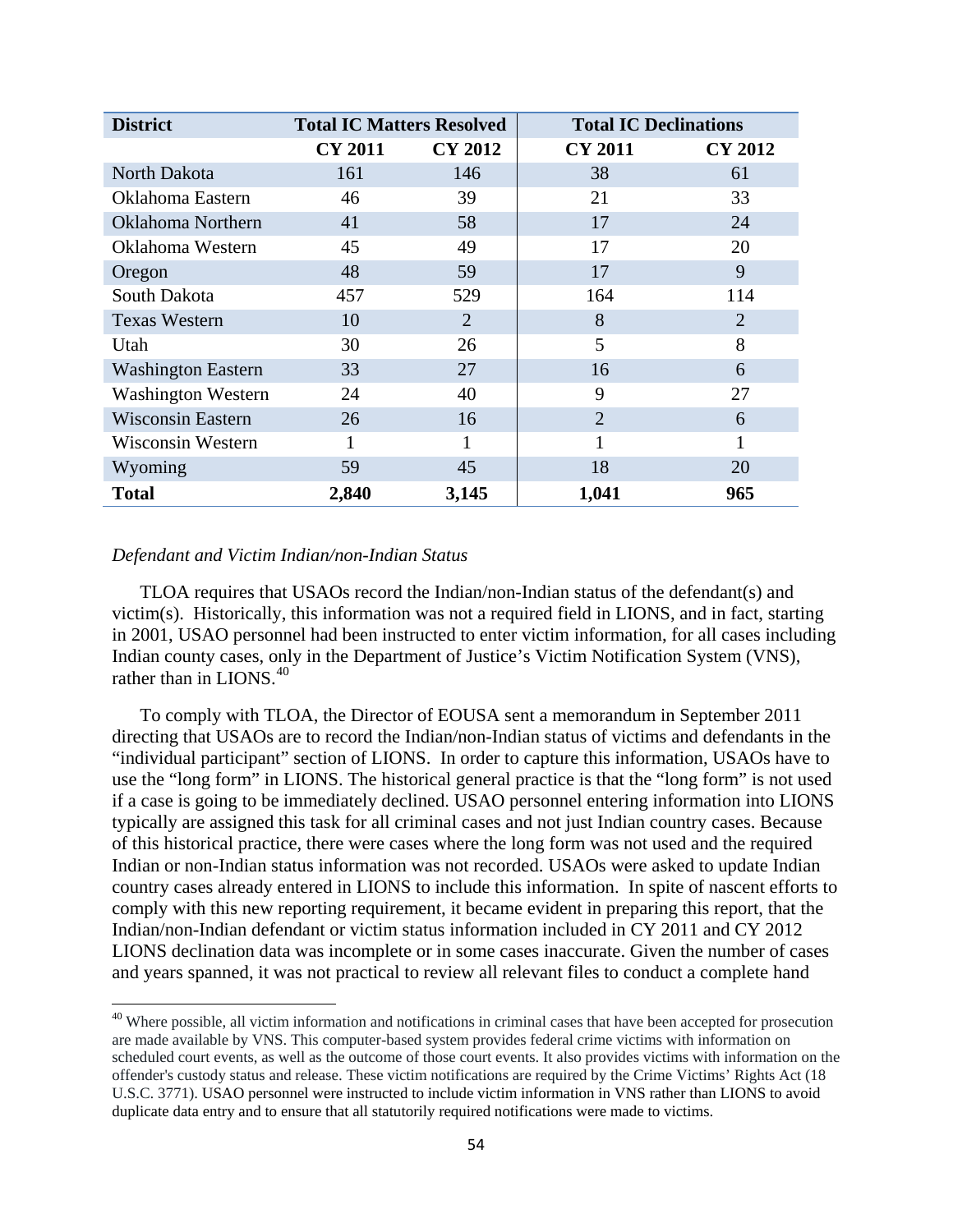| District | Total IC Matters Resolved | | Total IC Declinations | |
|---|---|---|---|---|
| | CY 2011 | CY 2012 | CY 2011 | CY 2012 |
| North Dakota | 161 | 146 | 38 | 61 |
| Oklahoma Eastern | 46 | 39 | 21 | 33 |
| Oklahoma Northern | 41 | 58 | 17 | 24 |
| Oklahoma Western | 45 | 49 | 17 | 20 |
| Oregon | 48 | 59 | 17 | 9 |
| South Dakota | 457 | 529 | 164 | 114 |
| Texas Western | 10 | 2 | 8 | 2 |
| Utah | 30 | 26 | 5 | 8 |
| Washington Eastern | 33 | 27 | 16 | 6 |
| Washington Western | 24 | 40 | 9 | 27 |
| Wisconsin Eastern | 26 | 16 | 2 | 6 |
| Wisconsin Western | 1 | 1 | 1 | 1 |
| Wyoming | 59 | 45 | 18 | 20 |
| **Total** | **2,840** | **3,145** | **1,041** | **965** |

*Defendant and Victim Indian/non-Indian Status*

TLOA requires that USAOs record the Indian/non-Indian status of the defendant(s) and victim(s). Historically, this information was not a required field in LIONS, and in fact, starting in 2001, USAO personnel had been instructed to enter victim information, for all cases including Indian county cases, only in the Department of Justice's Victim Notification System (VNS), rather than in LIONS.[40]

To comply with TLOA, the Director of EOUSA sent a memorandum in September 2011 directing that USAOs are to record the Indian/non-Indian status of victims and defendants in the "individual participant" section of LIONS. In order to capture this information, USAOs have to use the "long form" in LIONS. The historical general practice is that the "long form" is not used if a case is going to be immediately declined. USAO personnel entering information into LIONS typically are assigned this task for all criminal cases and not just Indian country cases. Because of this historical practice, there were cases where the long form was not used and the required Indian or non-Indian status information was not recorded. USAOs were asked to update Indian country cases already entered in LIONS to include this information. In spite of nascent efforts to comply with this new reporting requirement, it became evident in preparing this report, that the Indian/non-Indian defendant or victim status information included in CY 2011 and CY 2012 LIONS declination data was incomplete or in some cases inaccurate. Given the number of cases and years spanned, it was not practical to review all relevant files to conduct a complete hand

[40] Where possible, all victim information and notifications in criminal cases that have been accepted for prosecution are made available by VNS. This computer-based system provides federal crime victims with information on scheduled court events, as well as the outcome of those court events. It also provides victims with information on the offender's custody status and release. These victim notifications are required by the Crime Victims' Rights Act (18 U.S.C. 3771). USAO personnel were instructed to include victim information in VNS rather than LIONS to avoid duplicate data entry and to ensure that all statutorily required notifications were made to victims.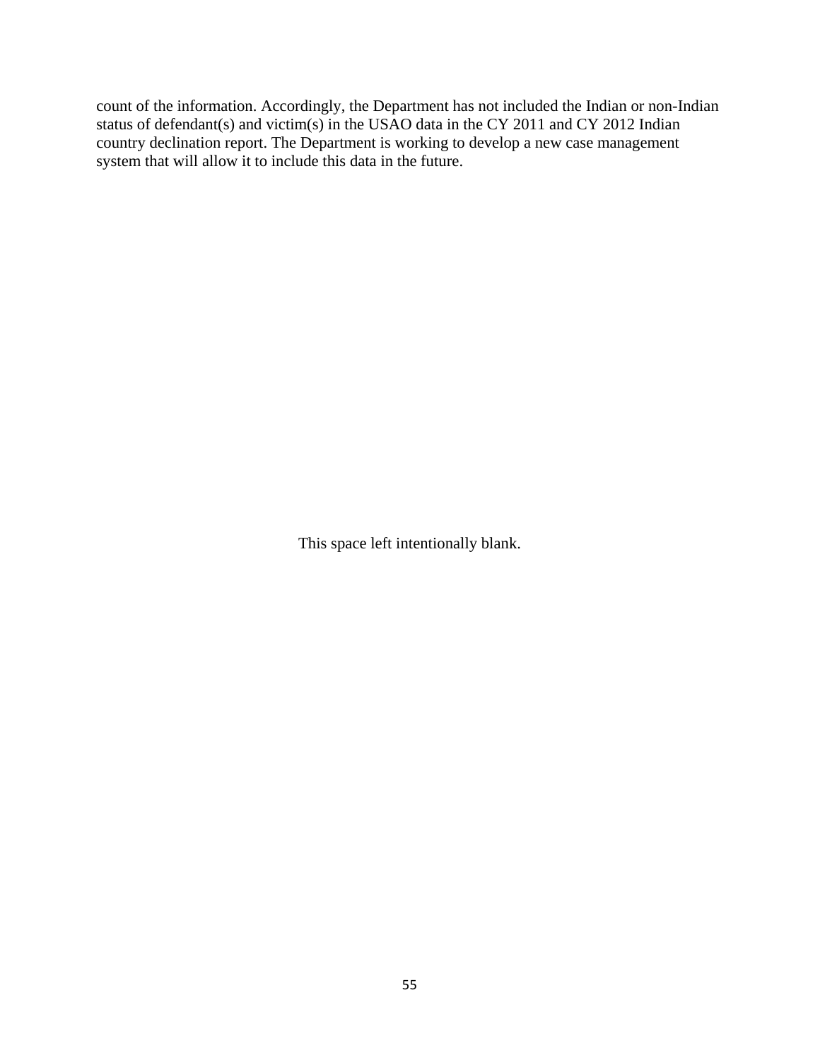count of the information. Accordingly, the Department has not included the Indian or non-Indian status of defendant(s) and victim(s) in the USAO data in the CY 2011 and CY 2012 Indian country declination report. The Department is working to develop a new case management system that will allow it to include this data in the future.

This space left intentionally blank.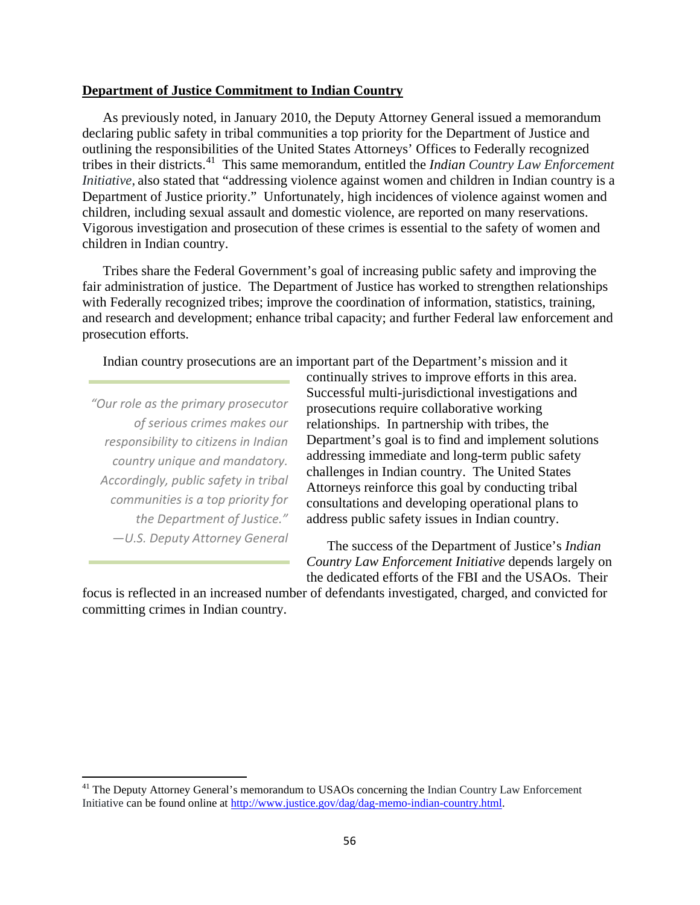**Department of Justice Commitment to Indian Country**

As previously noted, in January 2010, the Deputy Attorney General issued a memorandum declaring public safety in tribal communities a top priority for the Department of Justice and outlining the responsibilities of the United States Attorneys' Offices to Federally recognized tribes in their districts.[41] This same memorandum, entitled the *Indian Country Law Enforcement Initiative*, also stated that "addressing violence against women and children in Indian country is a Department of Justice priority." Unfortunately, high incidences of violence against women and children, including sexual assault and domestic violence, are reported on many reservations. Vigorous investigation and prosecution of these crimes is essential to the safety of women and children in Indian country.

Tribes share the Federal Government's goal of increasing public safety and improving the fair administration of justice. The Department of Justice has worked to strengthen relationships with Federally recognized tribes; improve the coordination of information, statistics, training, and research and development; enhance tribal capacity; and further Federal law enforcement and prosecution efforts.

> *"Our role as the primary prosecutor of serious crimes makes our responsibility to citizens in Indian country unique and mandatory. Accordingly, public safety in tribal communities is a top priority for the Department of Justice."*
> *—U.S. Deputy Attorney General*

Indian country prosecutions are an important part of the Department's mission and it continually strives to improve efforts in this area. Successful multi-jurisdictional investigations and prosecutions require collaborative working relationships. In partnership with tribes, the Department's goal is to find and implement solutions addressing immediate and long-term public safety challenges in Indian country. The United States Attorneys reinforce this goal by conducting tribal consultations and developing operational plans to address public safety issues in Indian country.

The success of the Department of Justice's *Indian Country Law Enforcement Initiative* depends largely on the dedicated efforts of the FBI and the USAOs. Their focus is reflected in an increased number of defendants investigated, charged, and convicted for committing crimes in Indian country.

[41] The Deputy Attorney General's memorandum to USAOs concerning the Indian Country Law Enforcement Initiative can be found online at http://www.justice.gov/dag/dag-memo-indian-country.html.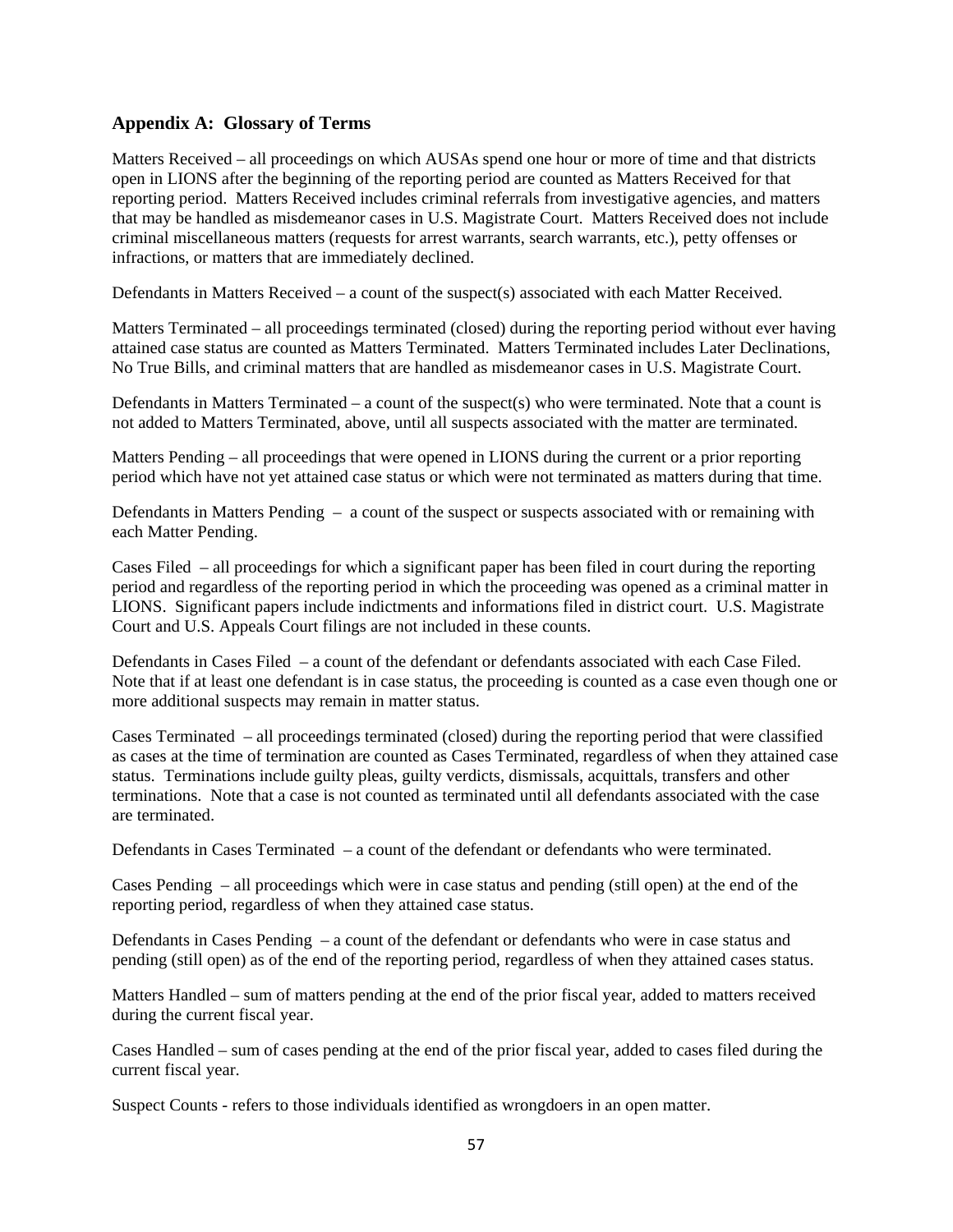## Appendix A: Glossary of Terms

Matters Received – all proceedings on which AUSAs spend one hour or more of time and that districts open in LIONS after the beginning of the reporting period are counted as Matters Received for that reporting period. Matters Received includes criminal referrals from investigative agencies, and matters that may be handled as misdemeanor cases in U.S. Magistrate Court. Matters Received does not include criminal miscellaneous matters (requests for arrest warrants, search warrants, etc.), petty offenses or infractions, or matters that are immediately declined.

Defendants in Matters Received – a count of the suspect(s) associated with each Matter Received.

Matters Terminated – all proceedings terminated (closed) during the reporting period without ever having attained case status are counted as Matters Terminated. Matters Terminated includes Later Declinations, No True Bills, and criminal matters that are handled as misdemeanor cases in U.S. Magistrate Court.

Defendants in Matters Terminated – a count of the suspect(s) who were terminated. Note that a count is not added to Matters Terminated, above, until all suspects associated with the matter are terminated.

Matters Pending – all proceedings that were opened in LIONS during the current or a prior reporting period which have not yet attained case status or which were not terminated as matters during that time.

Defendants in Matters Pending – a count of the suspect or suspects associated with or remaining with each Matter Pending.

Cases Filed – all proceedings for which a significant paper has been filed in court during the reporting period and regardless of the reporting period in which the proceeding was opened as a criminal matter in LIONS. Significant papers include indictments and informations filed in district court. U.S. Magistrate Court and U.S. Appeals Court filings are not included in these counts.

Defendants in Cases Filed – a count of the defendant or defendants associated with each Case Filed. Note that if at least one defendant is in case status, the proceeding is counted as a case even though one or more additional suspects may remain in matter status.

Cases Terminated – all proceedings terminated (closed) during the reporting period that were classified as cases at the time of termination are counted as Cases Terminated, regardless of when they attained case status. Terminations include guilty pleas, guilty verdicts, dismissals, acquittals, transfers and other terminations. Note that a case is not counted as terminated until all defendants associated with the case are terminated.

Defendants in Cases Terminated – a count of the defendant or defendants who were terminated.

Cases Pending – all proceedings which were in case status and pending (still open) at the end of the reporting period, regardless of when they attained case status.

Defendants in Cases Pending – a count of the defendant or defendants who were in case status and pending (still open) as of the end of the reporting period, regardless of when they attained cases status.

Matters Handled – sum of matters pending at the end of the prior fiscal year, added to matters received during the current fiscal year.

Cases Handled – sum of cases pending at the end of the prior fiscal year, added to cases filed during the current fiscal year.

Suspect Counts - refers to those individuals identified as wrongdoers in an open matter.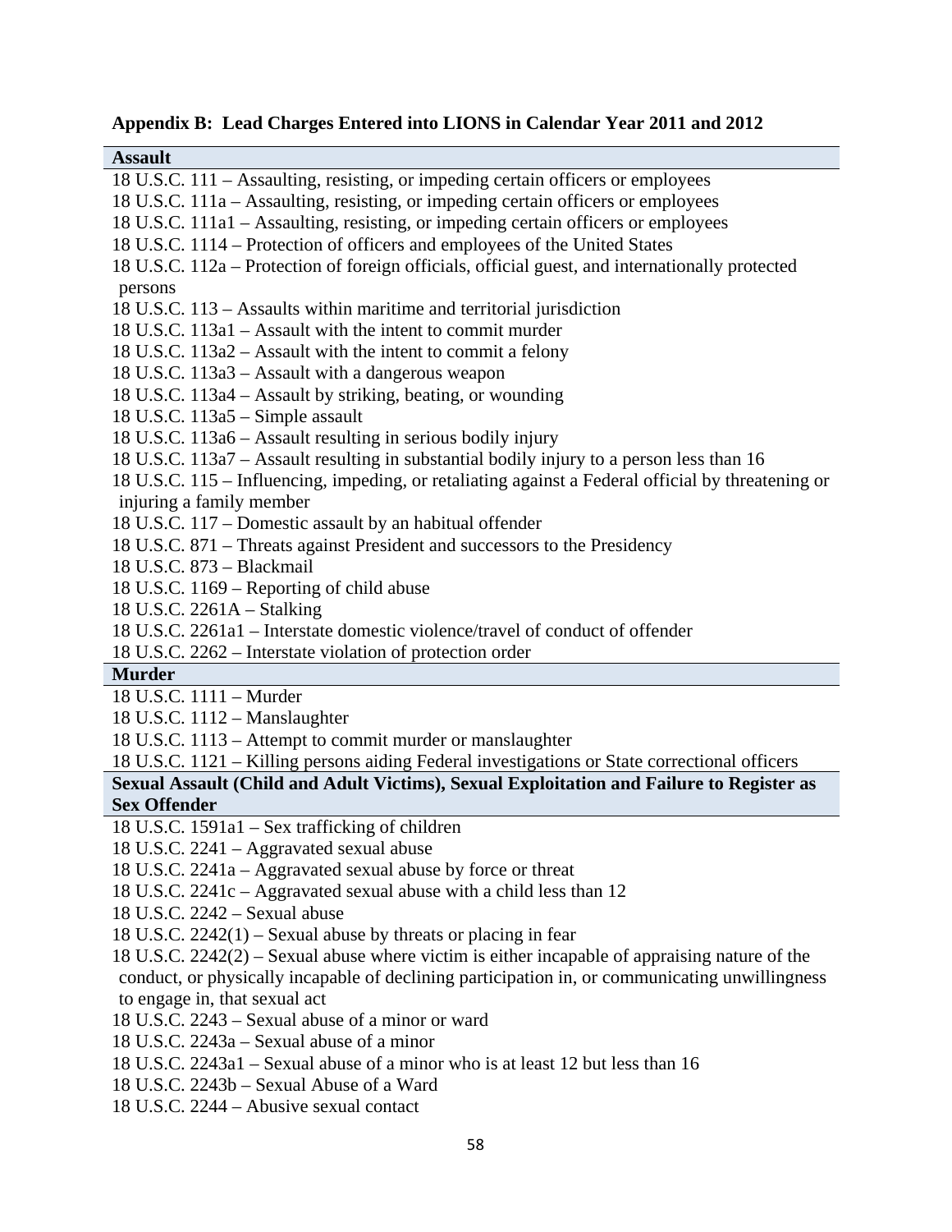## Appendix B: Lead Charges Entered into LIONS in Calendar Year 2011 and 2012

**Assault**

18 U.S.C. 111 – Assaulting, resisting, or impeding certain officers or employees
18 U.S.C. 111a – Assaulting, resisting, or impeding certain officers or employees
18 U.S.C. 111a1 – Assaulting, resisting, or impeding certain officers or employees
18 U.S.C. 1114 – Protection of officers and employees of the United States
18 U.S.C. 112a – Protection of foreign officials, official guest, and internationally protected persons
18 U.S.C. 113 – Assaults within maritime and territorial jurisdiction
18 U.S.C. 113a1 – Assault with the intent to commit murder
18 U.S.C. 113a2 – Assault with the intent to commit a felony
18 U.S.C. 113a3 – Assault with a dangerous weapon
18 U.S.C. 113a4 – Assault by striking, beating, or wounding
18 U.S.C. 113a5 – Simple assault
18 U.S.C. 113a6 – Assault resulting in serious bodily injury
18 U.S.C. 113a7 – Assault resulting in substantial bodily injury to a person less than 16
18 U.S.C. 115 – Influencing, impeding, or retaliating against a Federal official by threatening or injuring a family member
18 U.S.C. 117 – Domestic assault by an habitual offender
18 U.S.C. 871 – Threats against President and successors to the Presidency
18 U.S.C. 873 – Blackmail
18 U.S.C. 1169 – Reporting of child abuse
18 U.S.C. 2261A – Stalking
18 U.S.C. 2261a1 – Interstate domestic violence/travel of conduct of offender
18 U.S.C. 2262 – Interstate violation of protection order

**Murder**

18 U.S.C. 1111 – Murder
18 U.S.C. 1112 – Manslaughter
18 U.S.C. 1113 – Attempt to commit murder or manslaughter
18 U.S.C. 1121 – Killing persons aiding Federal investigations or State correctional officers

**Sexual Assault (Child and Adult Victims), Sexual Exploitation and Failure to Register as Sex Offender**

18 U.S.C. 1591a1 – Sex trafficking of children
18 U.S.C. 2241 – Aggravated sexual abuse
18 U.S.C. 2241a – Aggravated sexual abuse by force or threat
18 U.S.C. 2241c – Aggravated sexual abuse with a child less than 12
18 U.S.C. 2242 – Sexual abuse
18 U.S.C. 2242(1) – Sexual abuse by threats or placing in fear
18 U.S.C. 2242(2) – Sexual abuse where victim is either incapable of appraising nature of the conduct, or physically incapable of declining participation in, or communicating unwillingness to engage in, that sexual act
18 U.S.C. 2243 – Sexual abuse of a minor or ward
18 U.S.C. 2243a – Sexual abuse of a minor
18 U.S.C. 2243a1 – Sexual abuse of a minor who is at least 12 but less than 16
18 U.S.C. 2243b – Sexual Abuse of a Ward
18 U.S.C. 2244 – Abusive sexual contact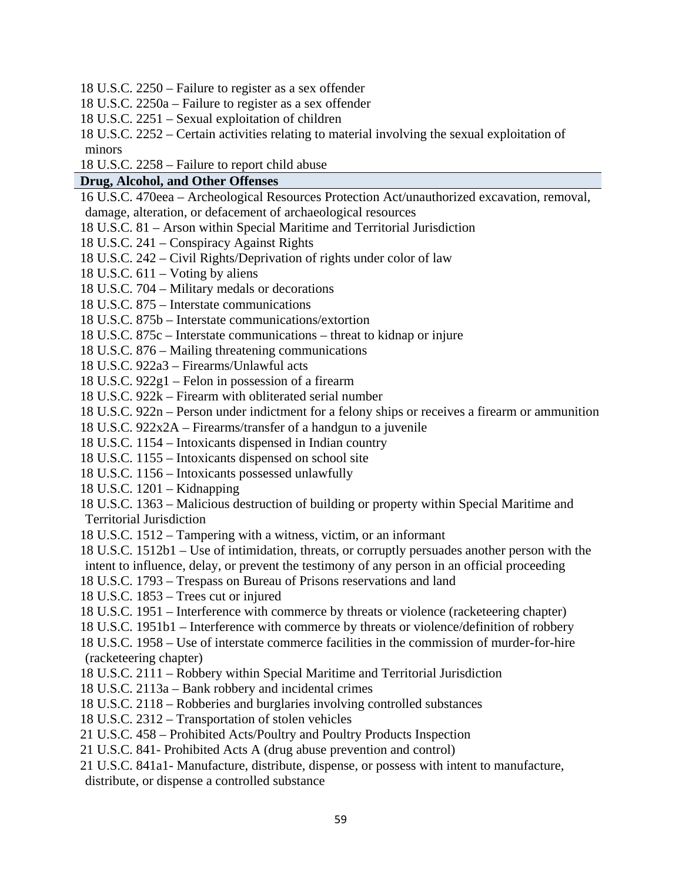18 U.S.C. 2250 – Failure to register as a sex offender
18 U.S.C. 2250a – Failure to register as a sex offender
18 U.S.C. 2251 – Sexual exploitation of children
18 U.S.C. 2252 – Certain activities relating to material involving the sexual exploitation of minors
18 U.S.C. 2258 – Failure to report child abuse

**Drug, Alcohol, and Other Offenses**

16 U.S.C. 470eea – Archeological Resources Protection Act/unauthorized excavation, removal, damage, alteration, or defacement of archaeological resources
18 U.S.C. 81 – Arson within Special Maritime and Territorial Jurisdiction
18 U.S.C. 241 – Conspiracy Against Rights
18 U.S.C. 242 – Civil Rights/Deprivation of rights under color of law
18 U.S.C. 611 – Voting by aliens
18 U.S.C. 704 – Military medals or decorations
18 U.S.C. 875 – Interstate communications
18 U.S.C. 875b – Interstate communications/extortion
18 U.S.C. 875c – Interstate communications – threat to kidnap or injure
18 U.S.C. 876 – Mailing threatening communications
18 U.S.C. 922a3 – Firearms/Unlawful acts
18 U.S.C. 922g1 – Felon in possession of a firearm
18 U.S.C. 922k – Firearm with obliterated serial number
18 U.S.C. 922n – Person under indictment for a felony ships or receives a firearm or ammunition
18 U.S.C. 922x2A – Firearms/transfer of a handgun to a juvenile
18 U.S.C. 1154 – Intoxicants dispensed in Indian country
18 U.S.C. 1155 – Intoxicants dispensed on school site
18 U.S.C. 1156 – Intoxicants possessed unlawfully
18 U.S.C. 1201 – Kidnapping
18 U.S.C. 1363 – Malicious destruction of building or property within Special Maritime and Territorial Jurisdiction
18 U.S.C. 1512 – Tampering with a witness, victim, or an informant
18 U.S.C. 1512b1 – Use of intimidation, threats, or corruptly persuades another person with the intent to influence, delay, or prevent the testimony of any person in an official proceeding
18 U.S.C. 1793 – Trespass on Bureau of Prisons reservations and land
18 U.S.C. 1853 – Trees cut or injured
18 U.S.C. 1951 – Interference with commerce by threats or violence (racketeering chapter)
18 U.S.C. 1951b1 – Interference with commerce by threats or violence/definition of robbery
18 U.S.C. 1958 – Use of interstate commerce facilities in the commission of murder-for-hire (racketeering chapter)
18 U.S.C. 2111 – Robbery within Special Maritime and Territorial Jurisdiction
18 U.S.C. 2113a – Bank robbery and incidental crimes
18 U.S.C. 2118 – Robberies and burglaries involving controlled substances
18 U.S.C. 2312 – Transportation of stolen vehicles
21 U.S.C. 458 – Prohibited Acts/Poultry and Poultry Products Inspection
21 U.S.C. 841- Prohibited Acts A (drug abuse prevention and control)
21 U.S.C. 841a1- Manufacture, distribute, dispense, or possess with intent to manufacture, distribute, or dispense a controlled substance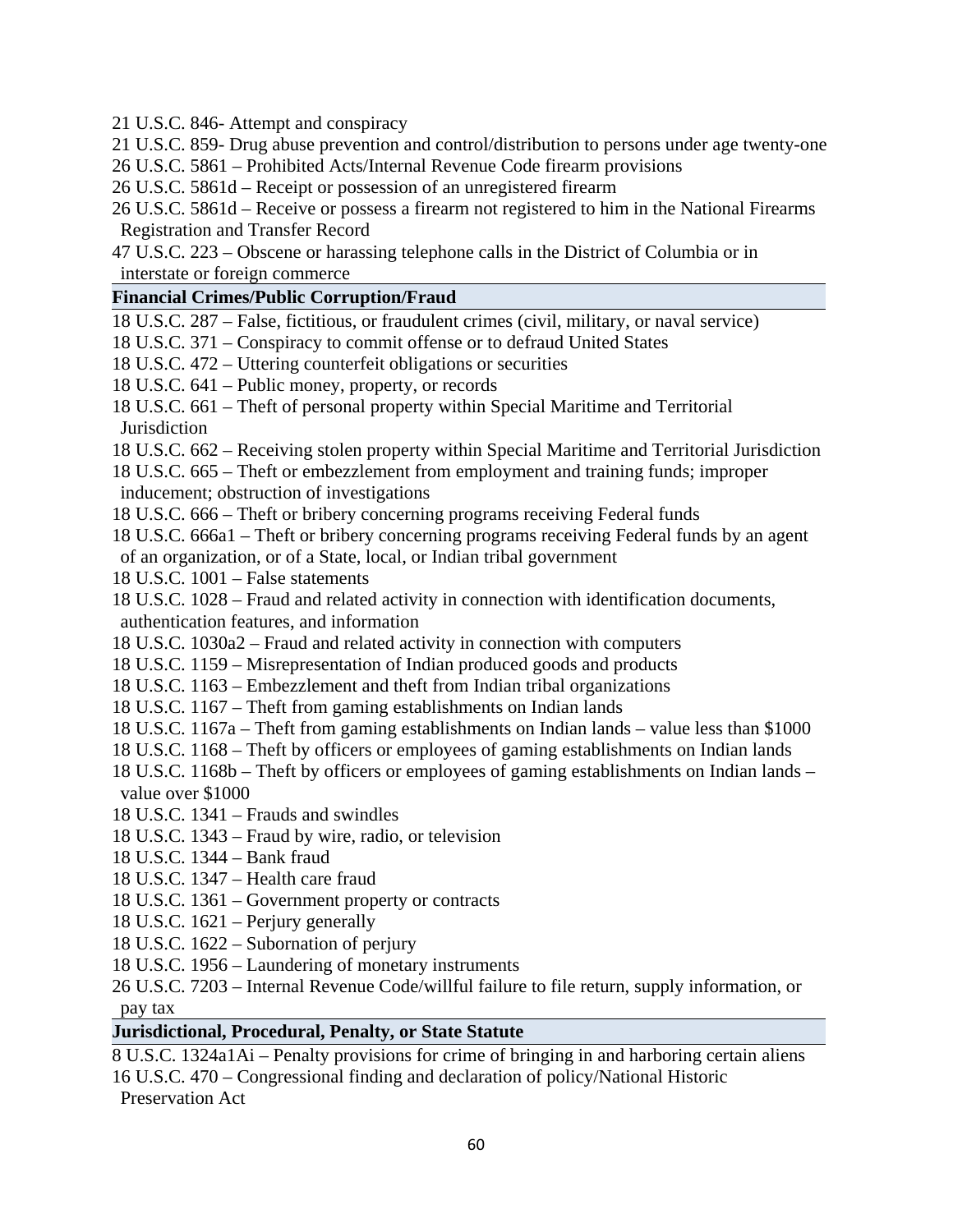21 U.S.C. 846- Attempt and conspiracy
21 U.S.C. 859- Drug abuse prevention and control/distribution to persons under age twenty-one
26 U.S.C. 5861 – Prohibited Acts/Internal Revenue Code firearm provisions
26 U.S.C. 5861d – Receipt or possession of an unregistered firearm
26 U.S.C. 5861d – Receive or possess a firearm not registered to him in the National Firearms Registration and Transfer Record
47 U.S.C. 223 – Obscene or harassing telephone calls in the District of Columbia or in interstate or foreign commerce

**Financial Crimes/Public Corruption/Fraud**

18 U.S.C. 287 – False, fictitious, or fraudulent crimes (civil, military, or naval service)
18 U.S.C. 371 – Conspiracy to commit offense or to defraud United States
18 U.S.C. 472 – Uttering counterfeit obligations or securities
18 U.S.C. 641 – Public money, property, or records
18 U.S.C. 661 – Theft of personal property within Special Maritime and Territorial Jurisdiction
18 U.S.C. 662 – Receiving stolen property within Special Maritime and Territorial Jurisdiction
18 U.S.C. 665 – Theft or embezzlement from employment and training funds; improper inducement; obstruction of investigations
18 U.S.C. 666 – Theft or bribery concerning programs receiving Federal funds
18 U.S.C. 666a1 – Theft or bribery concerning programs receiving Federal funds by an agent of an organization, or of a State, local, or Indian tribal government
18 U.S.C. 1001 – False statements
18 U.S.C. 1028 – Fraud and related activity in connection with identification documents, authentication features, and information
18 U.S.C. 1030a2 – Fraud and related activity in connection with computers
18 U.S.C. 1159 – Misrepresentation of Indian produced goods and products
18 U.S.C. 1163 – Embezzlement and theft from Indian tribal organizations
18 U.S.C. 1167 – Theft from gaming establishments on Indian lands
18 U.S.C. 1167a – Theft from gaming establishments on Indian lands – value less than $1000
18 U.S.C. 1168 – Theft by officers or employees of gaming establishments on Indian lands
18 U.S.C. 1168b – Theft by officers or employees of gaming establishments on Indian lands – value over $1000
18 U.S.C. 1341 – Frauds and swindles
18 U.S.C. 1343 – Fraud by wire, radio, or television
18 U.S.C. 1344 – Bank fraud
18 U.S.C. 1347 – Health care fraud
18 U.S.C. 1361 – Government property or contracts
18 U.S.C. 1621 – Perjury generally
18 U.S.C. 1622 – Subornation of perjury
18 U.S.C. 1956 – Laundering of monetary instruments
26 U.S.C. 7203 – Internal Revenue Code/willful failure to file return, supply information, or pay tax

**Jurisdictional, Procedural, Penalty, or State Statute**

8 U.S.C. 1324a1Ai – Penalty provisions for crime of bringing in and harboring certain aliens
16 U.S.C. 470 – Congressional finding and declaration of policy/National Historic Preservation Act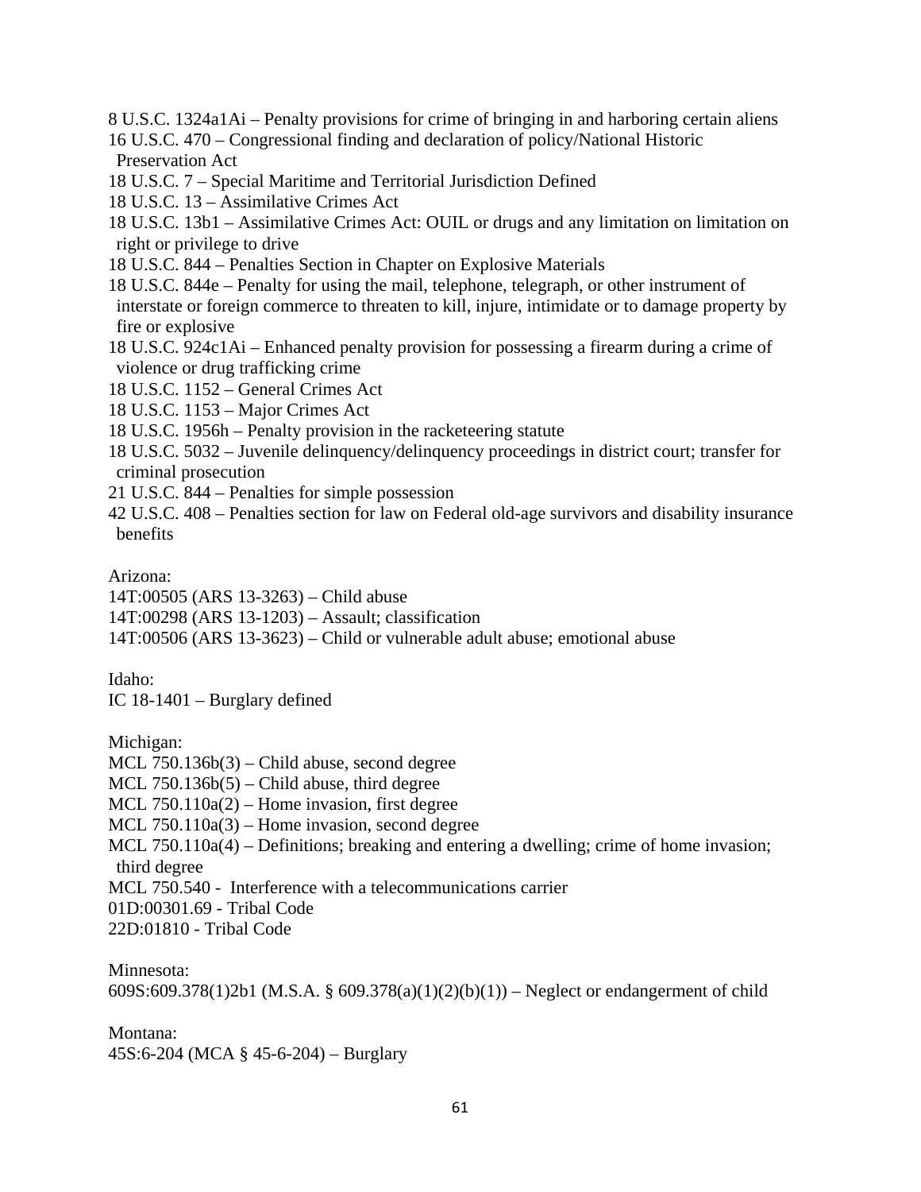8 U.S.C. 1324a1Ai – Penalty provisions for crime of bringing in and harboring certain aliens
16 U.S.C. 470 – Congressional finding and declaration of policy/National Historic Preservation Act
18 U.S.C. 7 – Special Maritime and Territorial Jurisdiction Defined
18 U.S.C. 13 – Assimilative Crimes Act
18 U.S.C. 13b1 – Assimilative Crimes Act: OUIL or drugs and any limitation on limitation on right or privilege to drive
18 U.S.C. 844 – Penalties Section in Chapter on Explosive Materials
18 U.S.C. 844e – Penalty for using the mail, telephone, telegraph, or other instrument of interstate or foreign commerce to threaten to kill, injure, intimidate or to damage property by fire or explosive
18 U.S.C. 924c1Ai – Enhanced penalty provision for possessing a firearm during a crime of violence or drug trafficking crime
18 U.S.C. 1152 – General Crimes Act
18 U.S.C. 1153 – Major Crimes Act
18 U.S.C. 1956h – Penalty provision in the racketeering statute
18 U.S.C. 5032 – Juvenile delinquency/delinquency proceedings in district court; transfer for criminal prosecution
21 U.S.C. 844 – Penalties for simple possession
42 U.S.C. 408 – Penalties section for law on Federal old-age survivors and disability insurance benefits

Arizona:
14T:00505 (ARS 13-3263) – Child abuse
14T:00298 (ARS 13-1203) – Assault; classification
14T:00506 (ARS 13-3623) – Child or vulnerable adult abuse; emotional abuse

Idaho:
IC 18-1401 – Burglary defined

Michigan:
MCL 750.136b(3) – Child abuse, second degree
MCL 750.136b(5) – Child abuse, third degree
MCL 750.110a(2) – Home invasion, first degree
MCL 750.110a(3) – Home invasion, second degree
MCL 750.110a(4) – Definitions; breaking and entering a dwelling; crime of home invasion; third degree
MCL 750.540 - Interference with a telecommunications carrier
01D:00301.69 - Tribal Code
22D:01810 - Tribal Code

Minnesota:
609S:609.378(1)2b1 (M.S.A. § 609.378(a)(1)(2)(b)(1)) – Neglect or endangerment of child

Montana:
45S:6-204 (MCA § 45-6-204) – Burglary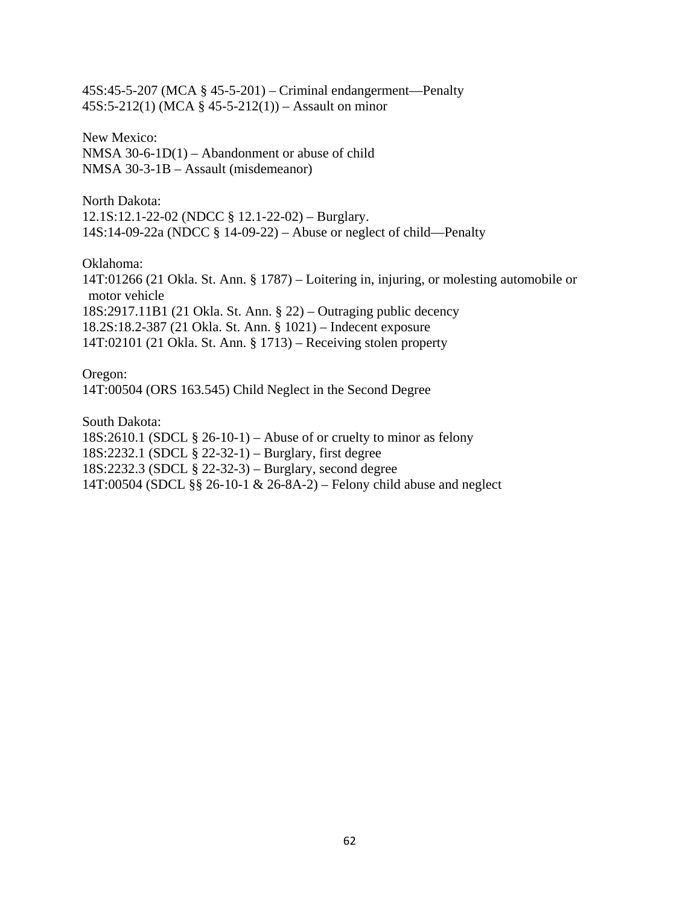45S:45-5-207 (MCA § 45-5-201) – Criminal endangerment—Penalty
45S:5-212(1) (MCA § 45-5-212(1)) – Assault on minor

New Mexico:
NMSA 30-6-1D(1) – Abandonment or abuse of child
NMSA 30-3-1B – Assault (misdemeanor)

North Dakota:
12.1S:12.1-22-02 (NDCC § 12.1-22-02) – Burglary.
14S:14-09-22a (NDCC § 14-09-22) – Abuse or neglect of child—Penalty

Oklahoma:
14T:01266 (21 Okla. St. Ann. § 1787) – Loitering in, injuring, or molesting automobile or motor vehicle
18S:2917.11B1 (21 Okla. St. Ann. § 22) – Outraging public decency
18.2S:18.2-387 (21 Okla. St. Ann. § 1021) – Indecent exposure
14T:02101 (21 Okla. St. Ann. § 1713) – Receiving stolen property

Oregon:
14T:00504 (ORS 163.545) Child Neglect in the Second Degree

South Dakota:
18S:2610.1 (SDCL § 26-10-1) – Abuse of or cruelty to minor as felony
18S:2232.1 (SDCL § 22-32-1) – Burglary, first degree
18S:2232.3 (SDCL § 22-32-3) – Burglary, second degree
14T:00504 (SDCL §§ 26-10-1 & 26-8A-2) – Felony child abuse and neglect